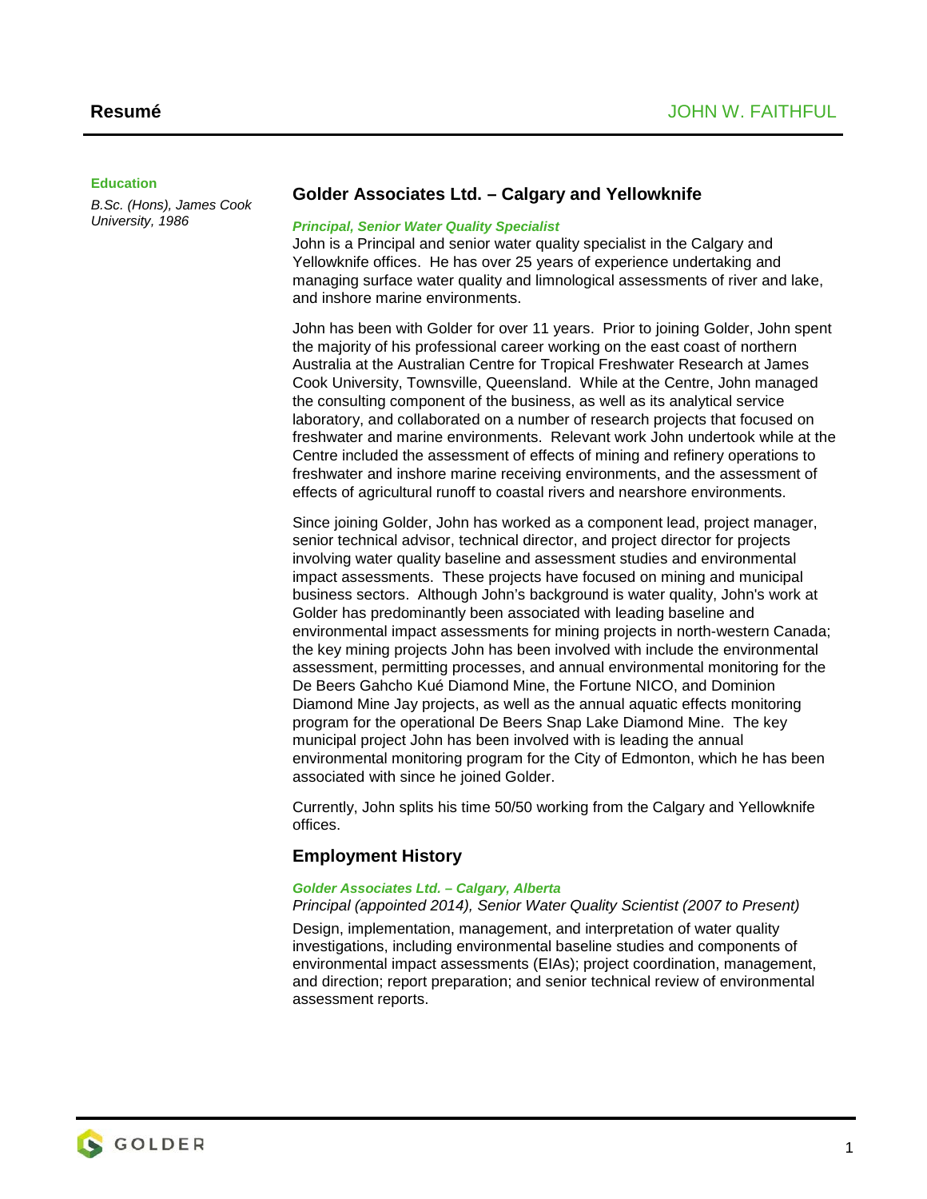# Resumé

## JOHN W. FAITHFUL

**Education**

*B.Sc. (Hons), James Cook University, 1986*

## Golder Associates Ltd. – Calgary and Yellowknife

***Principal, Senior Water Quality Specialist***

John is a Principal and senior water quality specialist in the Calgary and Yellowknife offices. He has over 25 years of experience undertaking and managing surface water quality and limnological assessments of river and lake, and inshore marine environments.

John has been with Golder for over 11 years. Prior to joining Golder, John spent the majority of his professional career working on the east coast of northern Australia at the Australian Centre for Tropical Freshwater Research at James Cook University, Townsville, Queensland. While at the Centre, John managed the consulting component of the business, as well as its analytical service laboratory, and collaborated on a number of research projects that focused on freshwater and marine environments. Relevant work John undertook while at the Centre included the assessment of effects of mining and refinery operations to freshwater and inshore marine receiving environments, and the assessment of effects of agricultural runoff to coastal rivers and nearshore environments.

Since joining Golder, John has worked as a component lead, project manager, senior technical advisor, technical director, and project director for projects involving water quality baseline and assessment studies and environmental impact assessments. These projects have focused on mining and municipal business sectors. Although John's background is water quality, John's work at Golder has predominantly been associated with leading baseline and environmental impact assessments for mining projects in north-western Canada; the key mining projects John has been involved with include the environmental assessment, permitting processes, and annual environmental monitoring for the De Beers Gahcho Kué Diamond Mine, the Fortune NICO, and Dominion Diamond Mine Jay projects, as well as the annual aquatic effects monitoring program for the operational De Beers Snap Lake Diamond Mine. The key municipal project John has been involved with is leading the annual environmental monitoring program for the City of Edmonton, which he has been associated with since he joined Golder.

Currently, John splits his time 50/50 working from the Calgary and Yellowknife offices.

## Employment History

***Golder Associates Ltd. – Calgary, Alberta***

*Principal (appointed 2014), Senior Water Quality Scientist (2007 to Present)*

Design, implementation, management, and interpretation of water quality investigations, including environmental baseline studies and components of environmental impact assessments (EIAs); project coordination, management, and direction; report preparation; and senior technical review of environmental assessment reports.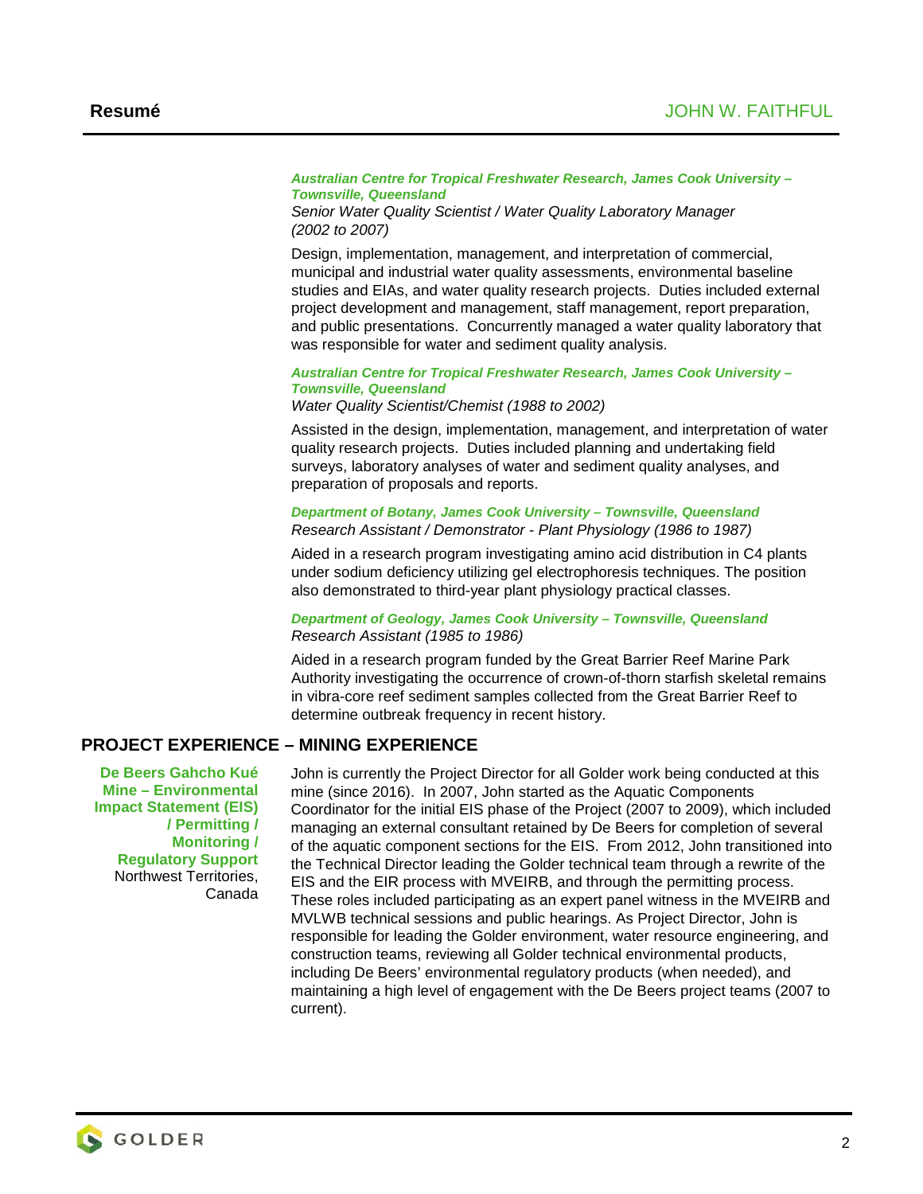**Australian Centre for Tropical Freshwater Research, James Cook University – Townsville, Queensland**
*Senior Water Quality Scientist / Water Quality Laboratory Manager (2002 to 2007)*

Design, implementation, management, and interpretation of commercial, municipal and industrial water quality assessments, environmental baseline studies and EIAs, and water quality research projects. Duties included external project development and management, staff management, report preparation, and public presentations. Concurrently managed a water quality laboratory that was responsible for water and sediment quality analysis.

**Australian Centre for Tropical Freshwater Research, James Cook University – Townsville, Queensland**
*Water Quality Scientist/Chemist (1988 to 2002)*

Assisted in the design, implementation, management, and interpretation of water quality research projects. Duties included planning and undertaking field surveys, laboratory analyses of water and sediment quality analyses, and preparation of proposals and reports.

**Department of Botany, James Cook University – Townsville, Queensland**
*Research Assistant / Demonstrator - Plant Physiology (1986 to 1987)*

Aided in a research program investigating amino acid distribution in C4 plants under sodium deficiency utilizing gel electrophoresis techniques. The position also demonstrated to third-year plant physiology practical classes.

**Department of Geology, James Cook University – Townsville, Queensland**
*Research Assistant (1985 to 1986)*

Aided in a research program funded by the Great Barrier Reef Marine Park Authority investigating the occurrence of crown-of-thorn starfish skeletal remains in vibra-core reef sediment samples collected from the Great Barrier Reef to determine outbreak frequency in recent history.

## PROJECT EXPERIENCE – MINING EXPERIENCE

**De Beers Gahcho Kué Mine – Environmental Impact Statement (EIS) / Permitting / Monitoring / Regulatory Support**
Northwest Territories, Canada

John is currently the Project Director for all Golder work being conducted at this mine (since 2016). In 2007, John started as the Aquatic Components Coordinator for the initial EIS phase of the Project (2007 to 2009), which included managing an external consultant retained by De Beers for completion of several of the aquatic component sections for the EIS. From 2012, John transitioned into the Technical Director leading the Golder technical team through a rewrite of the EIS and the EIR process with MVEIRB, and through the permitting process. These roles included participating as an expert panel witness in the MVEIRB and MVLWB technical sessions and public hearings. As Project Director, John is responsible for leading the Golder environment, water resource engineering, and construction teams, reviewing all Golder technical environmental products, including De Beers' environmental regulatory products (when needed), and maintaining a high level of engagement with the De Beers project teams (2007 to current).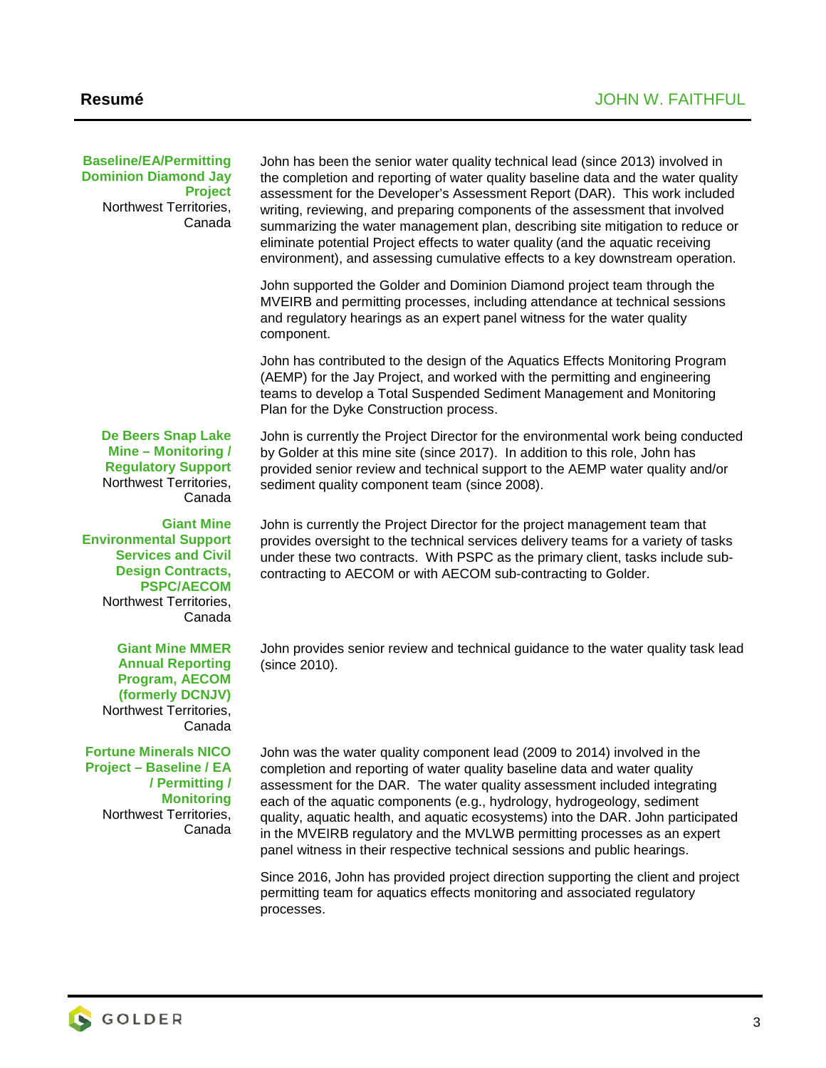**Baseline/EA/Permitting Dominion Diamond Jay Project**
Northwest Territories, Canada

John has been the senior water quality technical lead (since 2013) involved in the completion and reporting of water quality baseline data and the water quality assessment for the Developer's Assessment Report (DAR). This work included writing, reviewing, and preparing components of the assessment that involved summarizing the water management plan, describing site mitigation to reduce or eliminate potential Project effects to water quality (and the aquatic receiving environment), and assessing cumulative effects to a key downstream operation.

John supported the Golder and Dominion Diamond project team through the MVEIRB and permitting processes, including attendance at technical sessions and regulatory hearings as an expert panel witness for the water quality component.

John has contributed to the design of the Aquatics Effects Monitoring Program (AEMP) for the Jay Project, and worked with the permitting and engineering teams to develop a Total Suspended Sediment Management and Monitoring Plan for the Dyke Construction process.

**De Beers Snap Lake Mine – Monitoring / Regulatory Support**
Northwest Territories, Canada

John is currently the Project Director for the environmental work being conducted by Golder at this mine site (since 2017). In addition to this role, John has provided senior review and technical support to the AEMP water quality and/or sediment quality component team (since 2008).

**Giant Mine Environmental Support Services and Civil Design Contracts, PSPC/AECOM**
Northwest Territories, Canada

John is currently the Project Director for the project management team that provides oversight to the technical services delivery teams for a variety of tasks under these two contracts. With PSPC as the primary client, tasks include sub-contracting to AECOM or with AECOM sub-contracting to Golder.

**Giant Mine MMER Annual Reporting Program, AECOM (formerly DCNJV)**
Northwest Territories, Canada

John provides senior review and technical guidance to the water quality task lead (since 2010).

**Fortune Minerals NICO Project – Baseline / EA / Permitting / Monitoring**
Northwest Territories, Canada

John was the water quality component lead (2009 to 2014) involved in the completion and reporting of water quality baseline data and water quality assessment for the DAR. The water quality assessment included integrating each of the aquatic components (e.g., hydrology, hydrogeology, sediment quality, aquatic health, and aquatic ecosystems) into the DAR. John participated in the MVEIRB regulatory and the MVLWB permitting processes as an expert panel witness in their respective technical sessions and public hearings.

Since 2016, John has provided project direction supporting the client and project permitting team for aquatics effects monitoring and associated regulatory processes.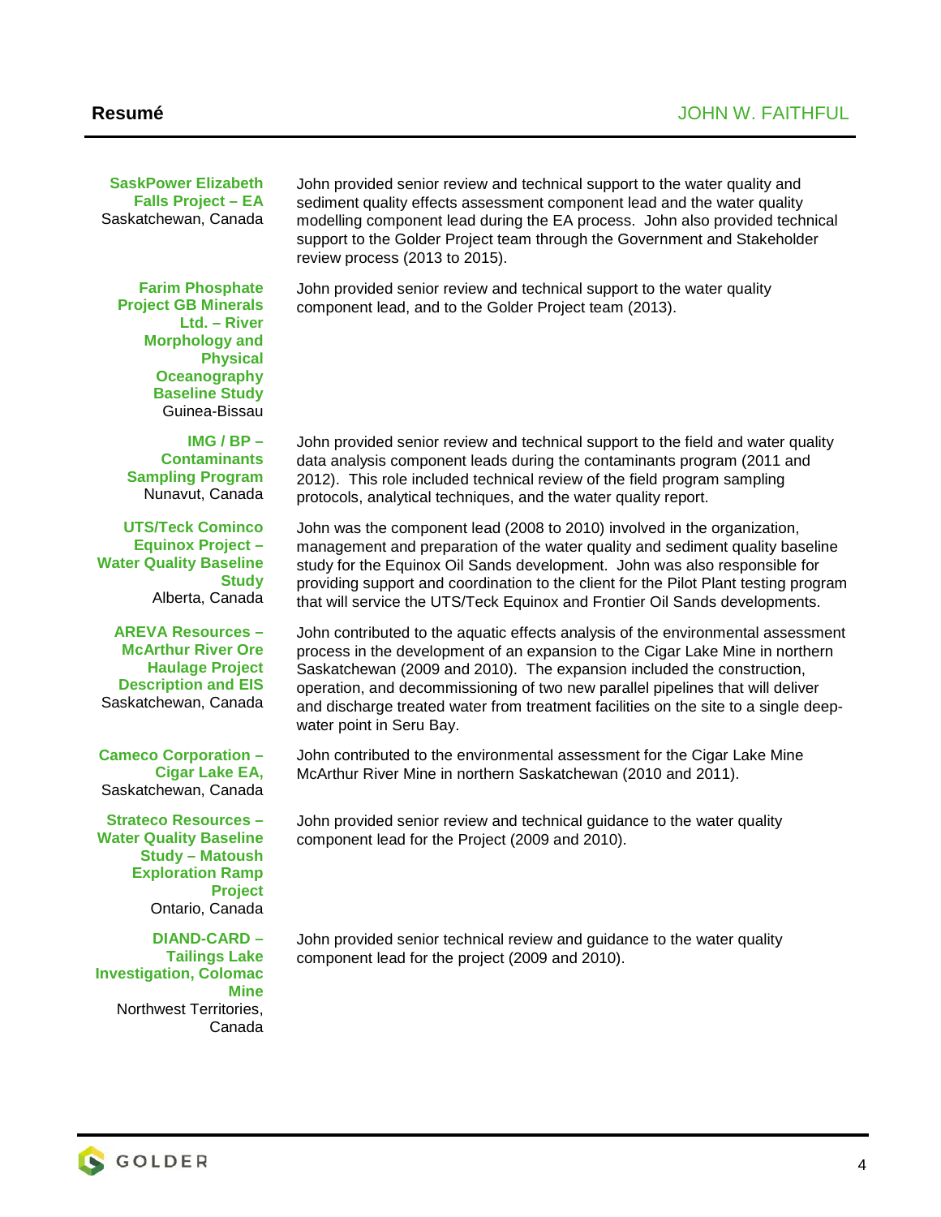**SaskPower Elizabeth Falls Project – EA**
Saskatchewan, Canada

John provided senior review and technical support to the water quality and sediment quality effects assessment component lead and the water quality modelling component lead during the EA process. John also provided technical support to the Golder Project team through the Government and Stakeholder review process (2013 to 2015).

**Farim Phosphate Project GB Minerals Ltd. – River Morphology and Physical Oceanography Baseline Study**
Guinea-Bissau

John provided senior review and technical support to the water quality component lead, and to the Golder Project team (2013).

**IMG / BP – Contaminants Sampling Program**
Nunavut, Canada

John provided senior review and technical support to the field and water quality data analysis component leads during the contaminants program (2011 and 2012). This role included technical review of the field program sampling protocols, analytical techniques, and the water quality report.

**UTS/Teck Cominco Equinox Project – Water Quality Baseline Study**
Alberta, Canada

John was the component lead (2008 to 2010) involved in the organization, management and preparation of the water quality and sediment quality baseline study for the Equinox Oil Sands development. John was also responsible for providing support and coordination to the client for the Pilot Plant testing program that will service the UTS/Teck Equinox and Frontier Oil Sands developments.

**AREVA Resources – McArthur River Ore Haulage Project Description and EIS**
Saskatchewan, Canada

John contributed to the aquatic effects analysis of the environmental assessment process in the development of an expansion to the Cigar Lake Mine in northern Saskatchewan (2009 and 2010). The expansion included the construction, operation, and decommissioning of two new parallel pipelines that will deliver and discharge treated water from treatment facilities on the site to a single deep-water point in Seru Bay.

**Cameco Corporation – Cigar Lake EA,**
Saskatchewan, Canada

John contributed to the environmental assessment for the Cigar Lake Mine McArthur River Mine in northern Saskatchewan (2010 and 2011).

**Strateco Resources – Water Quality Baseline Study – Matoush Exploration Ramp Project**
Ontario, Canada

John provided senior review and technical guidance to the water quality component lead for the Project (2009 and 2010).

**DIAND-CARD – Tailings Lake Investigation, Colomac Mine**
Northwest Territories, Canada

John provided senior technical review and guidance to the water quality component lead for the project (2009 and 2010).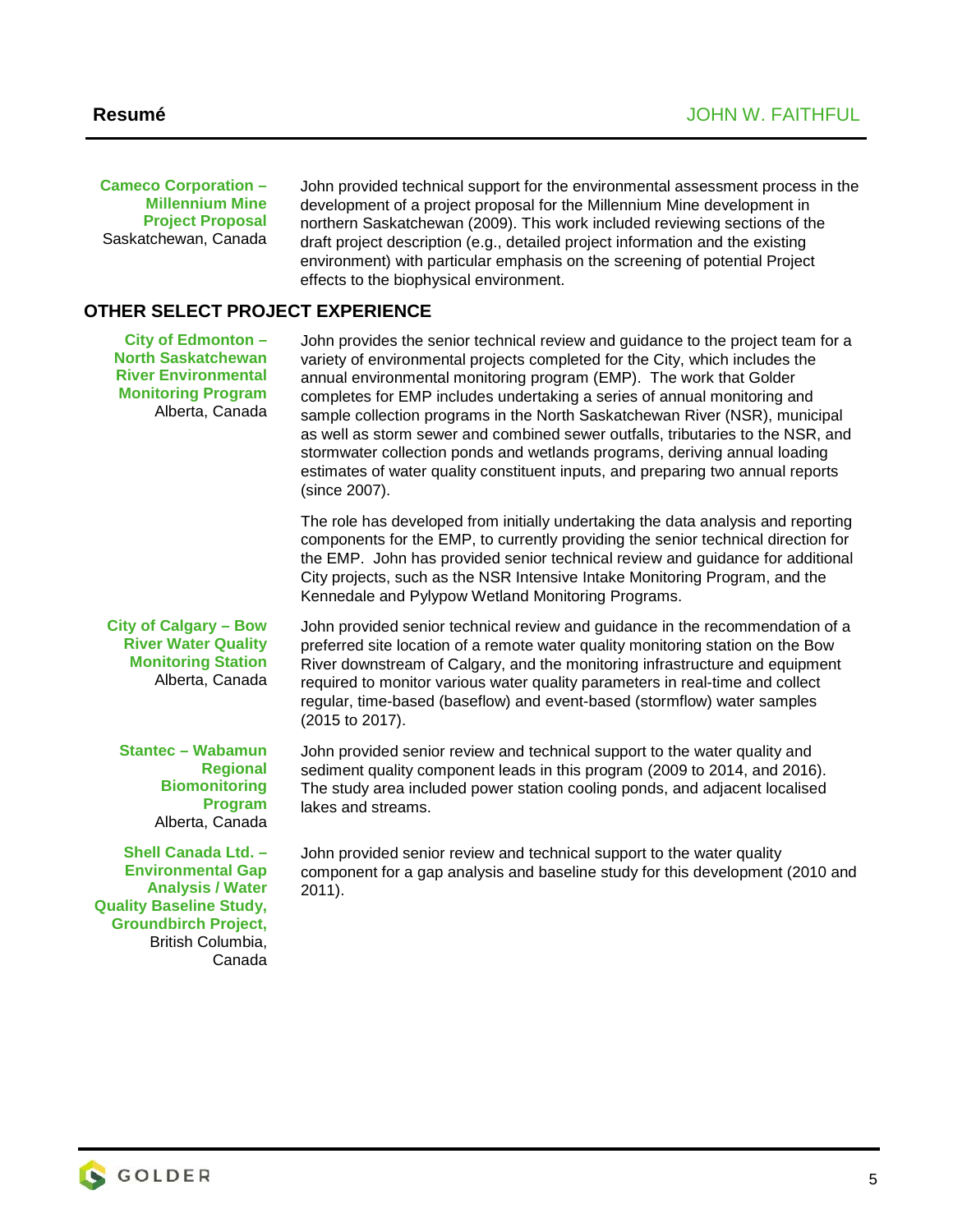**Cameco Corporation – Millennium Mine Project Proposal**
Saskatchewan, Canada

John provided technical support for the environmental assessment process in the development of a project proposal for the Millennium Mine development in northern Saskatchewan (2009). This work included reviewing sections of the draft project description (e.g., detailed project information and the existing environment) with particular emphasis on the screening of potential Project effects to the biophysical environment.

## OTHER SELECT PROJECT EXPERIENCE

**City of Edmonton – North Saskatchewan River Environmental Monitoring Program**
Alberta, Canada

John provides the senior technical review and guidance to the project team for a variety of environmental projects completed for the City, which includes the annual environmental monitoring program (EMP). The work that Golder completes for EMP includes undertaking a series of annual monitoring and sample collection programs in the North Saskatchewan River (NSR), municipal as well as storm sewer and combined sewer outfalls, tributaries to the NSR, and stormwater collection ponds and wetlands programs, deriving annual loading estimates of water quality constituent inputs, and preparing two annual reports (since 2007).

The role has developed from initially undertaking the data analysis and reporting components for the EMP, to currently providing the senior technical direction for the EMP. John has provided senior technical review and guidance for additional City projects, such as the NSR Intensive Intake Monitoring Program, and the Kennedale and Pylypow Wetland Monitoring Programs.

**City of Calgary – Bow River Water Quality Monitoring Station**
Alberta, Canada

John provided senior technical review and guidance in the recommendation of a preferred site location of a remote water quality monitoring station on the Bow River downstream of Calgary, and the monitoring infrastructure and equipment required to monitor various water quality parameters in real-time and collect regular, time-based (baseflow) and event-based (stormflow) water samples (2015 to 2017).

**Stantec – Wabamun Regional Biomonitoring Program**
Alberta, Canada

John provided senior review and technical support to the water quality and sediment quality component leads in this program (2009 to 2014, and 2016). The study area included power station cooling ponds, and adjacent localised lakes and streams.

**Shell Canada Ltd. – Environmental Gap Analysis / Water Quality Baseline Study, Groundbirch Project,**
British Columbia, Canada

John provided senior review and technical support to the water quality component for a gap analysis and baseline study for this development (2010 and 2011).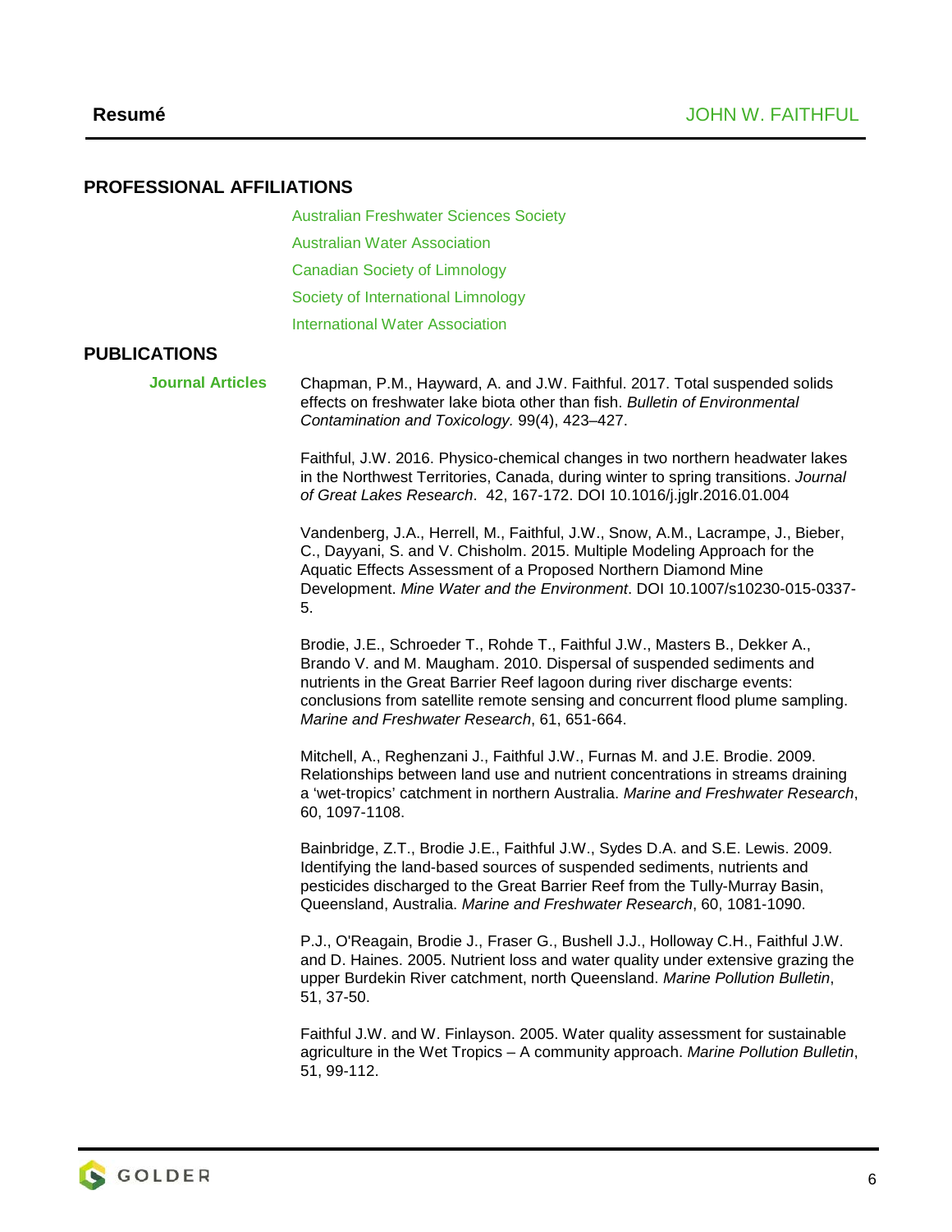## PROFESSIONAL AFFILIATIONS

Australian Freshwater Sciences Society

Australian Water Association

Canadian Society of Limnology

Society of International Limnology

International Water Association

## PUBLICATIONS

### Journal Articles

Chapman, P.M., Hayward, A. and J.W. Faithful. 2017. Total suspended solids effects on freshwater lake biota other than fish. *Bulletin of Environmental Contamination and Toxicology.* 99(4), 423–427.

Faithful, J.W. 2016. Physico-chemical changes in two northern headwater lakes in the Northwest Territories, Canada, during winter to spring transitions. *Journal of Great Lakes Research*. 42, 167-172. DOI 10.1016/j.jglr.2016.01.004

Vandenberg, J.A., Herrell, M., Faithful, J.W., Snow, A.M., Lacrampe, J., Bieber, C., Dayyani, S. and V. Chisholm. 2015. Multiple Modeling Approach for the Aquatic Effects Assessment of a Proposed Northern Diamond Mine Development. *Mine Water and the Environment*. DOI 10.1007/s10230-015-0337-5.

Brodie, J.E., Schroeder T., Rohde T., Faithful J.W., Masters B., Dekker A., Brando V. and M. Maugham. 2010. Dispersal of suspended sediments and nutrients in the Great Barrier Reef lagoon during river discharge events: conclusions from satellite remote sensing and concurrent flood plume sampling. *Marine and Freshwater Research*, 61, 651-664.

Mitchell, A., Reghenzani J., Faithful J.W., Furnas M. and J.E. Brodie. 2009. Relationships between land use and nutrient concentrations in streams draining a 'wet-tropics' catchment in northern Australia. *Marine and Freshwater Research*, 60, 1097-1108.

Bainbridge, Z.T., Brodie J.E., Faithful J.W., Sydes D.A. and S.E. Lewis. 2009. Identifying the land-based sources of suspended sediments, nutrients and pesticides discharged to the Great Barrier Reef from the Tully-Murray Basin, Queensland, Australia. *Marine and Freshwater Research*, 60, 1081-1090.

P.J., O'Reagain, Brodie J., Fraser G., Bushell J.J., Holloway C.H., Faithful J.W. and D. Haines. 2005. Nutrient loss and water quality under extensive grazing the upper Burdekin River catchment, north Queensland. *Marine Pollution Bulletin*, 51, 37-50.

Faithful J.W. and W. Finlayson. 2005. Water quality assessment for sustainable agriculture in the Wet Tropics – A community approach. *Marine Pollution Bulletin*, 51, 99-112.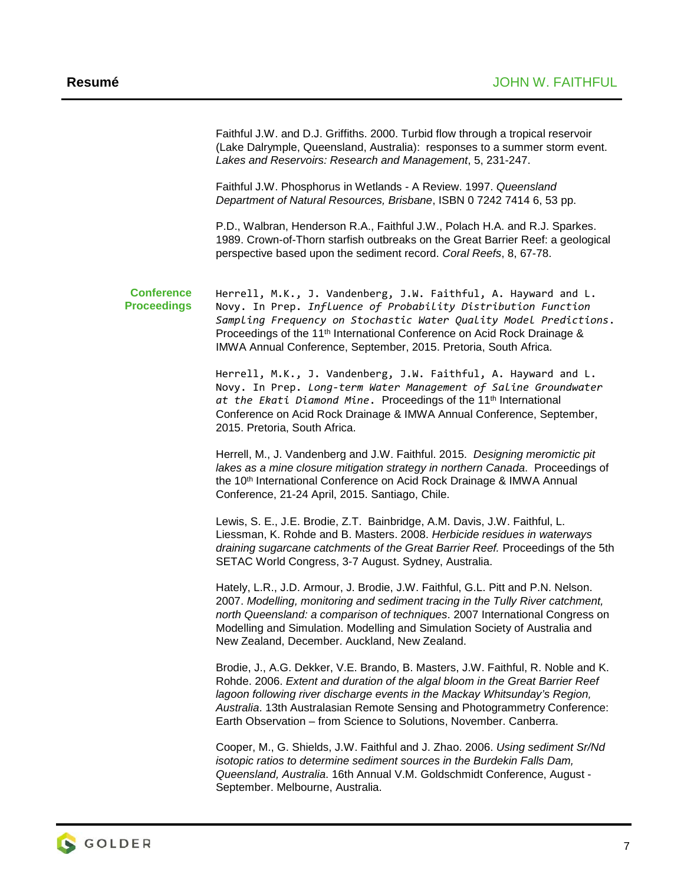Faithful J.W. and D.J. Griffiths. 2000. Turbid flow through a tropical reservoir (Lake Dalrymple, Queensland, Australia): responses to a summer storm event. *Lakes and Reservoirs: Research and Management*, 5, 231-247.

Faithful J.W. Phosphorus in Wetlands - A Review. 1997. *Queensland Department of Natural Resources, Brisbane*, ISBN 0 7242 7414 6, 53 pp.

P.D., Walbran, Henderson R.A., Faithful J.W., Polach H.A. and R.J. Sparkes. 1989. Crown-of-Thorn starfish outbreaks on the Great Barrier Reef: a geological perspective based upon the sediment record. *Coral Reefs*, 8, 67-78.

**Conference Proceedings**

Herrell, M.K., J. Vandenberg, J.W. Faithful, A. Hayward and L. Novy. In Prep. *Influence of Probability Distribution Function Sampling Frequency on Stochastic Water Quality Model Predictions*. Proceedings of the 11th International Conference on Acid Rock Drainage & IMWA Annual Conference, September, 2015. Pretoria, South Africa.

Herrell, M.K., J. Vandenberg, J.W. Faithful, A. Hayward and L. Novy. In Prep. *Long-term Water Management of Saline Groundwater at the Ekati Diamond Mine*. Proceedings of the 11th International Conference on Acid Rock Drainage & IMWA Annual Conference, September, 2015. Pretoria, South Africa.

Herrell, M., J. Vandenberg and J.W. Faithful. 2015. *Designing meromictic pit lakes as a mine closure mitigation strategy in northern Canada*. Proceedings of the 10th International Conference on Acid Rock Drainage & IMWA Annual Conference, 21-24 April, 2015. Santiago, Chile.

Lewis, S. E., J.E. Brodie, Z.T. Bainbridge, A.M. Davis, J.W. Faithful, L. Liessman, K. Rohde and B. Masters. 2008. *Herbicide residues in waterways draining sugarcane catchments of the Great Barrier Reef.* Proceedings of the 5th SETAC World Congress, 3-7 August. Sydney, Australia.

Hately, L.R., J.D. Armour, J. Brodie, J.W. Faithful, G.L. Pitt and P.N. Nelson. 2007. *Modelling, monitoring and sediment tracing in the Tully River catchment, north Queensland: a comparison of techniques*. 2007 International Congress on Modelling and Simulation. Modelling and Simulation Society of Australia and New Zealand, December. Auckland, New Zealand.

Brodie, J., A.G. Dekker, V.E. Brando, B. Masters, J.W. Faithful, R. Noble and K. Rohde. 2006. *Extent and duration of the algal bloom in the Great Barrier Reef lagoon following river discharge events in the Mackay Whitsunday's Region, Australia*. 13th Australasian Remote Sensing and Photogrammetry Conference: Earth Observation – from Science to Solutions, November. Canberra.

Cooper, M., G. Shields, J.W. Faithful and J. Zhao. 2006. *Using sediment Sr/Nd isotopic ratios to determine sediment sources in the Burdekin Falls Dam, Queensland, Australia*. 16th Annual V.M. Goldschmidt Conference, August - September. Melbourne, Australia.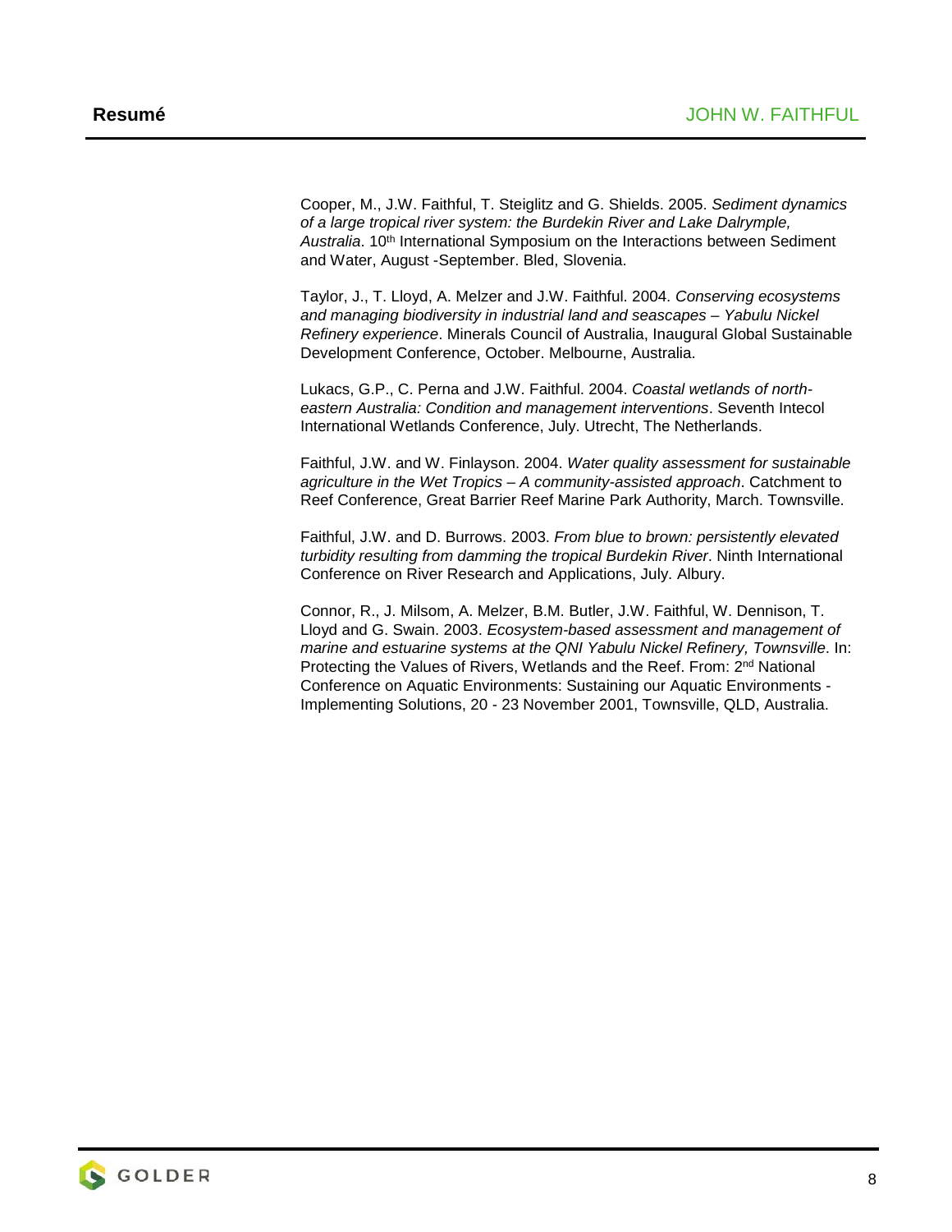Cooper, M., J.W. Faithful, T. Steiglitz and G. Shields. 2005. *Sediment dynamics of a large tropical river system: the Burdekin River and Lake Dalrymple, Australia*. 10th International Symposium on the Interactions between Sediment and Water, August -September. Bled, Slovenia.

Taylor, J., T. Lloyd, A. Melzer and J.W. Faithful. 2004. *Conserving ecosystems and managing biodiversity in industrial land and seascapes – Yabulu Nickel Refinery experience*. Minerals Council of Australia, Inaugural Global Sustainable Development Conference, October. Melbourne, Australia.

Lukacs, G.P., C. Perna and J.W. Faithful. 2004. *Coastal wetlands of north-eastern Australia: Condition and management interventions*. Seventh Intecol International Wetlands Conference, July. Utrecht, The Netherlands.

Faithful, J.W. and W. Finlayson. 2004. *Water quality assessment for sustainable agriculture in the Wet Tropics – A community-assisted approach*. Catchment to Reef Conference, Great Barrier Reef Marine Park Authority, March. Townsville.

Faithful, J.W. and D. Burrows. 2003. *From blue to brown: persistently elevated turbidity resulting from damming the tropical Burdekin River*. Ninth International Conference on River Research and Applications, July. Albury.

Connor, R., J. Milsom, A. Melzer, B.M. Butler, J.W. Faithful, W. Dennison, T. Lloyd and G. Swain. 2003. *Ecosystem-based assessment and management of marine and estuarine systems at the QNI Yabulu Nickel Refinery, Townsville*. In: Protecting the Values of Rivers, Wetlands and the Reef. From: 2nd National Conference on Aquatic Environments: Sustaining our Aquatic Environments - Implementing Solutions, 20 - 23 November 2001, Townsville, QLD, Australia.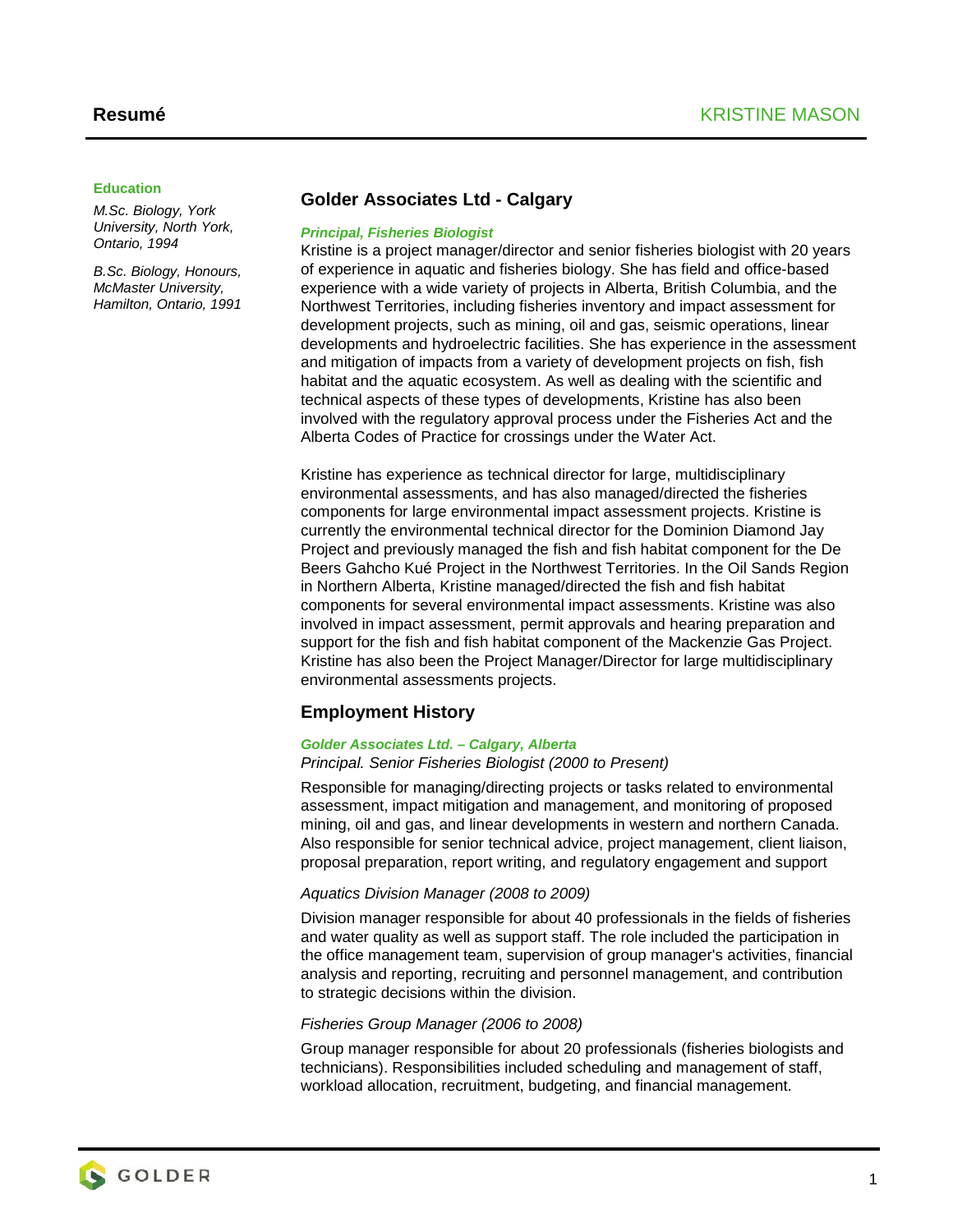# Resumé

KRISTINE MASON

**Education**

*M.Sc. Biology, York University, North York, Ontario, 1994*

*B.Sc. Biology, Honours, McMaster University, Hamilton, Ontario, 1991*

## Golder Associates Ltd - Calgary

***Principal, Fisheries Biologist***

Kristine is a project manager/director and senior fisheries biologist with 20 years of experience in aquatic and fisheries biology. She has field and office-based experience with a wide variety of projects in Alberta, British Columbia, and the Northwest Territories, including fisheries inventory and impact assessment for development projects, such as mining, oil and gas, seismic operations, linear developments and hydroelectric facilities. She has experience in the assessment and mitigation of impacts from a variety of development projects on fish, fish habitat and the aquatic ecosystem. As well as dealing with the scientific and technical aspects of these types of developments, Kristine has also been involved with the regulatory approval process under the Fisheries Act and the Alberta Codes of Practice for crossings under the Water Act.

Kristine has experience as technical director for large, multidisciplinary environmental assessments, and has also managed/directed the fisheries components for large environmental impact assessment projects. Kristine is currently the environmental technical director for the Dominion Diamond Jay Project and previously managed the fish and fish habitat component for the De Beers Gahcho Kué Project in the Northwest Territories. In the Oil Sands Region in Northern Alberta, Kristine managed/directed the fish and fish habitat components for several environmental impact assessments. Kristine was also involved in impact assessment, permit approvals and hearing preparation and support for the fish and fish habitat component of the Mackenzie Gas Project. Kristine has also been the Project Manager/Director for large multidisciplinary environmental assessments projects.

## Employment History

***Golder Associates Ltd. – Calgary, Alberta***

*Principal. Senior Fisheries Biologist (2000 to Present)*

Responsible for managing/directing projects or tasks related to environmental assessment, impact mitigation and management, and monitoring of proposed mining, oil and gas, and linear developments in western and northern Canada. Also responsible for senior technical advice, project management, client liaison, proposal preparation, report writing, and regulatory engagement and support

*Aquatics Division Manager (2008 to 2009)*

Division manager responsible for about 40 professionals in the fields of fisheries and water quality as well as support staff. The role included the participation in the office management team, supervision of group manager's activities, financial analysis and reporting, recruiting and personnel management, and contribution to strategic decisions within the division.

*Fisheries Group Manager (2006 to 2008)*

Group manager responsible for about 20 professionals (fisheries biologists and technicians). Responsibilities included scheduling and management of staff, workload allocation, recruitment, budgeting, and financial management.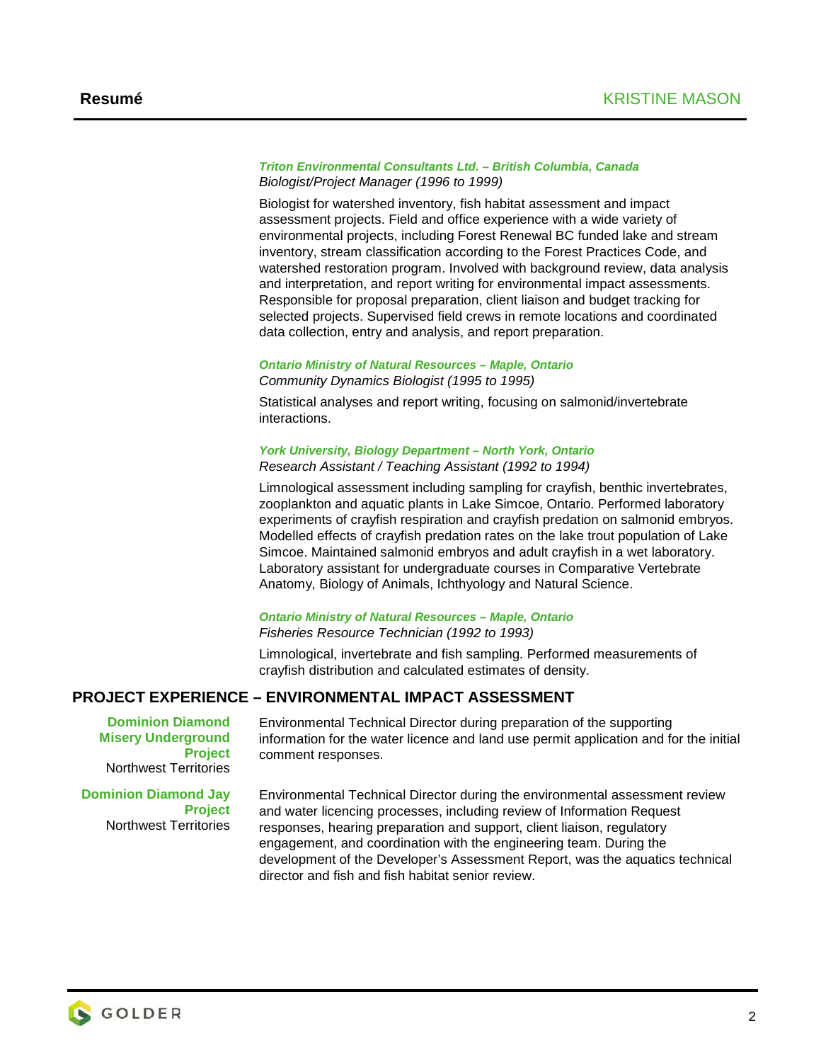***Triton Environmental Consultants Ltd. – British Columbia, Canada***
*Biologist/Project Manager (1996 to 1999)*

Biologist for watershed inventory, fish habitat assessment and impact assessment projects. Field and office experience with a wide variety of environmental projects, including Forest Renewal BC funded lake and stream inventory, stream classification according to the Forest Practices Code, and watershed restoration program. Involved with background review, data analysis and interpretation, and report writing for environmental impact assessments. Responsible for proposal preparation, client liaison and budget tracking for selected projects. Supervised field crews in remote locations and coordinated data collection, entry and analysis, and report preparation.

***Ontario Ministry of Natural Resources – Maple, Ontario***
*Community Dynamics Biologist (1995 to 1995)*

Statistical analyses and report writing, focusing on salmonid/invertebrate interactions.

***York University, Biology Department – North York, Ontario***
*Research Assistant / Teaching Assistant (1992 to 1994)*

Limnological assessment including sampling for crayfish, benthic invertebrates, zooplankton and aquatic plants in Lake Simcoe, Ontario. Performed laboratory experiments of crayfish respiration and crayfish predation on salmonid embryos. Modelled effects of crayfish predation rates on the lake trout population of Lake Simcoe. Maintained salmonid embryos and adult crayfish in a wet laboratory. Laboratory assistant for undergraduate courses in Comparative Vertebrate Anatomy, Biology of Animals, Ichthyology and Natural Science.

***Ontario Ministry of Natural Resources – Maple, Ontario***
*Fisheries Resource Technician (1992 to 1993)*

Limnological, invertebrate and fish sampling. Performed measurements of crayfish distribution and calculated estimates of density.

## PROJECT EXPERIENCE – ENVIRONMENTAL IMPACT ASSESSMENT

**Dominion Diamond Misery Underground Project**
Northwest Territories

Environmental Technical Director during preparation of the supporting information for the water licence and land use permit application and for the initial comment responses.

**Dominion Diamond Jay Project**
Northwest Territories

Environmental Technical Director during the environmental assessment review and water licencing processes, including review of Information Request responses, hearing preparation and support, client liaison, regulatory engagement, and coordination with the engineering team. During the development of the Developer's Assessment Report, was the aquatics technical director and fish and fish habitat senior review.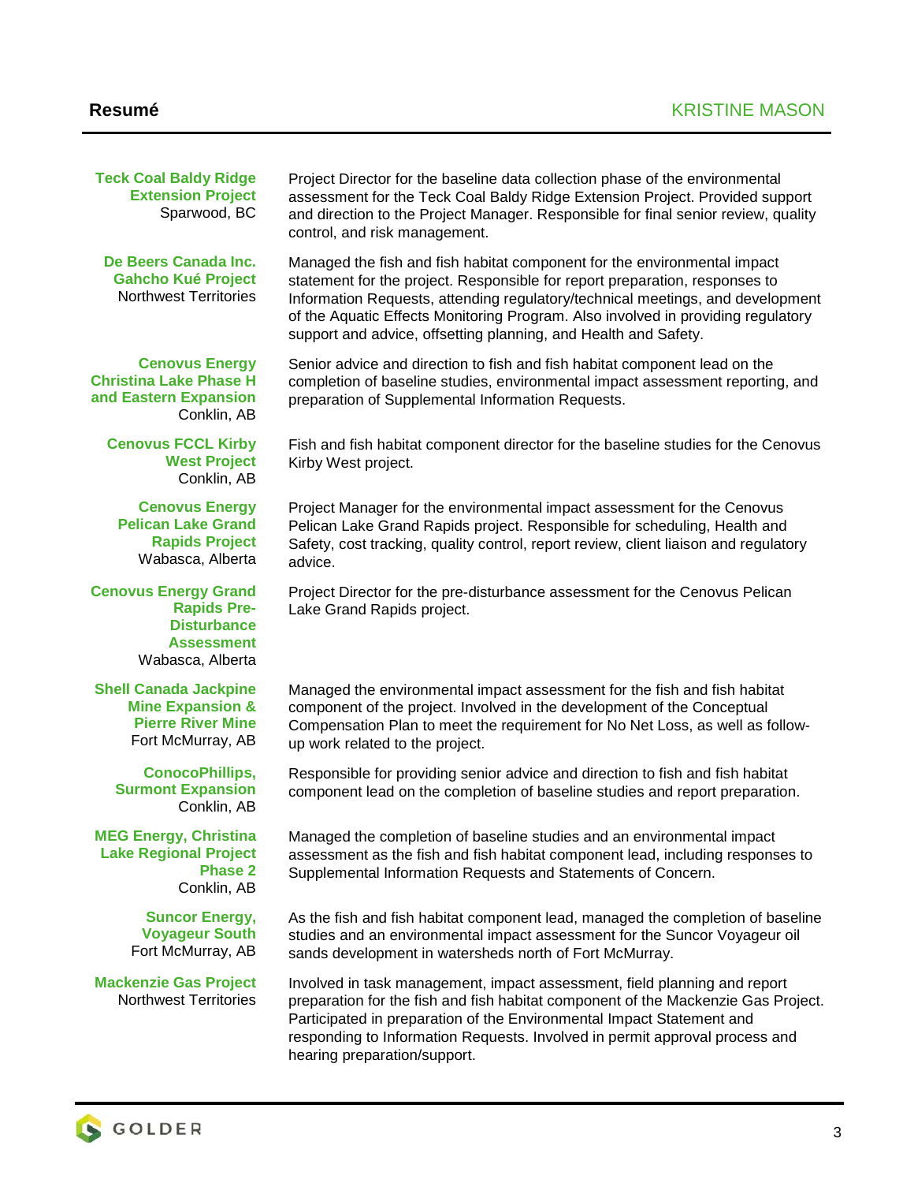**Teck Coal Baldy Ridge Extension Project**
Sparwood, BC

Project Director for the baseline data collection phase of the environmental assessment for the Teck Coal Baldy Ridge Extension Project. Provided support and direction to the Project Manager. Responsible for final senior review, quality control, and risk management.

**De Beers Canada Inc. Gahcho Kué Project**
Northwest Territories

Managed the fish and fish habitat component for the environmental impact statement for the project. Responsible for report preparation, responses to Information Requests, attending regulatory/technical meetings, and development of the Aquatic Effects Monitoring Program. Also involved in providing regulatory support and advice, offsetting planning, and Health and Safety.

**Cenovus Energy Christina Lake Phase H and Eastern Expansion**
Conklin, AB

Senior advice and direction to fish and fish habitat component lead on the completion of baseline studies, environmental impact assessment reporting, and preparation of Supplemental Information Requests.

**Cenovus FCCL Kirby West Project**
Conklin, AB

Fish and fish habitat component director for the baseline studies for the Cenovus Kirby West project.

**Cenovus Energy Pelican Lake Grand Rapids Project**
Wabasca, Alberta

Project Manager for the environmental impact assessment for the Cenovus Pelican Lake Grand Rapids project. Responsible for scheduling, Health and Safety, cost tracking, quality control, report review, client liaison and regulatory advice.

**Cenovus Energy Grand Rapids Pre-Disturbance Assessment**
Wabasca, Alberta

Project Director for the pre-disturbance assessment for the Cenovus Pelican Lake Grand Rapids project.

**Shell Canada Jackpine Mine Expansion & Pierre River Mine**
Fort McMurray, AB

Managed the environmental impact assessment for the fish and fish habitat component of the project. Involved in the development of the Conceptual Compensation Plan to meet the requirement for No Net Loss, as well as follow-up work related to the project.

**ConocoPhillips, Surmont Expansion**
Conklin, AB

Responsible for providing senior advice and direction to fish and fish habitat component lead on the completion of baseline studies and report preparation.

**MEG Energy, Christina Lake Regional Project Phase 2**
Conklin, AB

Managed the completion of baseline studies and an environmental impact assessment as the fish and fish habitat component lead, including responses to Supplemental Information Requests and Statements of Concern.

**Suncor Energy, Voyageur South**
Fort McMurray, AB

As the fish and fish habitat component lead, managed the completion of baseline studies and an environmental impact assessment for the Suncor Voyageur oil sands development in watersheds north of Fort McMurray.

**Mackenzie Gas Project**
Northwest Territories

Involved in task management, impact assessment, field planning and report preparation for the fish and fish habitat component of the Mackenzie Gas Project. Participated in preparation of the Environmental Impact Statement and responding to Information Requests. Involved in permit approval process and hearing preparation/support.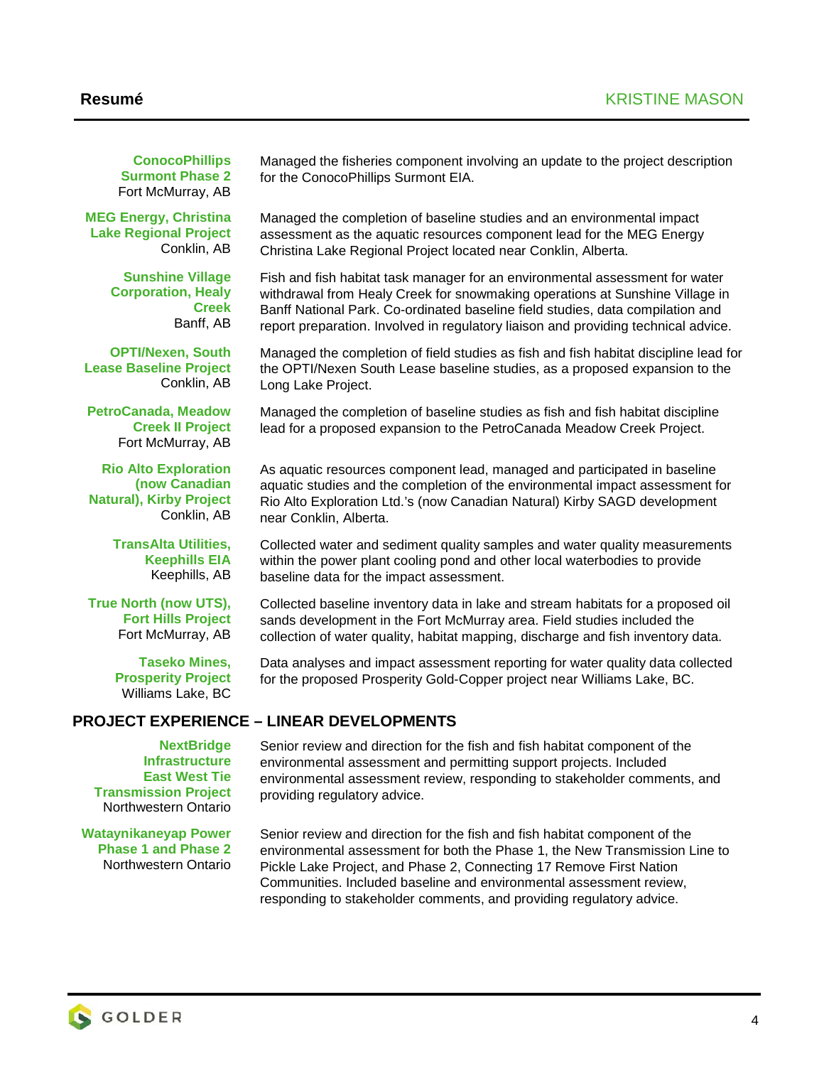**ConocoPhillips Surmont Phase 2**
Fort McMurray, AB

Managed the fisheries component involving an update to the project description for the ConocoPhillips Surmont EIA.

**MEG Energy, Christina Lake Regional Project**
Conklin, AB

Managed the completion of baseline studies and an environmental impact assessment as the aquatic resources component lead for the MEG Energy Christina Lake Regional Project located near Conklin, Alberta.

**Sunshine Village Corporation, Healy Creek**
Banff, AB

Fish and fish habitat task manager for an environmental assessment for water withdrawal from Healy Creek for snowmaking operations at Sunshine Village in Banff National Park. Co-ordinated baseline field studies, data compilation and report preparation. Involved in regulatory liaison and providing technical advice.

**OPTI/Nexen, South Lease Baseline Project**
Conklin, AB

Managed the completion of field studies as fish and fish habitat discipline lead for the OPTI/Nexen South Lease baseline studies, as a proposed expansion to the Long Lake Project.

**PetroCanada, Meadow Creek II Project**
Fort McMurray, AB

Managed the completion of baseline studies as fish and fish habitat discipline lead for a proposed expansion to the PetroCanada Meadow Creek Project.

**Rio Alto Exploration (now Canadian Natural), Kirby Project**
Conklin, AB

As aquatic resources component lead, managed and participated in baseline aquatic studies and the completion of the environmental impact assessment for Rio Alto Exploration Ltd.'s (now Canadian Natural) Kirby SAGD development near Conklin, Alberta.

**TransAlta Utilities, Keephills EIA**
Keephills, AB

Collected water and sediment quality samples and water quality measurements within the power plant cooling pond and other local waterbodies to provide baseline data for the impact assessment.

**True North (now UTS), Fort Hills Project**
Fort McMurray, AB

Collected baseline inventory data in lake and stream habitats for a proposed oil sands development in the Fort McMurray area. Field studies included the collection of water quality, habitat mapping, discharge and fish inventory data.

**Taseko Mines, Prosperity Project**
Williams Lake, BC

Data analyses and impact assessment reporting for water quality data collected for the proposed Prosperity Gold-Copper project near Williams Lake, BC.

## PROJECT EXPERIENCE – LINEAR DEVELOPMENTS

**NextBridge Infrastructure East West Tie Transmission Project**
Northwestern Ontario

Senior review and direction for the fish and fish habitat component of the environmental assessment and permitting support projects. Included environmental assessment review, responding to stakeholder comments, and providing regulatory advice.

**Wataynikaneyap Power Phase 1 and Phase 2**
Northwestern Ontario

Senior review and direction for the fish and fish habitat component of the environmental assessment for both the Phase 1, the New Transmission Line to Pickle Lake Project, and Phase 2, Connecting 17 Remove First Nation Communities. Included baseline and environmental assessment review, responding to stakeholder comments, and providing regulatory advice.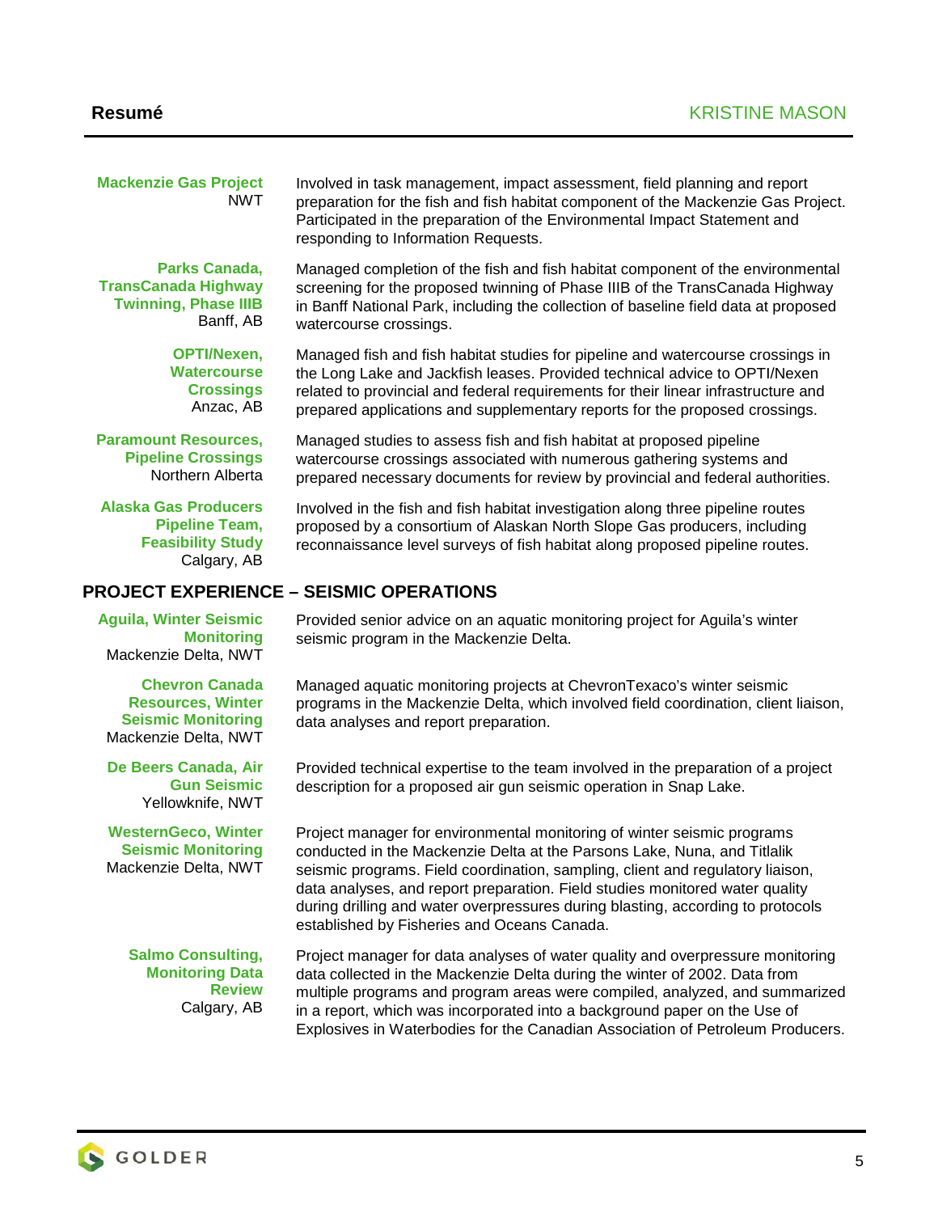**Mackenzie Gas Project**
NWT

Involved in task management, impact assessment, field planning and report preparation for the fish and fish habitat component of the Mackenzie Gas Project. Participated in the preparation of the Environmental Impact Statement and responding to Information Requests.

**Parks Canada, TransCanada Highway Twinning, Phase IIIB**
Banff, AB

Managed completion of the fish and fish habitat component of the environmental screening for the proposed twinning of Phase IIIB of the TransCanada Highway in Banff National Park, including the collection of baseline field data at proposed watercourse crossings.

**OPTI/Nexen, Watercourse Crossings**
Anzac, AB

Managed fish and fish habitat studies for pipeline and watercourse crossings in the Long Lake and Jackfish leases. Provided technical advice to OPTI/Nexen related to provincial and federal requirements for their linear infrastructure and prepared applications and supplementary reports for the proposed crossings.

**Paramount Resources, Pipeline Crossings**
Northern Alberta

Managed studies to assess fish and fish habitat at proposed pipeline watercourse crossings associated with numerous gathering systems and prepared necessary documents for review by provincial and federal authorities.

**Alaska Gas Producers Pipeline Team, Feasibility Study**
Calgary, AB

Involved in the fish and fish habitat investigation along three pipeline routes proposed by a consortium of Alaskan North Slope Gas producers, including reconnaissance level surveys of fish habitat along proposed pipeline routes.

## PROJECT EXPERIENCE – SEISMIC OPERATIONS

**Aguila, Winter Seismic Monitoring**
Mackenzie Delta, NWT

Provided senior advice on an aquatic monitoring project for Aguila's winter seismic program in the Mackenzie Delta.

**Chevron Canada Resources, Winter Seismic Monitoring**
Mackenzie Delta, NWT

Managed aquatic monitoring projects at ChevronTexaco's winter seismic programs in the Mackenzie Delta, which involved field coordination, client liaison, data analyses and report preparation.

**De Beers Canada, Air Gun Seismic**
Yellowknife, NWT

Provided technical expertise to the team involved in the preparation of a project description for a proposed air gun seismic operation in Snap Lake.

**WesternGeco, Winter Seismic Monitoring**
Mackenzie Delta, NWT

Project manager for environmental monitoring of winter seismic programs conducted in the Mackenzie Delta at the Parsons Lake, Nuna, and Titlalik seismic programs. Field coordination, sampling, client and regulatory liaison, data analyses, and report preparation. Field studies monitored water quality during drilling and water overpressures during blasting, according to protocols established by Fisheries and Oceans Canada.

**Salmo Consulting, Monitoring Data Review**
Calgary, AB

Project manager for data analyses of water quality and overpressure monitoring data collected in the Mackenzie Delta during the winter of 2002. Data from multiple programs and program areas were compiled, analyzed, and summarized in a report, which was incorporated into a background paper on the Use of Explosives in Waterbodies for the Canadian Association of Petroleum Producers.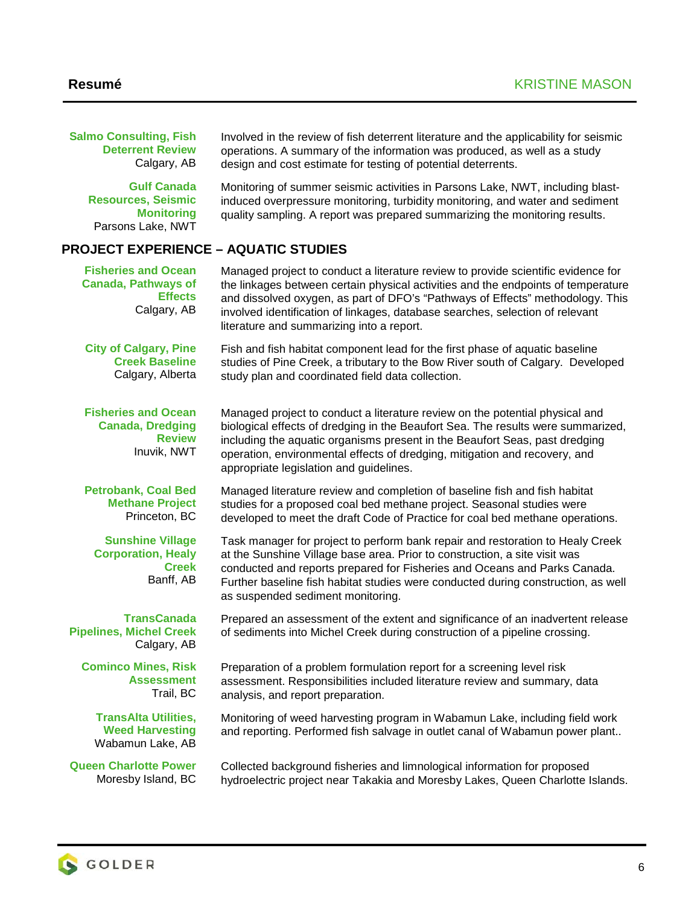**Salmo Consulting, Fish Deterrent Review**
Calgary, AB

Involved in the review of fish deterrent literature and the applicability for seismic operations. A summary of the information was produced, as well as a study design and cost estimate for testing of potential deterrents.

**Gulf Canada Resources, Seismic Monitoring**
Parsons Lake, NWT

Monitoring of summer seismic activities in Parsons Lake, NWT, including blast-induced overpressure monitoring, turbidity monitoring, and water and sediment quality sampling. A report was prepared summarizing the monitoring results.

## PROJECT EXPERIENCE – AQUATIC STUDIES

**Fisheries and Ocean Canada, Pathways of Effects**
Calgary, AB

Managed project to conduct a literature review to provide scientific evidence for the linkages between certain physical activities and the endpoints of temperature and dissolved oxygen, as part of DFO's "Pathways of Effects" methodology. This involved identification of linkages, database searches, selection of relevant literature and summarizing into a report.

**City of Calgary, Pine Creek Baseline**
Calgary, Alberta

Fish and fish habitat component lead for the first phase of aquatic baseline studies of Pine Creek, a tributary to the Bow River south of Calgary. Developed study plan and coordinated field data collection.

**Fisheries and Ocean Canada, Dredging Review**
Inuvik, NWT

Managed project to conduct a literature review on the potential physical and biological effects of dredging in the Beaufort Sea. The results were summarized, including the aquatic organisms present in the Beaufort Seas, past dredging operation, environmental effects of dredging, mitigation and recovery, and appropriate legislation and guidelines.

**Petrobank, Coal Bed Methane Project**
Princeton, BC

Managed literature review and completion of baseline fish and fish habitat studies for a proposed coal bed methane project. Seasonal studies were developed to meet the draft Code of Practice for coal bed methane operations.

**Sunshine Village Corporation, Healy Creek**
Banff, AB

Task manager for project to perform bank repair and restoration to Healy Creek at the Sunshine Village base area. Prior to construction, a site visit was conducted and reports prepared for Fisheries and Oceans and Parks Canada. Further baseline fish habitat studies were conducted during construction, as well as suspended sediment monitoring.

**TransCanada Pipelines, Michel Creek**
Calgary, AB

Prepared an assessment of the extent and significance of an inadvertent release of sediments into Michel Creek during construction of a pipeline crossing.

**Cominco Mines, Risk Assessment**
Trail, BC

Preparation of a problem formulation report for a screening level risk assessment. Responsibilities included literature review and summary, data analysis, and report preparation.

**TransAlta Utilities, Weed Harvesting**
Wabamun Lake, AB

Monitoring of weed harvesting program in Wabamun Lake, including field work and reporting. Performed fish salvage in outlet canal of Wabamun power plant..

**Queen Charlotte Power**
Moresby Island, BC

Collected background fisheries and limnological information for proposed hydroelectric project near Takakia and Moresby Lakes, Queen Charlotte Islands.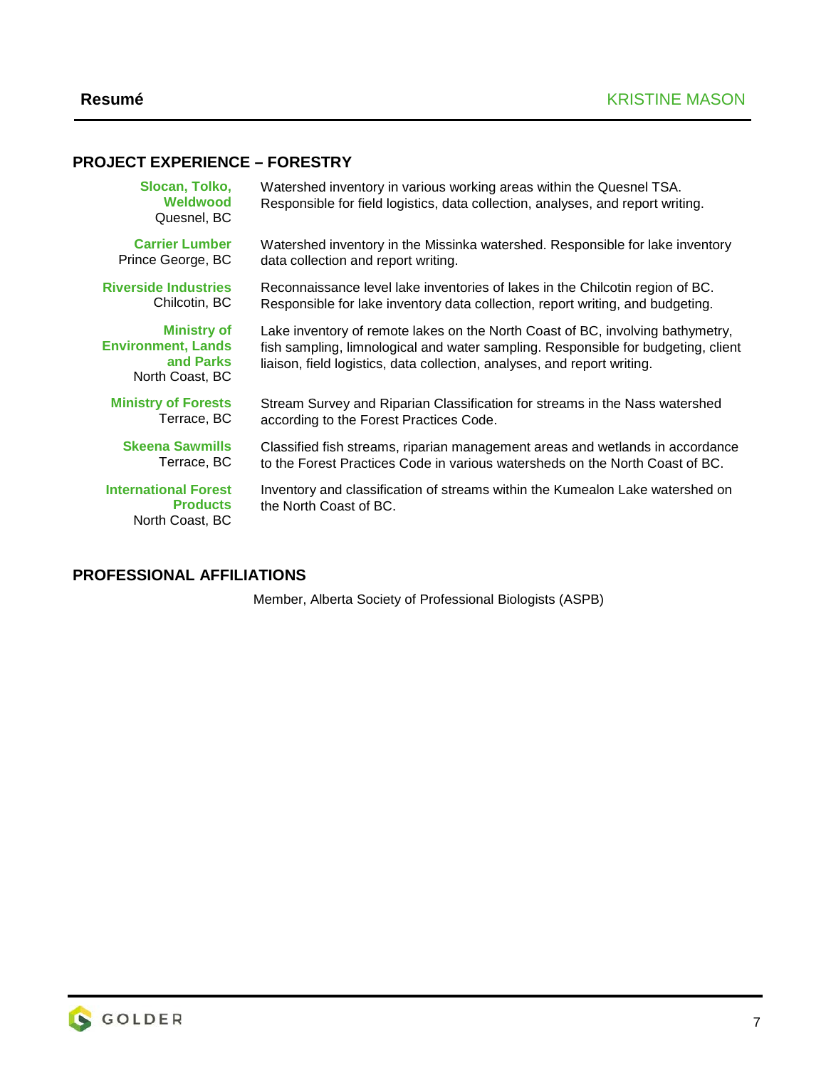## PROJECT EXPERIENCE – FORESTRY

**Slocan, Tolko, Weldwood**
Quesnel, BC

Watershed inventory in various working areas within the Quesnel TSA. Responsible for field logistics, data collection, analyses, and report writing.

**Carrier Lumber**
Prince George, BC

Watershed inventory in the Missinka watershed. Responsible for lake inventory data collection and report writing.

**Riverside Industries**
Chilcotin, BC

Reconnaissance level lake inventories of lakes in the Chilcotin region of BC. Responsible for lake inventory data collection, report writing, and budgeting.

**Ministry of Environment, Lands and Parks**
North Coast, BC

Lake inventory of remote lakes on the North Coast of BC, involving bathymetry, fish sampling, limnological and water sampling. Responsible for budgeting, client liaison, field logistics, data collection, analyses, and report writing.

**Ministry of Forests**
Terrace, BC

Stream Survey and Riparian Classification for streams in the Nass watershed according to the Forest Practices Code.

**Skeena Sawmills**
Terrace, BC

Classified fish streams, riparian management areas and wetlands in accordance to the Forest Practices Code in various watersheds on the North Coast of BC.

**International Forest Products**
North Coast, BC

Inventory and classification of streams within the Kumealon Lake watershed on the North Coast of BC.

## PROFESSIONAL AFFILIATIONS

Member, Alberta Society of Professional Biologists (ASPB)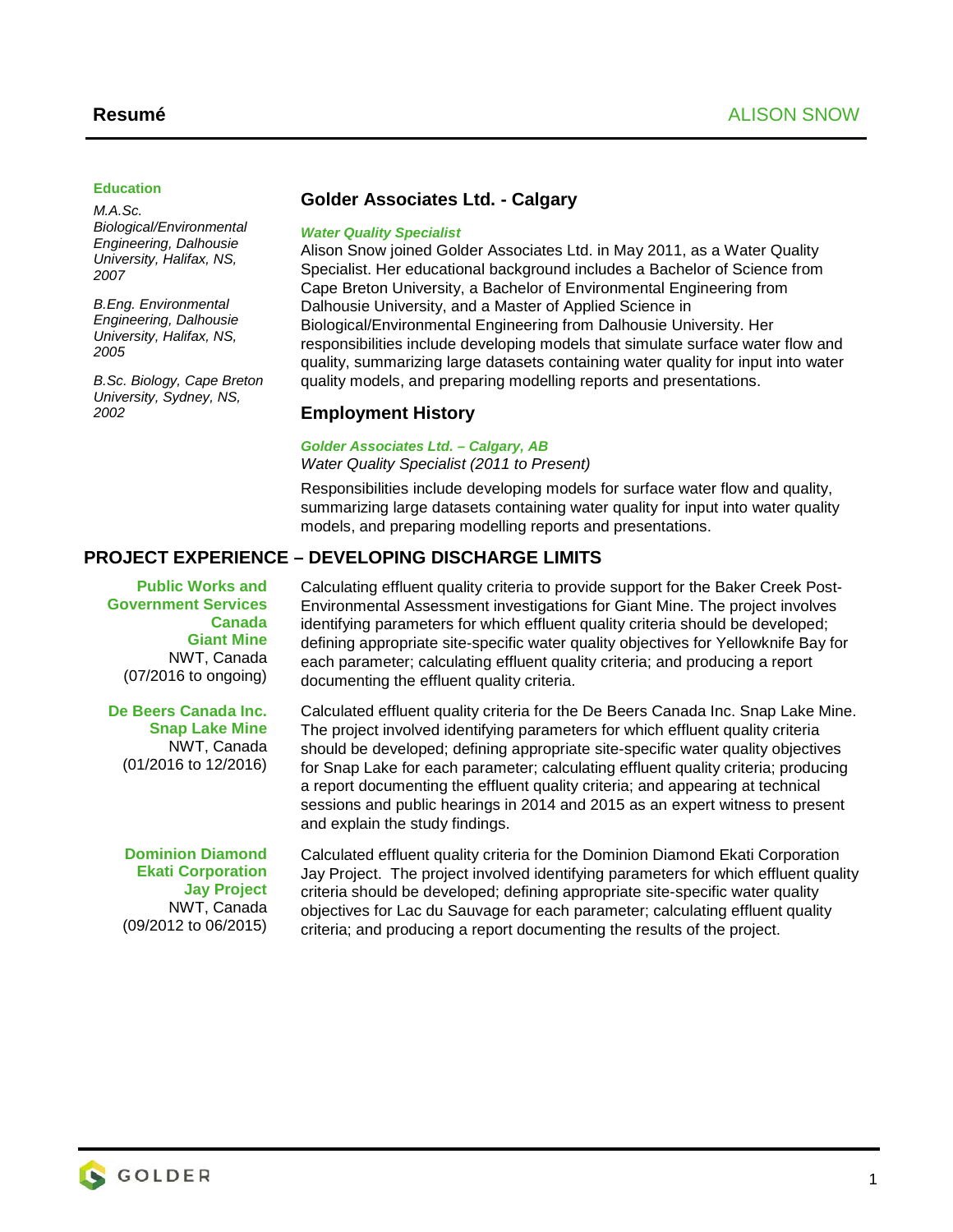**Resumé** ALISON SNOW

**Education**

*M.A.Sc. Biological/Environmental Engineering, Dalhousie University, Halifax, NS, 2007*

*B.Eng. Environmental Engineering, Dalhousie University, Halifax, NS, 2005*

*B.Sc. Biology, Cape Breton University, Sydney, NS, 2002*

## Golder Associates Ltd. - Calgary

***Water Quality Specialist***

Alison Snow joined Golder Associates Ltd. in May 2011, as a Water Quality Specialist. Her educational background includes a Bachelor of Science from Cape Breton University, a Bachelor of Environmental Engineering from Dalhousie University, and a Master of Applied Science in Biological/Environmental Engineering from Dalhousie University. Her responsibilities include developing models that simulate surface water flow and quality, summarizing large datasets containing water quality for input into water quality models, and preparing modelling reports and presentations.

## Employment History

***Golder Associates Ltd. – Calgary, AB***

*Water Quality Specialist (2011 to Present)*

Responsibilities include developing models for surface water flow and quality, summarizing large datasets containing water quality for input into water quality models, and preparing modelling reports and presentations.

## PROJECT EXPERIENCE – DEVELOPING DISCHARGE LIMITS

**Public Works and Government Services Canada**
**Giant Mine**
NWT, Canada
(07/2016 to ongoing)

Calculating effluent quality criteria to provide support for the Baker Creek Post-Environmental Assessment investigations for Giant Mine. The project involves identifying parameters for which effluent quality criteria should be developed; defining appropriate site-specific water quality objectives for Yellowknife Bay for each parameter; calculating effluent quality criteria; and producing a report documenting the effluent quality criteria.

**De Beers Canada Inc.**
**Snap Lake Mine**
NWT, Canada
(01/2016 to 12/2016)

Calculated effluent quality criteria for the De Beers Canada Inc. Snap Lake Mine. The project involved identifying parameters for which effluent quality criteria should be developed; defining appropriate site-specific water quality objectives for Snap Lake for each parameter; calculating effluent quality criteria; producing a report documenting the effluent quality criteria; and appearing at technical sessions and public hearings in 2014 and 2015 as an expert witness to present and explain the study findings.

**Dominion Diamond Ekati Corporation**
**Jay Project**
NWT, Canada
(09/2012 to 06/2015)

Calculated effluent quality criteria for the Dominion Diamond Ekati Corporation Jay Project. The project involved identifying parameters for which effluent quality criteria should be developed; defining appropriate site-specific water quality objectives for Lac du Sauvage for each parameter; calculating effluent quality criteria; and producing a report documenting the results of the project.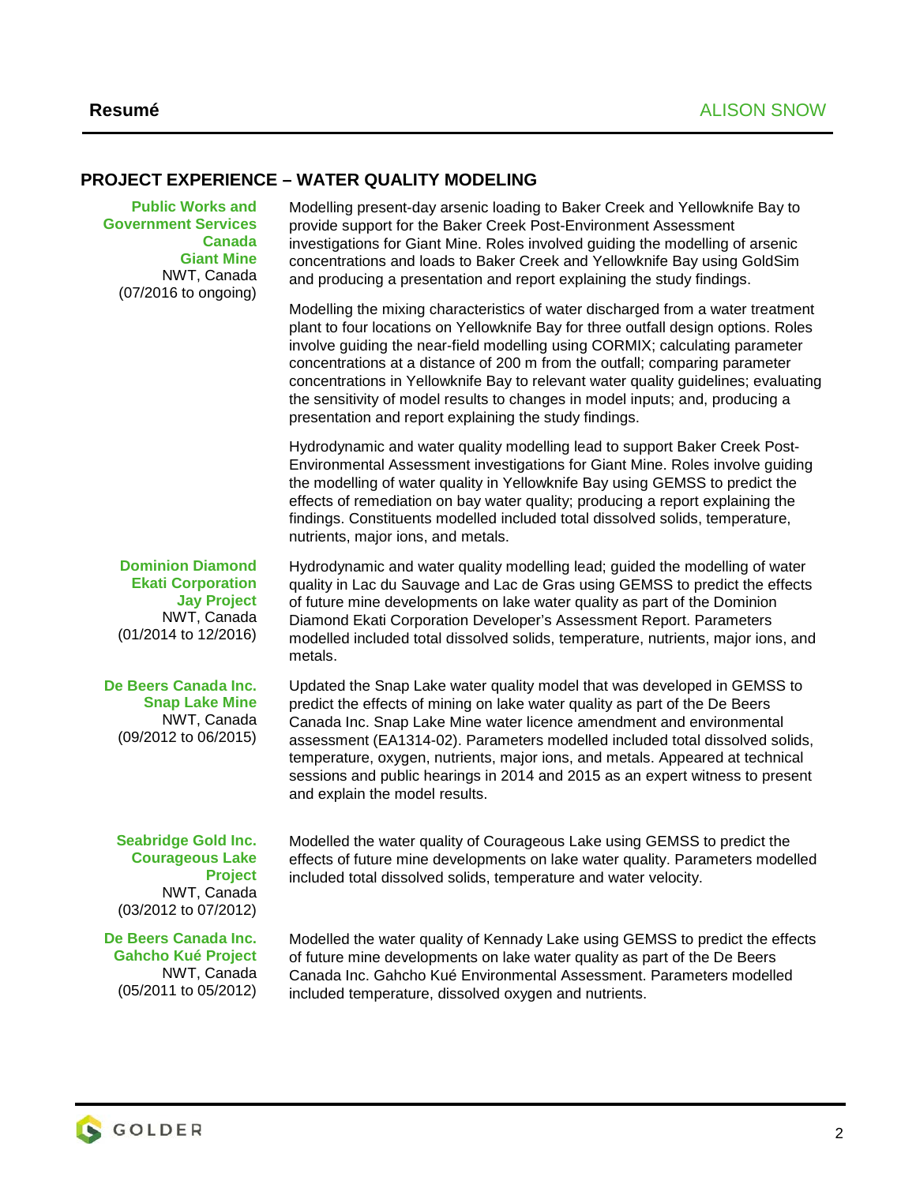## PROJECT EXPERIENCE – WATER QUALITY MODELING

**Public Works and Government Services Canada**
**Giant Mine**
NWT, Canada
(07/2016 to ongoing)

Modelling present-day arsenic loading to Baker Creek and Yellowknife Bay to provide support for the Baker Creek Post-Environment Assessment investigations for Giant Mine. Roles involved guiding the modelling of arsenic concentrations and loads to Baker Creek and Yellowknife Bay using GoldSim and producing a presentation and report explaining the study findings.

Modelling the mixing characteristics of water discharged from a water treatment plant to four locations on Yellowknife Bay for three outfall design options. Roles involve guiding the near-field modelling using CORMIX; calculating parameter concentrations at a distance of 200 m from the outfall; comparing parameter concentrations in Yellowknife Bay to relevant water quality guidelines; evaluating the sensitivity of model results to changes in model inputs; and, producing a presentation and report explaining the study findings.

Hydrodynamic and water quality modelling lead to support Baker Creek Post-Environmental Assessment investigations for Giant Mine. Roles involve guiding the modelling of water quality in Yellowknife Bay using GEMSS to predict the effects of remediation on bay water quality; producing a report explaining the findings. Constituents modelled included total dissolved solids, temperature, nutrients, major ions, and metals.

**Dominion Diamond Ekati Corporation**
**Jay Project**
NWT, Canada
(01/2014 to 12/2016)

Hydrodynamic and water quality modelling lead; guided the modelling of water quality in Lac du Sauvage and Lac de Gras using GEMSS to predict the effects of future mine developments on lake water quality as part of the Dominion Diamond Ekati Corporation Developer's Assessment Report. Parameters modelled included total dissolved solids, temperature, nutrients, major ions, and metals.

**De Beers Canada Inc.**
**Snap Lake Mine**
NWT, Canada
(09/2012 to 06/2015)

Updated the Snap Lake water quality model that was developed in GEMSS to predict the effects of mining on lake water quality as part of the De Beers Canada Inc. Snap Lake Mine water licence amendment and environmental assessment (EA1314-02). Parameters modelled included total dissolved solids, temperature, oxygen, nutrients, major ions, and metals. Appeared at technical sessions and public hearings in 2014 and 2015 as an expert witness to present and explain the model results.

**Seabridge Gold Inc.**
**Courageous Lake Project**
NWT, Canada
(03/2012 to 07/2012)

Modelled the water quality of Courageous Lake using GEMSS to predict the effects of future mine developments on lake water quality. Parameters modelled included total dissolved solids, temperature and water velocity.

**De Beers Canada Inc.**
**Gahcho Kué Project**
NWT, Canada
(05/2011 to 05/2012)

Modelled the water quality of Kennady Lake using GEMSS to predict the effects of future mine developments on lake water quality as part of the De Beers Canada Inc. Gahcho Kué Environmental Assessment. Parameters modelled included temperature, dissolved oxygen and nutrients.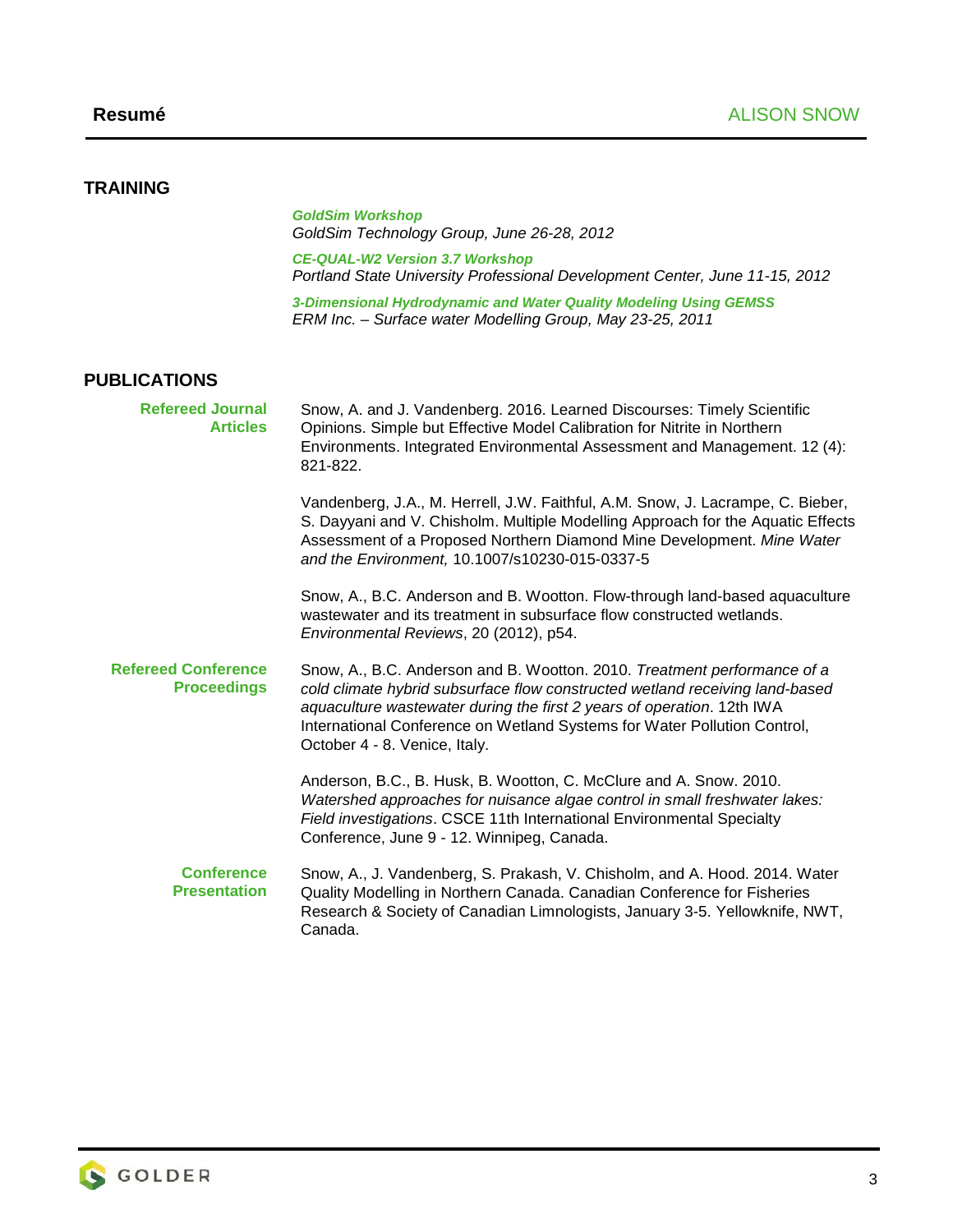## TRAINING

***GoldSim Workshop***
*GoldSim Technology Group, June 26-28, 2012*

***CE-QUAL-W2 Version 3.7 Workshop***
*Portland State University Professional Development Center, June 11-15, 2012*

***3-Dimensional Hydrodynamic and Water Quality Modeling Using GEMSS***
*ERM Inc. – Surface water Modelling Group, May 23-25, 2011*

## PUBLICATIONS

### Refereed Journal Articles

Snow, A. and J. Vandenberg. 2016. Learned Discourses: Timely Scientific Opinions. Simple but Effective Model Calibration for Nitrite in Northern Environments. Integrated Environmental Assessment and Management. 12 (4): 821-822.

Vandenberg, J.A., M. Herrell, J.W. Faithful, A.M. Snow, J. Lacrampe, C. Bieber, S. Dayyani and V. Chisholm. Multiple Modelling Approach for the Aquatic Effects Assessment of a Proposed Northern Diamond Mine Development. *Mine Water and the Environment,* 10.1007/s10230-015-0337-5

Snow, A., B.C. Anderson and B. Wootton. Flow-through land-based aquaculture wastewater and its treatment in subsurface flow constructed wetlands. *Environmental Reviews*, 20 (2012), p54.

### Refereed Conference Proceedings

Snow, A., B.C. Anderson and B. Wootton. 2010. *Treatment performance of a cold climate hybrid subsurface flow constructed wetland receiving land-based aquaculture wastewater during the first 2 years of operation*. 12th IWA International Conference on Wetland Systems for Water Pollution Control, October 4 - 8. Venice, Italy.

Anderson, B.C., B. Husk, B. Wootton, C. McClure and A. Snow. 2010. *Watershed approaches for nuisance algae control in small freshwater lakes: Field investigations*. CSCE 11th International Environmental Specialty Conference, June 9 - 12. Winnipeg, Canada.

### Conference Presentation

Snow, A., J. Vandenberg, S. Prakash, V. Chisholm, and A. Hood. 2014. Water Quality Modelling in Northern Canada. Canadian Conference for Fisheries Research & Society of Canadian Limnologists, January 3-5. Yellowknife, NWT, Canada.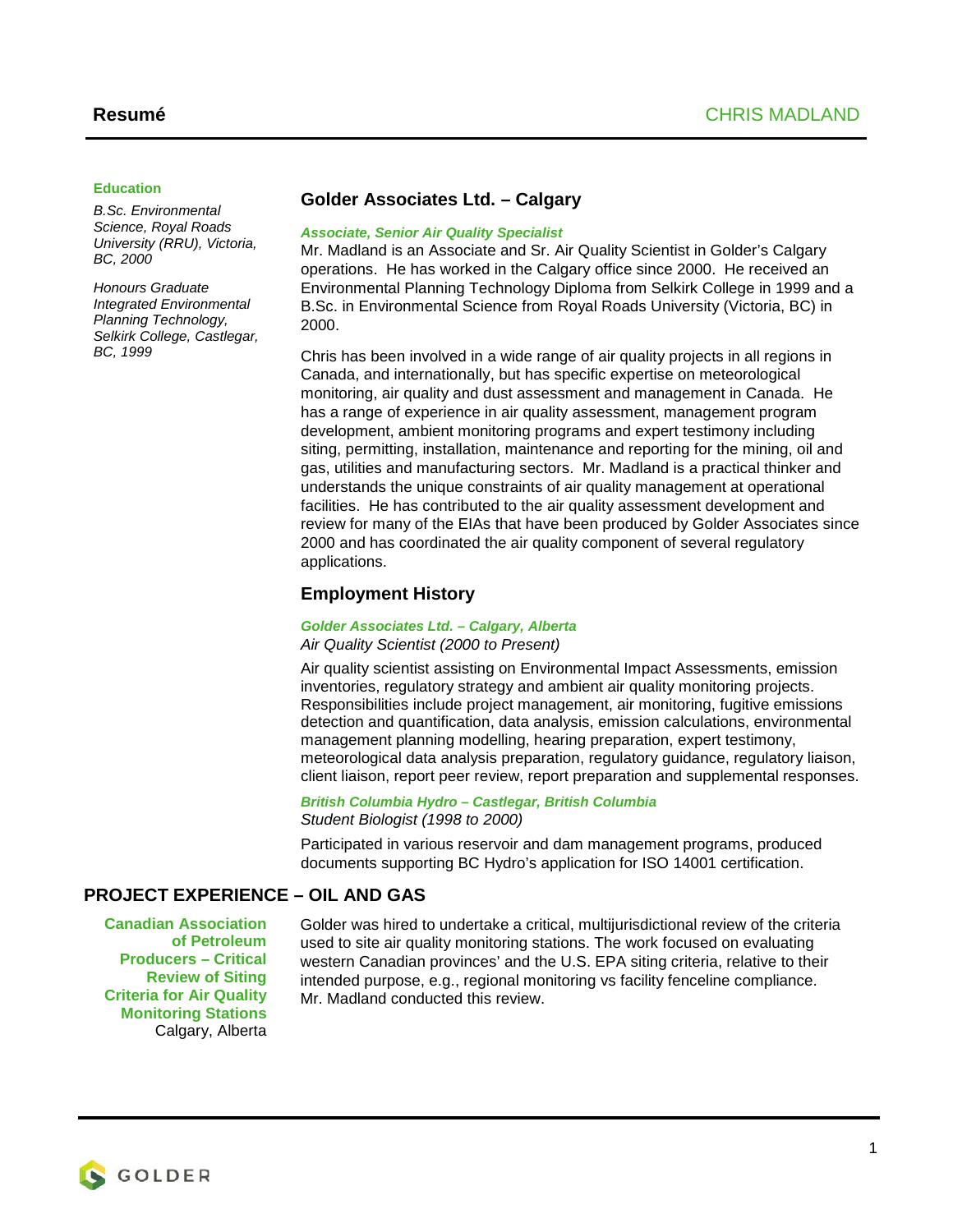**Resumé** CHRIS MADLAND

### Education

*B.Sc. Environmental Science, Royal Roads University (RRU), Victoria, BC, 2000*

*Honours Graduate Integrated Environmental Planning Technology, Selkirk College, Castlegar, BC, 1999*

## Golder Associates Ltd. – Calgary

***Associate, Senior Air Quality Specialist***

Mr. Madland is an Associate and Sr. Air Quality Scientist in Golder's Calgary operations. He has worked in the Calgary office since 2000. He received an Environmental Planning Technology Diploma from Selkirk College in 1999 and a B.Sc. in Environmental Science from Royal Roads University (Victoria, BC) in 2000.

Chris has been involved in a wide range of air quality projects in all regions in Canada, and internationally, but has specific expertise on meteorological monitoring, air quality and dust assessment and management in Canada. He has a range of experience in air quality assessment, management program development, ambient monitoring programs and expert testimony including siting, permitting, installation, maintenance and reporting for the mining, oil and gas, utilities and manufacturing sectors. Mr. Madland is a practical thinker and understands the unique constraints of air quality management at operational facilities. He has contributed to the air quality assessment development and review for many of the EIAs that have been produced by Golder Associates since 2000 and has coordinated the air quality component of several regulatory applications.

## Employment History

***Golder Associates Ltd. – Calgary, Alberta***
*Air Quality Scientist (2000 to Present)*

Air quality scientist assisting on Environmental Impact Assessments, emission inventories, regulatory strategy and ambient air quality monitoring projects. Responsibilities include project management, air monitoring, fugitive emissions detection and quantification, data analysis, emission calculations, environmental management planning modelling, hearing preparation, expert testimony, meteorological data analysis preparation, regulatory guidance, regulatory liaison, client liaison, report peer review, report preparation and supplemental responses.

***British Columbia Hydro – Castlegar, British Columbia***
*Student Biologist (1998 to 2000)*

Participated in various reservoir and dam management programs, produced documents supporting BC Hydro's application for ISO 14001 certification.

## PROJECT EXPERIENCE – OIL AND GAS

**Canadian Association of Petroleum Producers – Critical Review of Siting Criteria for Air Quality Monitoring Stations**
Calgary, Alberta

Golder was hired to undertake a critical, multijurisdictional review of the criteria used to site air quality monitoring stations. The work focused on evaluating western Canadian provinces' and the U.S. EPA siting criteria, relative to their intended purpose, e.g., regional monitoring vs facility fenceline compliance. Mr. Madland conducted this review.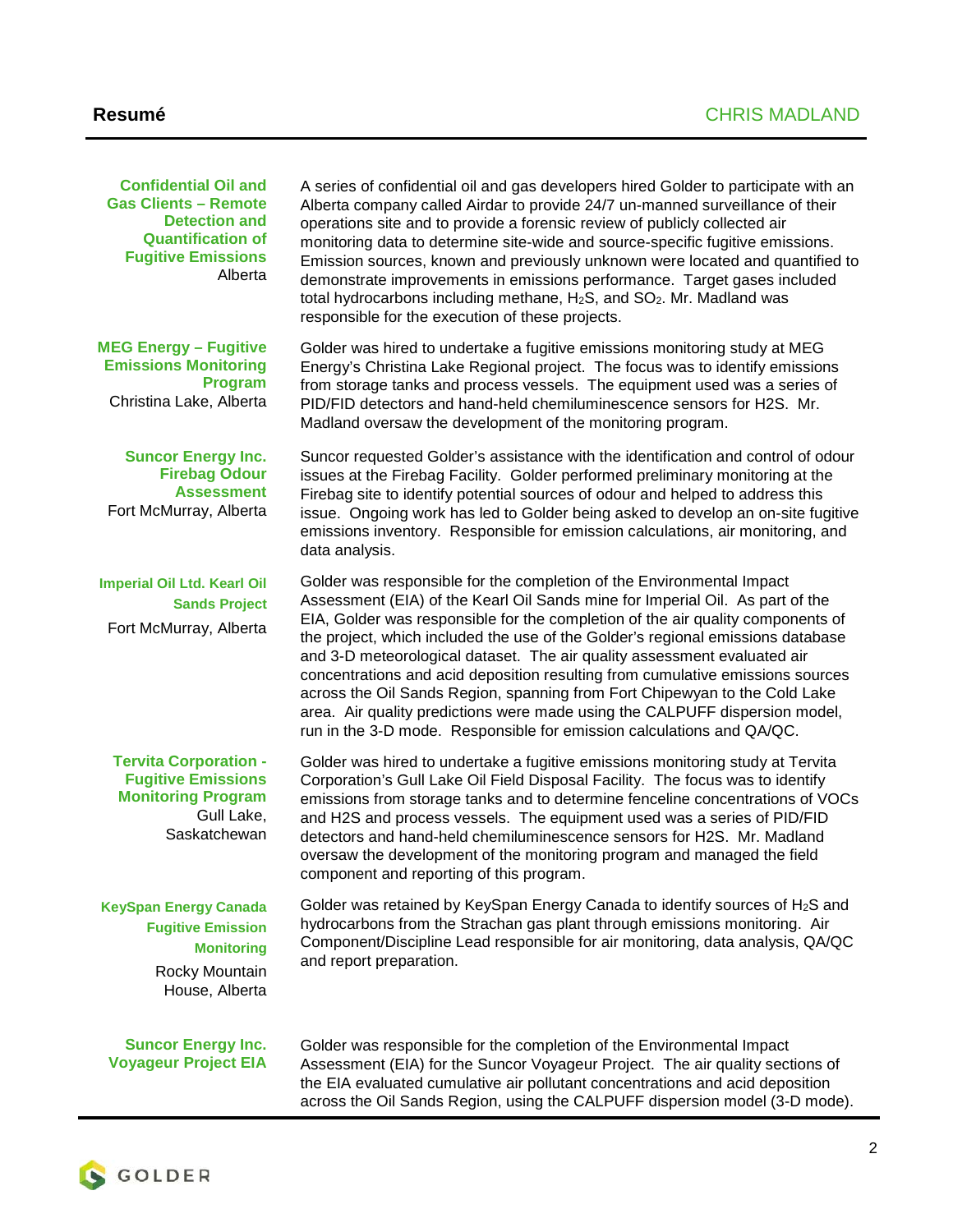**Confidential Oil and Gas Clients – Remote Detection and Quantification of Fugitive Emissions**
Alberta

A series of confidential oil and gas developers hired Golder to participate with an Alberta company called Airdar to provide 24/7 un-manned surveillance of their operations site and to provide a forensic review of publicly collected air monitoring data to determine site-wide and source-specific fugitive emissions. Emission sources, known and previously unknown were located and quantified to demonstrate improvements in emissions performance. Target gases included total hydrocarbons including methane, $H_2S$, and $SO_2$. Mr. Madland was responsible for the execution of these projects.

**MEG Energy – Fugitive Emissions Monitoring Program**
Christina Lake, Alberta

Golder was hired to undertake a fugitive emissions monitoring study at MEG Energy's Christina Lake Regional project. The focus was to identify emissions from storage tanks and process vessels. The equipment used was a series of PID/FID detectors and hand-held chemiluminescence sensors for H2S. Mr. Madland oversaw the development of the monitoring program.

**Suncor Energy Inc. Firebag Odour Assessment**
Fort McMurray, Alberta

Suncor requested Golder's assistance with the identification and control of odour issues at the Firebag Facility. Golder performed preliminary monitoring at the Firebag site to identify potential sources of odour and helped to address this issue. Ongoing work has led to Golder being asked to develop an on-site fugitive emissions inventory. Responsible for emission calculations, air monitoring, and data analysis.

**Imperial Oil Ltd. Kearl Oil Sands Project**
Fort McMurray, Alberta

Golder was responsible for the completion of the Environmental Impact Assessment (EIA) of the Kearl Oil Sands mine for Imperial Oil. As part of the EIA, Golder was responsible for the completion of the air quality components of the project, which included the use of the Golder's regional emissions database and 3-D meteorological dataset. The air quality assessment evaluated air concentrations and acid deposition resulting from cumulative emissions sources across the Oil Sands Region, spanning from Fort Chipewyan to the Cold Lake area. Air quality predictions were made using the CALPUFF dispersion model, run in the 3-D mode. Responsible for emission calculations and QA/QC.

**Tervita Corporation - Fugitive Emissions Monitoring Program**
Gull Lake, Saskatchewan

Golder was hired to undertake a fugitive emissions monitoring study at Tervita Corporation's Gull Lake Oil Field Disposal Facility. The focus was to identify emissions from storage tanks and to determine fenceline concentrations of VOCs and H2S and process vessels. The equipment used was a series of PID/FID detectors and hand-held chemiluminescence sensors for H2S. Mr. Madland oversaw the development of the monitoring program and managed the field component and reporting of this program.

**KeySpan Energy Canada Fugitive Emission Monitoring**
Rocky Mountain House, Alberta

Golder was retained by KeySpan Energy Canada to identify sources of $H_2S$ and hydrocarbons from the Strachan gas plant through emissions monitoring. Air Component/Discipline Lead responsible for air monitoring, data analysis, QA/QC and report preparation.

**Suncor Energy Inc. Voyageur Project EIA**

Golder was responsible for the completion of the Environmental Impact Assessment (EIA) for the Suncor Voyageur Project. The air quality sections of the EIA evaluated cumulative air pollutant concentrations and acid deposition across the Oil Sands Region, using the CALPUFF dispersion model (3-D mode).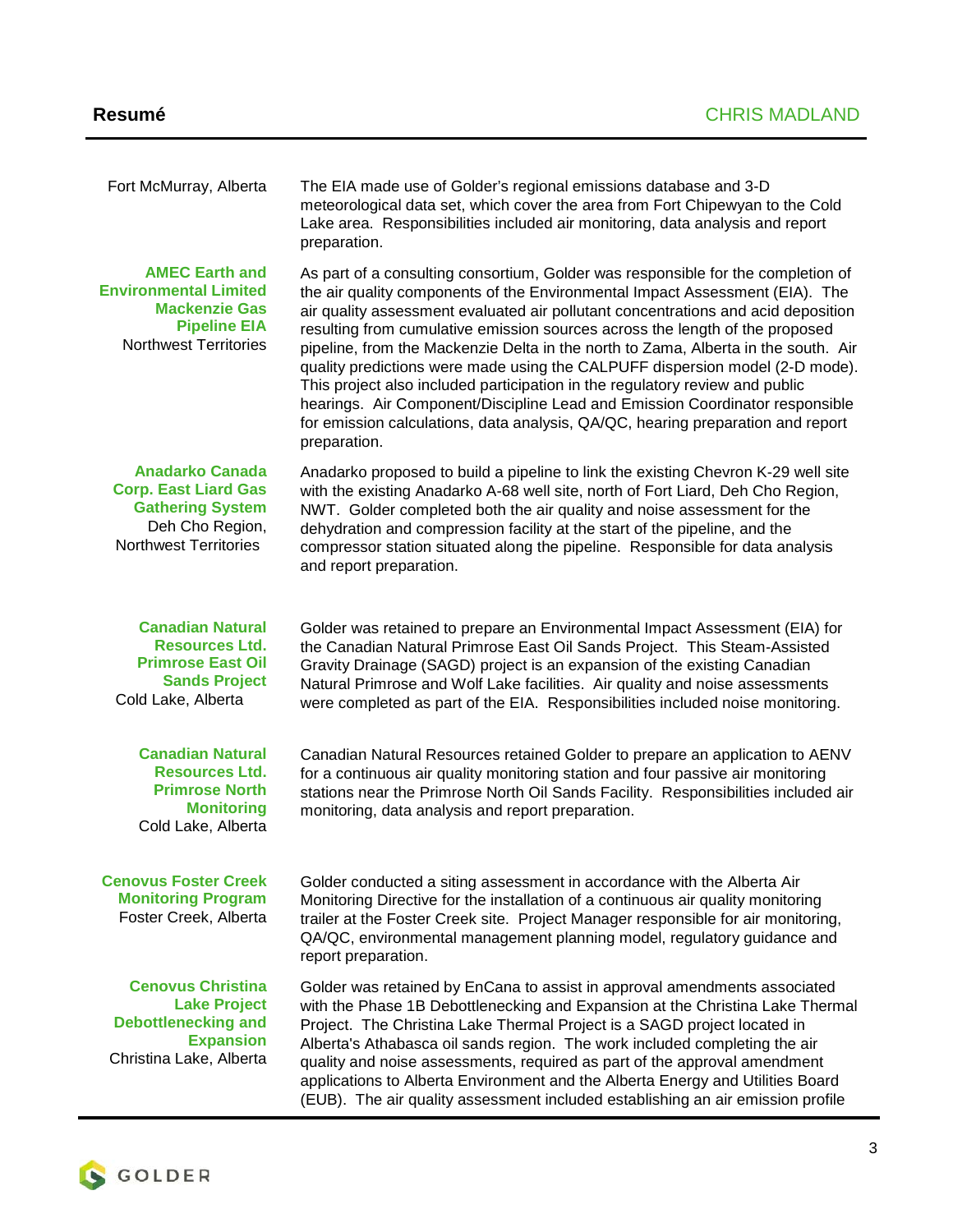Fort McMurray, Alberta

The EIA made use of Golder's regional emissions database and 3-D meteorological data set, which cover the area from Fort Chipewyan to the Cold Lake area. Responsibilities included air monitoring, data analysis and report preparation.

**AMEC Earth and Environmental Limited Mackenzie Gas Pipeline EIA**
Northwest Territories

As part of a consulting consortium, Golder was responsible for the completion of the air quality components of the Environmental Impact Assessment (EIA). The air quality assessment evaluated air pollutant concentrations and acid deposition resulting from cumulative emission sources across the length of the proposed pipeline, from the Mackenzie Delta in the north to Zama, Alberta in the south. Air quality predictions were made using the CALPUFF dispersion model (2-D mode). This project also included participation in the regulatory review and public hearings. Air Component/Discipline Lead and Emission Coordinator responsible for emission calculations, data analysis, QA/QC, hearing preparation and report preparation.

**Anadarko Canada Corp. East Liard Gas Gathering System**
Deh Cho Region, Northwest Territories

Anadarko proposed to build a pipeline to link the existing Chevron K-29 well site with the existing Anadarko A-68 well site, north of Fort Liard, Deh Cho Region, NWT. Golder completed both the air quality and noise assessment for the dehydration and compression facility at the start of the pipeline, and the compressor station situated along the pipeline. Responsible for data analysis and report preparation.

**Canadian Natural Resources Ltd. Primrose East Oil Sands Project**
Cold Lake, Alberta

Golder was retained to prepare an Environmental Impact Assessment (EIA) for the Canadian Natural Primrose East Oil Sands Project. This Steam-Assisted Gravity Drainage (SAGD) project is an expansion of the existing Canadian Natural Primrose and Wolf Lake facilities. Air quality and noise assessments were completed as part of the EIA. Responsibilities included noise monitoring.

**Canadian Natural Resources Ltd. Primrose North Monitoring**
Cold Lake, Alberta

Canadian Natural Resources retained Golder to prepare an application to AENV for a continuous air quality monitoring station and four passive air monitoring stations near the Primrose North Oil Sands Facility. Responsibilities included air monitoring, data analysis and report preparation.

**Cenovus Foster Creek Monitoring Program**
Foster Creek, Alberta

Golder conducted a siting assessment in accordance with the Alberta Air Monitoring Directive for the installation of a continuous air quality monitoring trailer at the Foster Creek site. Project Manager responsible for air monitoring, QA/QC, environmental management planning model, regulatory guidance and report preparation.

**Cenovus Christina Lake Project Debottlenecking and Expansion**
Christina Lake, Alberta

Golder was retained by EnCana to assist in approval amendments associated with the Phase 1B Debottlenecking and Expansion at the Christina Lake Thermal Project. The Christina Lake Thermal Project is a SAGD project located in Alberta's Athabasca oil sands region. The work included completing the air quality and noise assessments, required as part of the approval amendment applications to Alberta Environment and the Alberta Energy and Utilities Board (EUB). The air quality assessment included establishing an air emission profile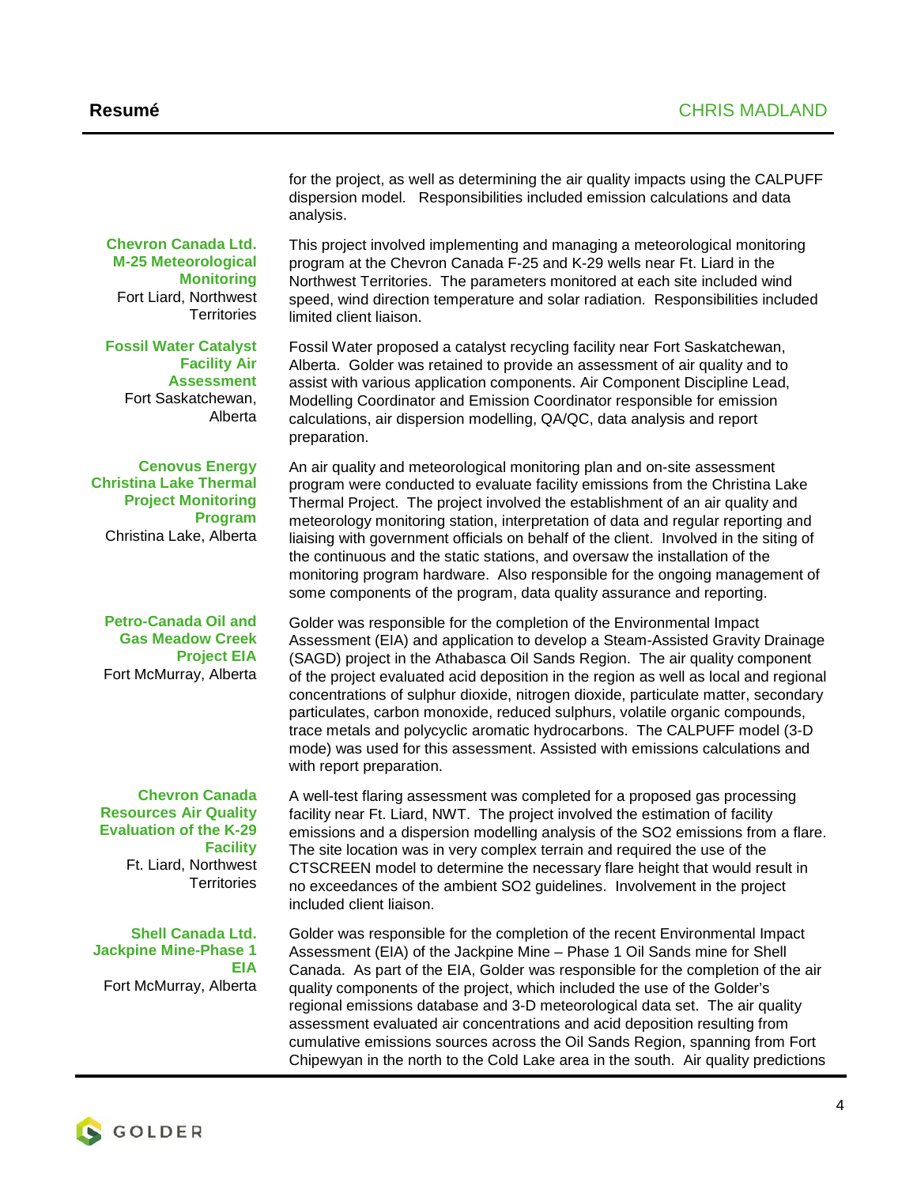for the project, as well as determining the air quality impacts using the CALPUFF dispersion model. Responsibilities included emission calculations and data analysis.

**Chevron Canada Ltd. M-25 Meteorological Monitoring**
Fort Liard, Northwest Territories

This project involved implementing and managing a meteorological monitoring program at the Chevron Canada F-25 and K-29 wells near Ft. Liard in the Northwest Territories. The parameters monitored at each site included wind speed, wind direction temperature and solar radiation. Responsibilities included limited client liaison.

**Fossil Water Catalyst Facility Air Assessment**
Fort Saskatchewan, Alberta

Fossil Water proposed a catalyst recycling facility near Fort Saskatchewan, Alberta. Golder was retained to provide an assessment of air quality and to assist with various application components. Air Component Discipline Lead, Modelling Coordinator and Emission Coordinator responsible for emission calculations, air dispersion modelling, QA/QC, data analysis and report preparation.

**Cenovus Energy Christina Lake Thermal Project Monitoring Program**
Christina Lake, Alberta

An air quality and meteorological monitoring plan and on-site assessment program were conducted to evaluate facility emissions from the Christina Lake Thermal Project. The project involved the establishment of an air quality and meteorology monitoring station, interpretation of data and regular reporting and liaising with government officials on behalf of the client. Involved in the siting of the continuous and the static stations, and oversaw the installation of the monitoring program hardware. Also responsible for the ongoing management of some components of the program, data quality assurance and reporting.

**Petro-Canada Oil and Gas Meadow Creek Project EIA**
Fort McMurray, Alberta

Golder was responsible for the completion of the Environmental Impact Assessment (EIA) and application to develop a Steam-Assisted Gravity Drainage (SAGD) project in the Athabasca Oil Sands Region. The air quality component of the project evaluated acid deposition in the region as well as local and regional concentrations of sulphur dioxide, nitrogen dioxide, particulate matter, secondary particulates, carbon monoxide, reduced sulphurs, volatile organic compounds, trace metals and polycyclic aromatic hydrocarbons. The CALPUFF model (3-D mode) was used for this assessment. Assisted with emissions calculations and with report preparation.

**Chevron Canada Resources Air Quality Evaluation of the K-29 Facility**
Ft. Liard, Northwest Territories

A well-test flaring assessment was completed for a proposed gas processing facility near Ft. Liard, NWT. The project involved the estimation of facility emissions and a dispersion modelling analysis of the SO2 emissions from a flare. The site location was in very complex terrain and required the use of the CTSCREEN model to determine the necessary flare height that would result in no exceedances of the ambient SO2 guidelines. Involvement in the project included client liaison.

**Shell Canada Ltd. Jackpine Mine-Phase 1 EIA**
Fort McMurray, Alberta

Golder was responsible for the completion of the recent Environmental Impact Assessment (EIA) of the Jackpine Mine – Phase 1 Oil Sands mine for Shell Canada. As part of the EIA, Golder was responsible for the completion of the air quality components of the project, which included the use of the Golder's regional emissions database and 3-D meteorological data set. The air quality assessment evaluated air concentrations and acid deposition resulting from cumulative emissions sources across the Oil Sands Region, spanning from Fort Chipewyan in the north to the Cold Lake area in the south. Air quality predictions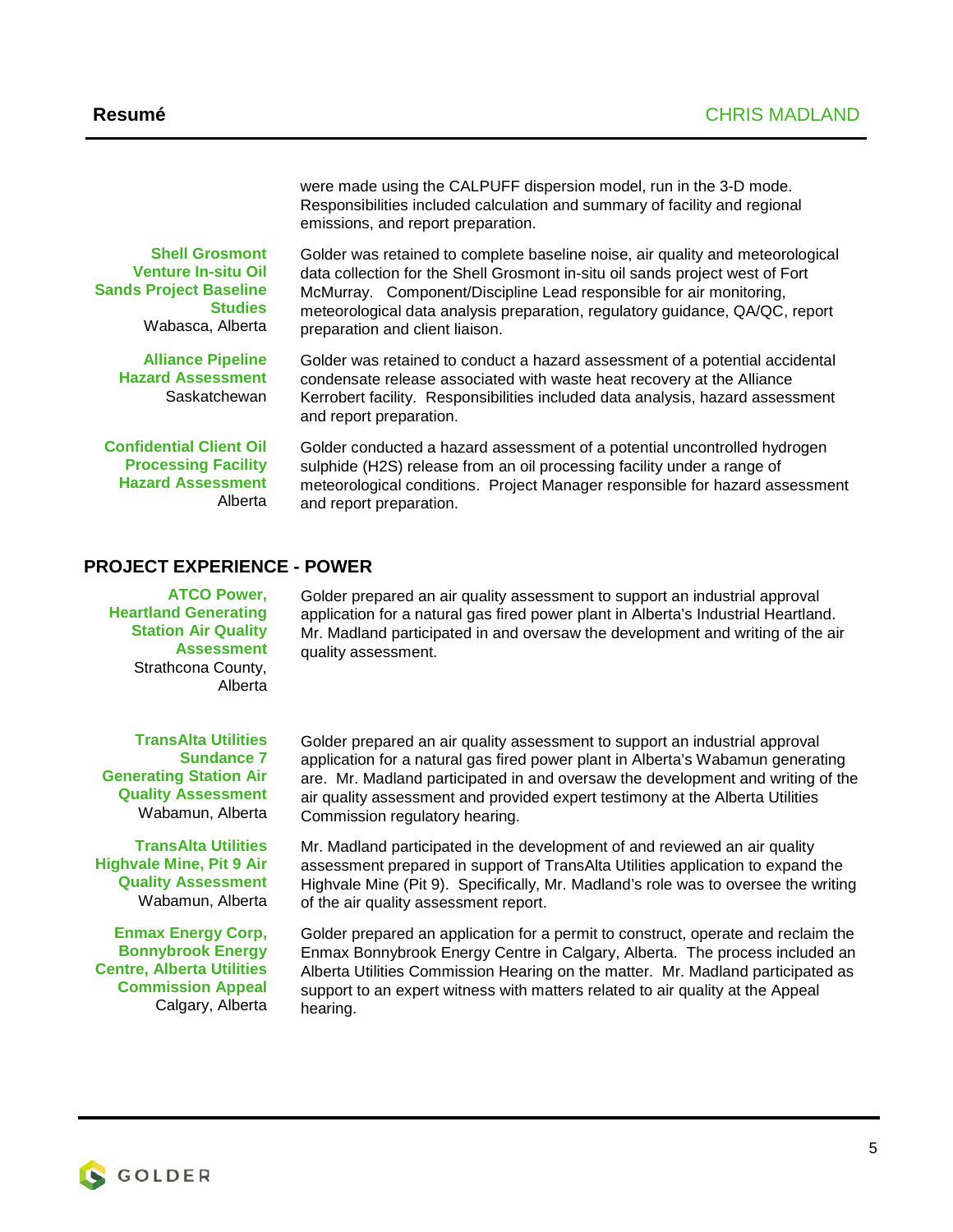were made using the CALPUFF dispersion model, run in the 3-D mode. Responsibilities included calculation and summary of facility and regional emissions, and report preparation.

**Shell Grosmont Venture In-situ Oil Sands Project Baseline Studies**
Wabasca, Alberta

Golder was retained to complete baseline noise, air quality and meteorological data collection for the Shell Grosmont in-situ oil sands project west of Fort McMurray. Component/Discipline Lead responsible for air monitoring, meteorological data analysis preparation, regulatory guidance, QA/QC, report preparation and client liaison.

**Alliance Pipeline Hazard Assessment**
Saskatchewan

Golder was retained to conduct a hazard assessment of a potential accidental condensate release associated with waste heat recovery at the Alliance Kerrobert facility. Responsibilities included data analysis, hazard assessment and report preparation.

**Confidential Client Oil Processing Facility Hazard Assessment**
Alberta

Golder conducted a hazard assessment of a potential uncontrolled hydrogen sulphide ($H_2S$) release from an oil processing facility under a range of meteorological conditions. Project Manager responsible for hazard assessment and report preparation.

## PROJECT EXPERIENCE - POWER

**ATCO Power, Heartland Generating Station Air Quality Assessment**
Strathcona County, Alberta

Golder prepared an air quality assessment to support an industrial approval application for a natural gas fired power plant in Alberta's Industrial Heartland. Mr. Madland participated in and oversaw the development and writing of the air quality assessment.

**TransAlta Utilities Sundance 7 Generating Station Air Quality Assessment**
Wabamun, Alberta

Golder prepared an air quality assessment to support an industrial approval application for a natural gas fired power plant in Alberta's Wabamun generating are. Mr. Madland participated in and oversaw the development and writing of the air quality assessment and provided expert testimony at the Alberta Utilities Commission regulatory hearing.

**TransAlta Utilities Highvale Mine, Pit 9 Air Quality Assessment**
Wabamun, Alberta

Mr. Madland participated in the development of and reviewed an air quality assessment prepared in support of TransAlta Utilities application to expand the Highvale Mine (Pit 9). Specifically, Mr. Madland's role was to oversee the writing of the air quality assessment report.

**Enmax Energy Corp, Bonnybrook Energy Centre, Alberta Utilities Commission Appeal**
Calgary, Alberta

Golder prepared an application for a permit to construct, operate and reclaim the Enmax Bonnybrook Energy Centre in Calgary, Alberta. The process included an Alberta Utilities Commission Hearing on the matter. Mr. Madland participated as support to an expert witness with matters related to air quality at the Appeal hearing.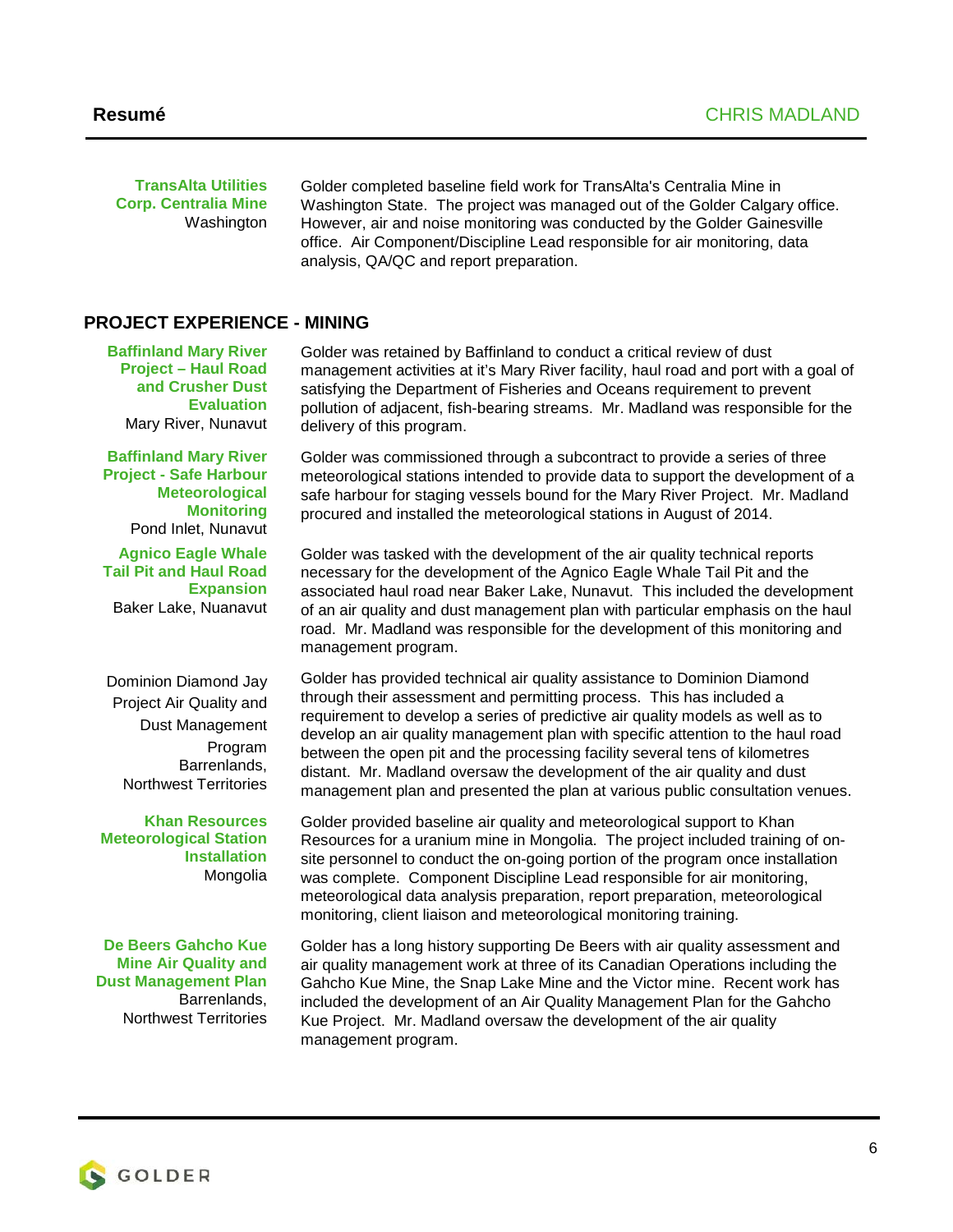**TransAlta Utilities Corp. Centralia Mine**
Washington

Golder completed baseline field work for TransAlta's Centralia Mine in Washington State. The project was managed out of the Golder Calgary office. However, air and noise monitoring was conducted by the Golder Gainesville office. Air Component/Discipline Lead responsible for air monitoring, data analysis, QA/QC and report preparation.

## PROJECT EXPERIENCE - MINING

**Baffinland Mary River Project – Haul Road and Crusher Dust Evaluation**
Mary River, Nunavut

Golder was retained by Baffinland to conduct a critical review of dust management activities at it's Mary River facility, haul road and port with a goal of satisfying the Department of Fisheries and Oceans requirement to prevent pollution of adjacent, fish-bearing streams. Mr. Madland was responsible for the delivery of this program.

**Baffinland Mary River Project - Safe Harbour Meteorological Monitoring**
Pond Inlet, Nunavut

Golder was commissioned through a subcontract to provide a series of three meteorological stations intended to provide data to support the development of a safe harbour for staging vessels bound for the Mary River Project. Mr. Madland procured and installed the meteorological stations in August of 2014.

**Agnico Eagle Whale Tail Pit and Haul Road Expansion**
Baker Lake, Nuanavut

Golder was tasked with the development of the air quality technical reports necessary for the development of the Agnico Eagle Whale Tail Pit and the associated haul road near Baker Lake, Nunavut. This included the development of an air quality and dust management plan with particular emphasis on the haul road. Mr. Madland was responsible for the development of this monitoring and management program.

Dominion Diamond Jay Project Air Quality and Dust Management Program
Barrenlands, Northwest Territories

Golder has provided technical air quality assistance to Dominion Diamond through their assessment and permitting process. This has included a requirement to develop a series of predictive air quality models as well as to develop an air quality management plan with specific attention to the haul road between the open pit and the processing facility several tens of kilometres distant. Mr. Madland oversaw the development of the air quality and dust management plan and presented the plan at various public consultation venues.

**Khan Resources Meteorological Station Installation**
Mongolia

Golder provided baseline air quality and meteorological support to Khan Resources for a uranium mine in Mongolia. The project included training of on-site personnel to conduct the on-going portion of the program once installation was complete. Component Discipline Lead responsible for air monitoring, meteorological data analysis preparation, report preparation, meteorological monitoring, client liaison and meteorological monitoring training.

**De Beers Gahcho Kue Mine Air Quality and Dust Management Plan**
Barrenlands, Northwest Territories

Golder has a long history supporting De Beers with air quality assessment and air quality management work at three of its Canadian Operations including the Gahcho Kue Mine, the Snap Lake Mine and the Victor mine. Recent work has included the development of an Air Quality Management Plan for the Gahcho Kue Project. Mr. Madland oversaw the development of the air quality management program.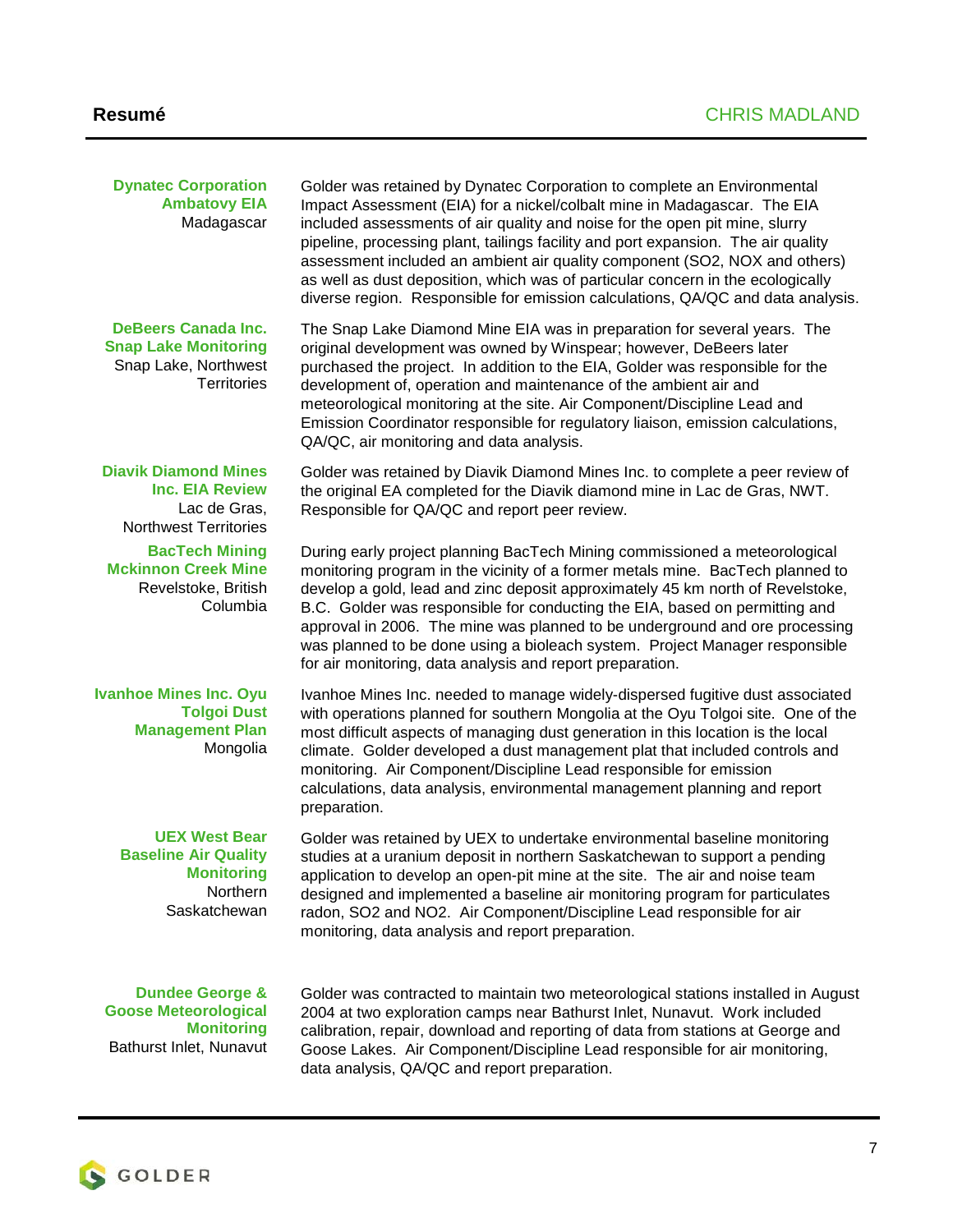**Dynatec Corporation Ambatovy EIA**
Madagascar

Golder was retained by Dynatec Corporation to complete an Environmental Impact Assessment (EIA) for a nickel/colbalt mine in Madagascar. The EIA included assessments of air quality and noise for the open pit mine, slurry pipeline, processing plant, tailings facility and port expansion. The air quality assessment included an ambient air quality component ($SO_2$, NOX and others) as well as dust deposition, which was of particular concern in the ecologically diverse region. Responsible for emission calculations, QA/QC and data analysis.

**DeBeers Canada Inc. Snap Lake Monitoring**
Snap Lake, Northwest Territories

The Snap Lake Diamond Mine EIA was in preparation for several years. The original development was owned by Winspear; however, DeBeers later purchased the project. In addition to the EIA, Golder was responsible for the development of, operation and maintenance of the ambient air and meteorological monitoring at the site. Air Component/Discipline Lead and Emission Coordinator responsible for regulatory liaison, emission calculations, QA/QC, air monitoring and data analysis.

**Diavik Diamond Mines Inc. EIA Review**
Lac de Gras, Northwest Territories

Golder was retained by Diavik Diamond Mines Inc. to complete a peer review of the original EA completed for the Diavik diamond mine in Lac de Gras, NWT. Responsible for QA/QC and report peer review.

**BacTech Mining Mckinnon Creek Mine**
Revelstoke, British Columbia

During early project planning BacTech Mining commissioned a meteorological monitoring program in the vicinity of a former metals mine. BacTech planned to develop a gold, lead and zinc deposit approximately 45 km north of Revelstoke, B.C. Golder was responsible for conducting the EIA, based on permitting and approval in 2006. The mine was planned to be underground and ore processing was planned to be done using a bioleach system. Project Manager responsible for air monitoring, data analysis and report preparation.

**Ivanhoe Mines Inc. Oyu Tolgoi Dust Management Plan**
Mongolia

Ivanhoe Mines Inc. needed to manage widely-dispersed fugitive dust associated with operations planned for southern Mongolia at the Oyu Tolgoi site. One of the most difficult aspects of managing dust generation in this location is the local climate. Golder developed a dust management plat that included controls and monitoring. Air Component/Discipline Lead responsible for emission calculations, data analysis, environmental management planning and report preparation.

**UEX West Bear Baseline Air Quality Monitoring**
Northern Saskatchewan

Golder was retained by UEX to undertake environmental baseline monitoring studies at a uranium deposit in northern Saskatchewan to support a pending application to develop an open-pit mine at the site. The air and noise team designed and implemented a baseline air monitoring program for particulates radon, $SO_2$ and $NO_2$. Air Component/Discipline Lead responsible for air monitoring, data analysis and report preparation.

**Dundee George & Goose Meteorological Monitoring**
Bathurst Inlet, Nunavut

Golder was contracted to maintain two meteorological stations installed in August 2004 at two exploration camps near Bathurst Inlet, Nunavut. Work included calibration, repair, download and reporting of data from stations at George and Goose Lakes. Air Component/Discipline Lead responsible for air monitoring, data analysis, QA/QC and report preparation.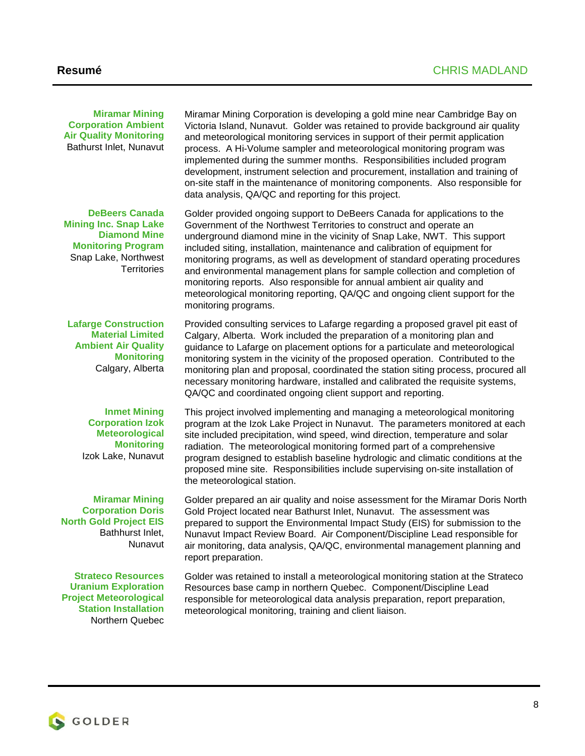**Miramar Mining Corporation Ambient Air Quality Monitoring**
Bathurst Inlet, Nunavut

Miramar Mining Corporation is developing a gold mine near Cambridge Bay on Victoria Island, Nunavut. Golder was retained to provide background air quality and meteorological monitoring services in support of their permit application process. A Hi-Volume sampler and meteorological monitoring program was implemented during the summer months. Responsibilities included program development, instrument selection and procurement, installation and training of on-site staff in the maintenance of monitoring components. Also responsible for data analysis, QA/QC and reporting for this project.

**DeBeers Canada Mining Inc. Snap Lake Diamond Mine Monitoring Program**
Snap Lake, Northwest Territories

Golder provided ongoing support to DeBeers Canada for applications to the Government of the Northwest Territories to construct and operate an underground diamond mine in the vicinity of Snap Lake, NWT. This support included siting, installation, maintenance and calibration of equipment for monitoring programs, as well as development of standard operating procedures and environmental management plans for sample collection and completion of monitoring reports. Also responsible for annual ambient air quality and meteorological monitoring reporting, QA/QC and ongoing client support for the monitoring programs.

**Lafarge Construction Material Limited Ambient Air Quality Monitoring**
Calgary, Alberta

Provided consulting services to Lafarge regarding a proposed gravel pit east of Calgary, Alberta. Work included the preparation of a monitoring plan and guidance to Lafarge on placement options for a particulate and meteorological monitoring system in the vicinity of the proposed operation. Contributed to the monitoring plan and proposal, coordinated the station siting process, procured all necessary monitoring hardware, installed and calibrated the requisite systems, QA/QC and coordinated ongoing client support and reporting.

**Inmet Mining Corporation Izok Meteorological Monitoring**
Izok Lake, Nunavut

This project involved implementing and managing a meteorological monitoring program at the Izok Lake Project in Nunavut. The parameters monitored at each site included precipitation, wind speed, wind direction, temperature and solar radiation. The meteorological monitoring formed part of a comprehensive program designed to establish baseline hydrologic and climatic conditions at the proposed mine site. Responsibilities include supervising on-site installation of the meteorological station.

**Miramar Mining Corporation Doris North Gold Project EIS**
Bathhurst Inlet, Nunavut

Golder prepared an air quality and noise assessment for the Miramar Doris North Gold Project located near Bathurst Inlet, Nunavut. The assessment was prepared to support the Environmental Impact Study (EIS) for submission to the Nunavut Impact Review Board. Air Component/Discipline Lead responsible for air monitoring, data analysis, QA/QC, environmental management planning and report preparation.

**Strateco Resources Uranium Exploration Project Meteorological Station Installation**
Northern Quebec

Golder was retained to install a meteorological monitoring station at the Strateco Resources base camp in northern Quebec. Component/Discipline Lead responsible for meteorological data analysis preparation, report preparation, meteorological monitoring, training and client liaison.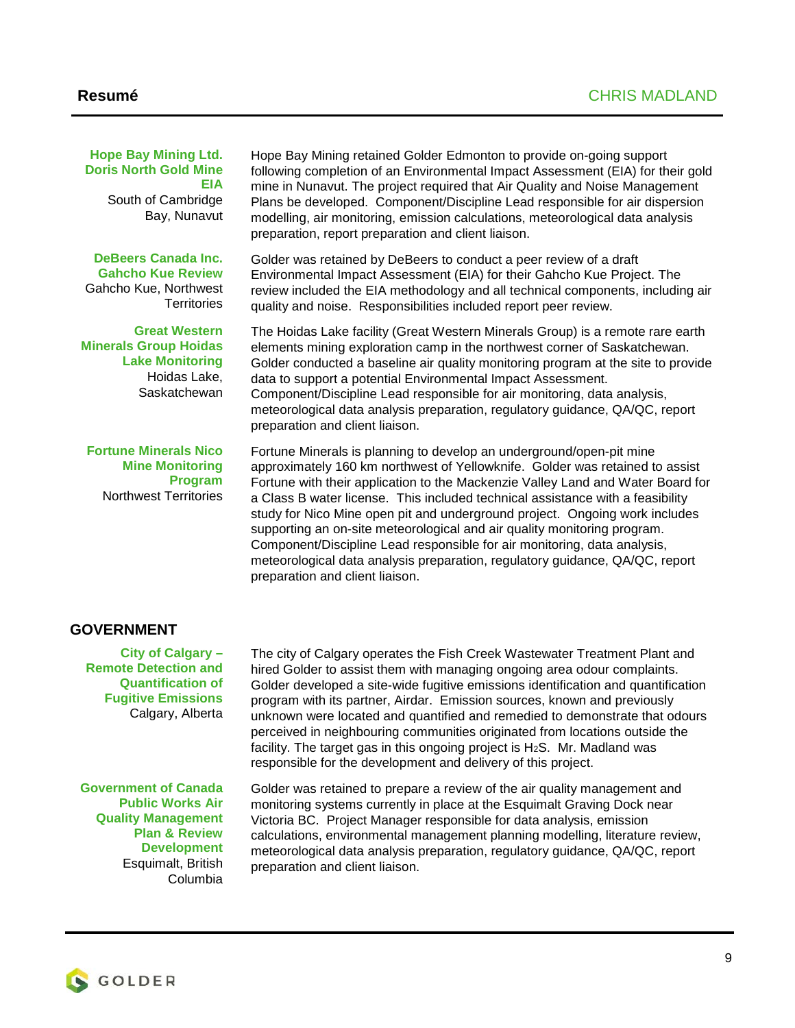**Hope Bay Mining Ltd. Doris North Gold Mine EIA**
South of Cambridge Bay, Nunavut

Hope Bay Mining retained Golder Edmonton to provide on-going support following completion of an Environmental Impact Assessment (EIA) for their gold mine in Nunavut. The project required that Air Quality and Noise Management Plans be developed. Component/Discipline Lead responsible for air dispersion modelling, air monitoring, emission calculations, meteorological data analysis preparation, report preparation and client liaison.

**DeBeers Canada Inc. Gahcho Kue Review**
Gahcho Kue, Northwest Territories

Golder was retained by DeBeers to conduct a peer review of a draft Environmental Impact Assessment (EIA) for their Gahcho Kue Project. The review included the EIA methodology and all technical components, including air quality and noise. Responsibilities included report peer review.

**Great Western Minerals Group Hoidas Lake Monitoring**
Hoidas Lake, Saskatchewan

The Hoidas Lake facility (Great Western Minerals Group) is a remote rare earth elements mining exploration camp in the northwest corner of Saskatchewan. Golder conducted a baseline air quality monitoring program at the site to provide data to support a potential Environmental Impact Assessment. Component/Discipline Lead responsible for air monitoring, data analysis, meteorological data analysis preparation, regulatory guidance, QA/QC, report preparation and client liaison.

**Fortune Minerals Nico Mine Monitoring Program**
Northwest Territories

Fortune Minerals is planning to develop an underground/open-pit mine approximately 160 km northwest of Yellowknife. Golder was retained to assist Fortune with their application to the Mackenzie Valley Land and Water Board for a Class B water license. This included technical assistance with a feasibility study for Nico Mine open pit and underground project. Ongoing work includes supporting an on-site meteorological and air quality monitoring program. Component/Discipline Lead responsible for air monitoring, data analysis, meteorological data analysis preparation, regulatory guidance, QA/QC, report preparation and client liaison.

## GOVERNMENT

**City of Calgary – Remote Detection and Quantification of Fugitive Emissions**
Calgary, Alberta

The city of Calgary operates the Fish Creek Wastewater Treatment Plant and hired Golder to assist them with managing ongoing area odour complaints. Golder developed a site-wide fugitive emissions identification and quantification program with its partner, Airdar. Emission sources, known and previously unknown were located and quantified and remedied to demonstrate that odours perceived in neighbouring communities originated from locations outside the facility. The target gas in this ongoing project is $H_2S$. Mr. Madland was responsible for the development and delivery of this project.

**Government of Canada Public Works Air Quality Management Plan & Review Development**
Esquimalt, British Columbia

Golder was retained to prepare a review of the air quality management and monitoring systems currently in place at the Esquimalt Graving Dock near Victoria BC. Project Manager responsible for data analysis, emission calculations, environmental management planning modelling, literature review, meteorological data analysis preparation, regulatory guidance, QA/QC, report preparation and client liaison.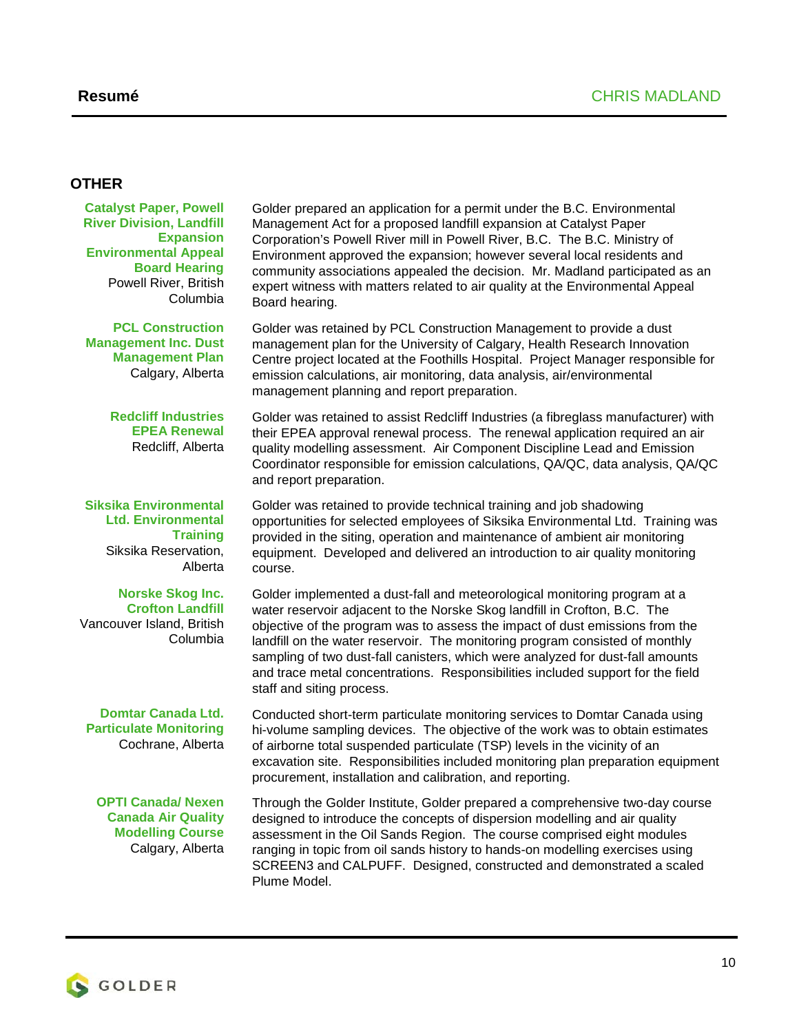## OTHER

**Catalyst Paper, Powell River Division, Landfill Expansion Environmental Appeal Board Hearing**
Powell River, British Columbia

Golder prepared an application for a permit under the B.C. Environmental Management Act for a proposed landfill expansion at Catalyst Paper Corporation's Powell River mill in Powell River, B.C. The B.C. Ministry of Environment approved the expansion; however several local residents and community associations appealed the decision. Mr. Madland participated as an expert witness with matters related to air quality at the Environmental Appeal Board hearing.

**PCL Construction Management Inc. Dust Management Plan**
Calgary, Alberta

Golder was retained by PCL Construction Management to provide a dust management plan for the University of Calgary, Health Research Innovation Centre project located at the Foothills Hospital. Project Manager responsible for emission calculations, air monitoring, data analysis, air/environmental management planning and report preparation.

**Redcliff Industries EPEA Renewal**
Redcliff, Alberta

Golder was retained to assist Redcliff Industries (a fibreglass manufacturer) with their EPEA approval renewal process. The renewal application required an air quality modelling assessment. Air Component Discipline Lead and Emission Coordinator responsible for emission calculations, QA/QC, data analysis, QA/QC and report preparation.

**Siksika Environmental Ltd. Environmental Training**
Siksika Reservation, Alberta

Golder was retained to provide technical training and job shadowing opportunities for selected employees of Siksika Environmental Ltd. Training was provided in the siting, operation and maintenance of ambient air monitoring equipment. Developed and delivered an introduction to air quality monitoring course.

**Norske Skog Inc. Crofton Landfill**
Vancouver Island, British Columbia

Golder implemented a dust-fall and meteorological monitoring program at a water reservoir adjacent to the Norske Skog landfill in Crofton, B.C. The objective of the program was to assess the impact of dust emissions from the landfill on the water reservoir. The monitoring program consisted of monthly sampling of two dust-fall canisters, which were analyzed for dust-fall amounts and trace metal concentrations. Responsibilities included support for the field staff and siting process.

**Domtar Canada Ltd. Particulate Monitoring**
Cochrane, Alberta

Conducted short-term particulate monitoring services to Domtar Canada using hi-volume sampling devices. The objective of the work was to obtain estimates of airborne total suspended particulate (TSP) levels in the vicinity of an excavation site. Responsibilities included monitoring plan preparation equipment procurement, installation and calibration, and reporting.

**OPTI Canada/ Nexen Canada Air Quality Modelling Course**
Calgary, Alberta

Through the Golder Institute, Golder prepared a comprehensive two-day course designed to introduce the concepts of dispersion modelling and air quality assessment in the Oil Sands Region. The course comprised eight modules ranging in topic from oil sands history to hands-on modelling exercises using SCREEN3 and CALPUFF. Designed, constructed and demonstrated a scaled Plume Model.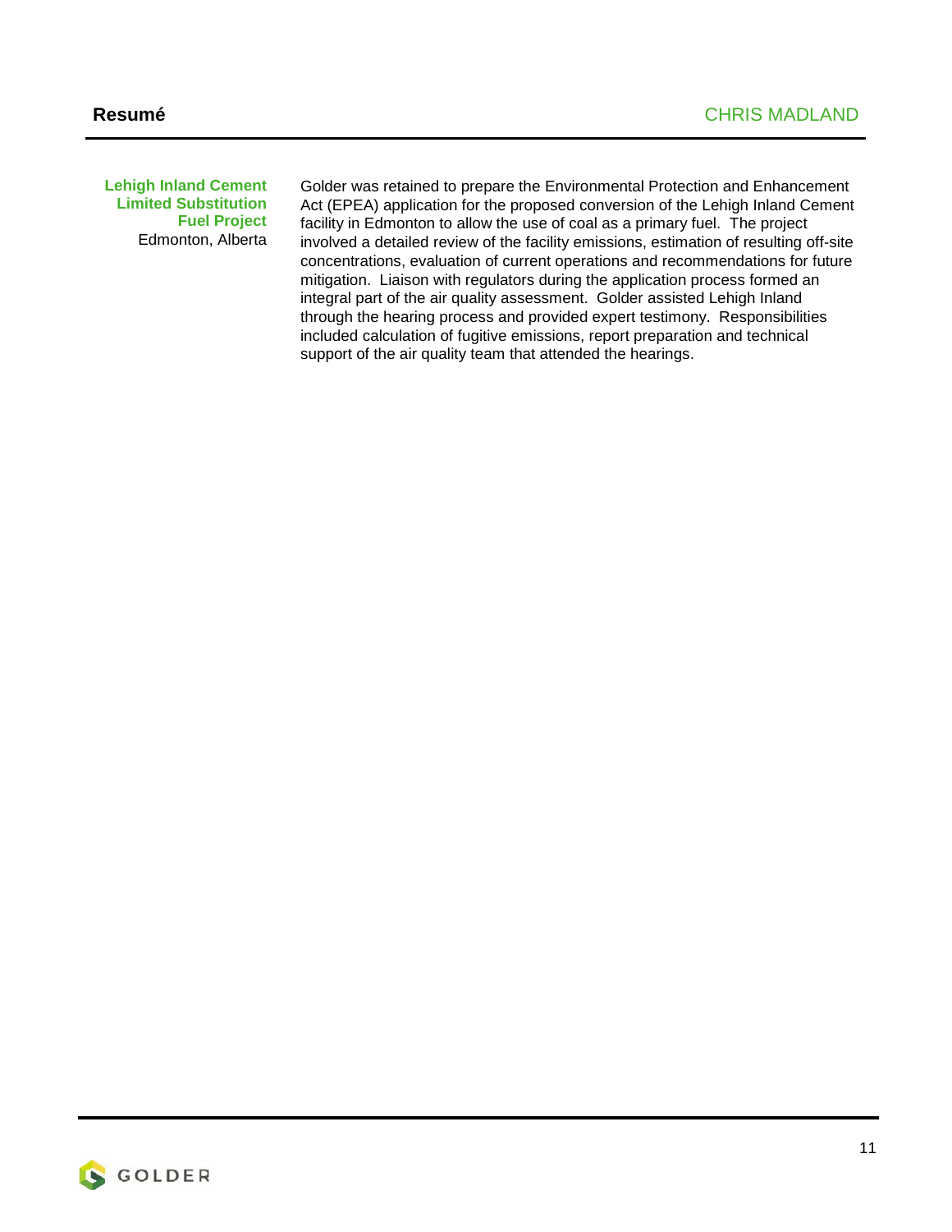**Lehigh Inland Cement Limited Substitution Fuel Project**
Edmonton, Alberta

Golder was retained to prepare the Environmental Protection and Enhancement Act (EPEA) application for the proposed conversion of the Lehigh Inland Cement facility in Edmonton to allow the use of coal as a primary fuel. The project involved a detailed review of the facility emissions, estimation of resulting off-site concentrations, evaluation of current operations and recommendations for future mitigation. Liaison with regulators during the application process formed an integral part of the air quality assessment. Golder assisted Lehigh Inland through the hearing process and provided expert testimony. Responsibilities included calculation of fugitive emissions, report preparation and technical support of the air quality team that attended the hearings.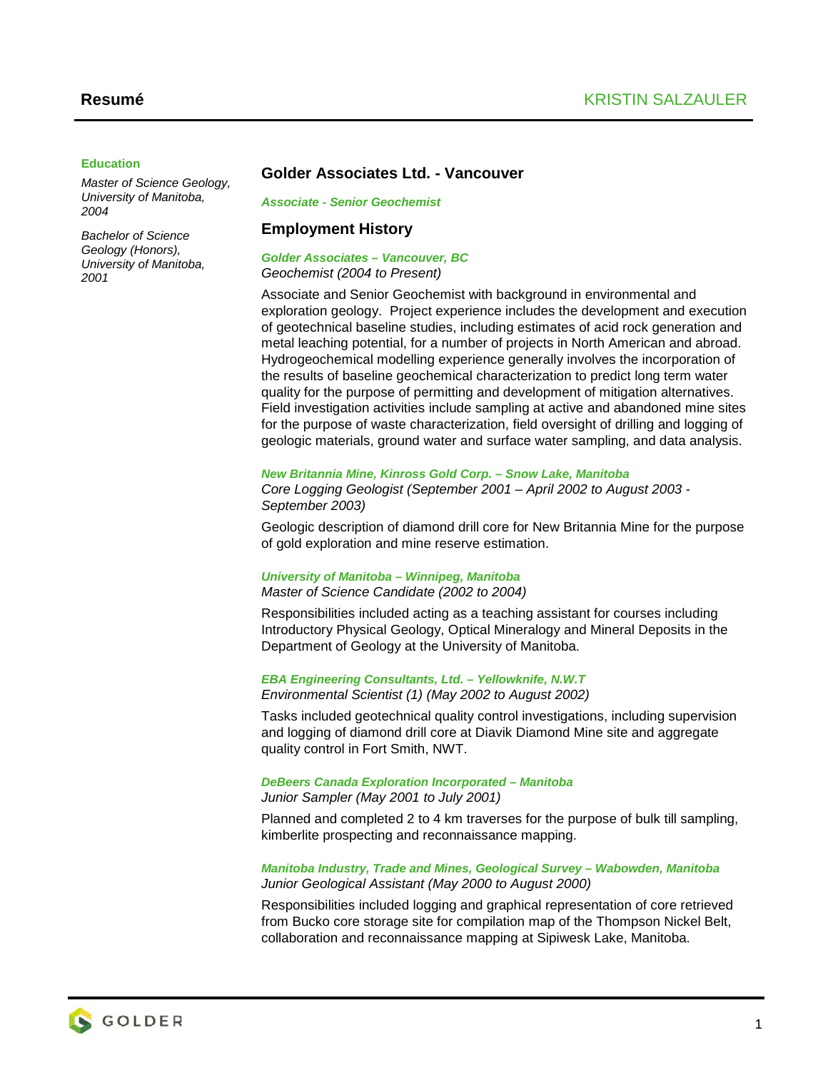**Resumé** KRISTIN SALZAULER

**Education**

*Master of Science Geology, University of Manitoba, 2004*

*Bachelor of Science Geology (Honors), University of Manitoba, 2001*

## Golder Associates Ltd. - Vancouver

***Associate - Senior Geochemist***

## Employment History

***Golder Associates – Vancouver, BC***
*Geochemist (2004 to Present)*

Associate and Senior Geochemist with background in environmental and exploration geology. Project experience includes the development and execution of geotechnical baseline studies, including estimates of acid rock generation and metal leaching potential, for a number of projects in North American and abroad. Hydrogeochemical modelling experience generally involves the incorporation of the results of baseline geochemical characterization to predict long term water quality for the purpose of permitting and development of mitigation alternatives. Field investigation activities include sampling at active and abandoned mine sites for the purpose of waste characterization, field oversight of drilling and logging of geologic materials, ground water and surface water sampling, and data analysis.

***New Britannia Mine, Kinross Gold Corp. – Snow Lake, Manitoba***
*Core Logging Geologist (September 2001 – April 2002 to August 2003 - September 2003)*

Geologic description of diamond drill core for New Britannia Mine for the purpose of gold exploration and mine reserve estimation.

***University of Manitoba – Winnipeg, Manitoba***
*Master of Science Candidate (2002 to 2004)*

Responsibilities included acting as a teaching assistant for courses including Introductory Physical Geology, Optical Mineralogy and Mineral Deposits in the Department of Geology at the University of Manitoba.

***EBA Engineering Consultants, Ltd. – Yellowknife, N.W.T***
*Environmental Scientist (1) (May 2002 to August 2002)*

Tasks included geotechnical quality control investigations, including supervision and logging of diamond drill core at Diavik Diamond Mine site and aggregate quality control in Fort Smith, NWT.

***DeBeers Canada Exploration Incorporated – Manitoba***
*Junior Sampler (May 2001 to July 2001)*

Planned and completed 2 to 4 km traverses for the purpose of bulk till sampling, kimberlite prospecting and reconnaissance mapping.

***Manitoba Industry, Trade and Mines, Geological Survey – Wabowden, Manitoba***
*Junior Geological Assistant (May 2000 to August 2000)*

Responsibilities included logging and graphical representation of core retrieved from Bucko core storage site for compilation map of the Thompson Nickel Belt, collaboration and reconnaissance mapping at Sipiwesk Lake, Manitoba.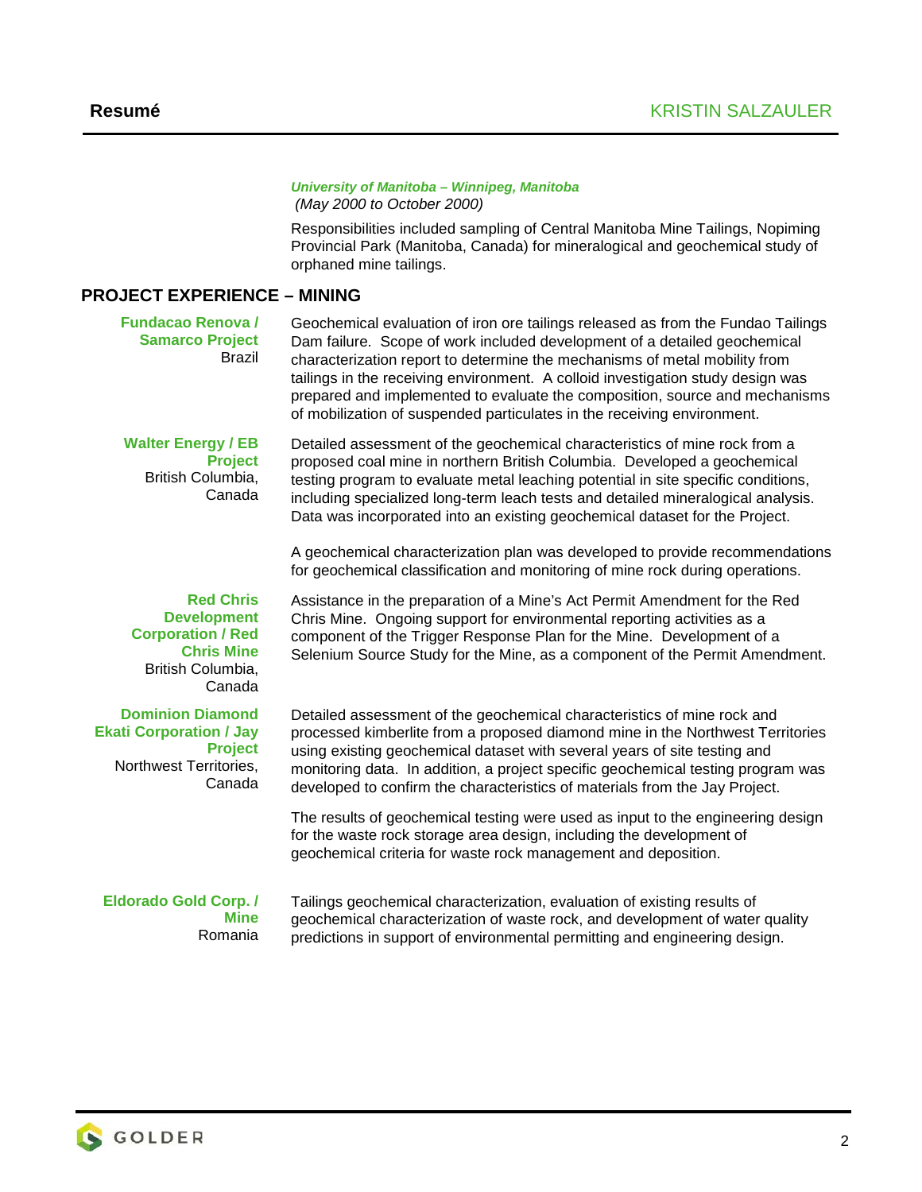***University of Manitoba – Winnipeg, Manitoba***
*(May 2000 to October 2000)*

Responsibilities included sampling of Central Manitoba Mine Tailings, Nopiming Provincial Park (Manitoba, Canada) for mineralogical and geochemical study of orphaned mine tailings.

## PROJECT EXPERIENCE – MINING

**Fundacao Renova / Samarco Project**
Brazil

Geochemical evaluation of iron ore tailings released as from the Fundao Tailings Dam failure. Scope of work included development of a detailed geochemical characterization report to determine the mechanisms of metal mobility from tailings in the receiving environment. A colloid investigation study design was prepared and implemented to evaluate the composition, source and mechanisms of mobilization of suspended particulates in the receiving environment.

**Walter Energy / EB Project**
British Columbia, Canada

Detailed assessment of the geochemical characteristics of mine rock from a proposed coal mine in northern British Columbia. Developed a geochemical testing program to evaluate metal leaching potential in site specific conditions, including specialized long-term leach tests and detailed mineralogical analysis. Data was incorporated into an existing geochemical dataset for the Project.

A geochemical characterization plan was developed to provide recommendations for geochemical classification and monitoring of mine rock during operations.

**Red Chris Development Corporation / Red Chris Mine**
British Columbia, Canada

Assistance in the preparation of a Mine's Act Permit Amendment for the Red Chris Mine. Ongoing support for environmental reporting activities as a component of the Trigger Response Plan for the Mine. Development of a Selenium Source Study for the Mine, as a component of the Permit Amendment.

**Dominion Diamond Ekati Corporation / Jay Project**
Northwest Territories, Canada

Detailed assessment of the geochemical characteristics of mine rock and processed kimberlite from a proposed diamond mine in the Northwest Territories using existing geochemical dataset with several years of site testing and monitoring data. In addition, a project specific geochemical testing program was developed to confirm the characteristics of materials from the Jay Project.

The results of geochemical testing were used as input to the engineering design for the waste rock storage area design, including the development of geochemical criteria for waste rock management and deposition.

**Eldorado Gold Corp. / Mine**
Romania

Tailings geochemical characterization, evaluation of existing results of geochemical characterization of waste rock, and development of water quality predictions in support of environmental permitting and engineering design.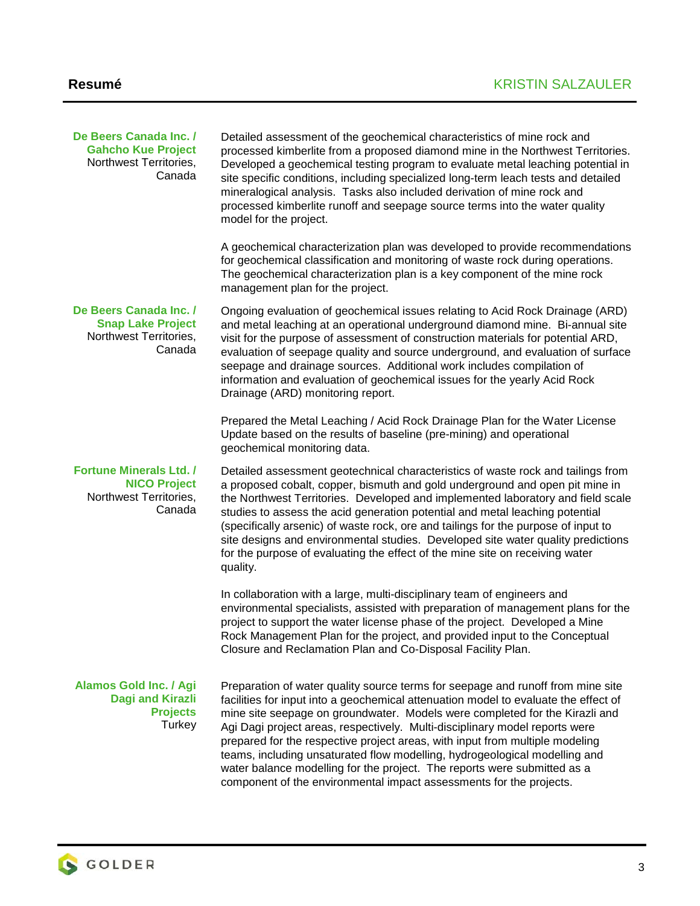**De Beers Canada Inc. / Gahcho Kue Project**
Northwest Territories, Canada

Detailed assessment of the geochemical characteristics of mine rock and processed kimberlite from a proposed diamond mine in the Northwest Territories. Developed a geochemical testing program to evaluate metal leaching potential in site specific conditions, including specialized long-term leach tests and detailed mineralogical analysis. Tasks also included derivation of mine rock and processed kimberlite runoff and seepage source terms into the water quality model for the project.

A geochemical characterization plan was developed to provide recommendations for geochemical classification and monitoring of waste rock during operations. The geochemical characterization plan is a key component of the mine rock management plan for the project.

**De Beers Canada Inc. / Snap Lake Project**
Northwest Territories, Canada

Ongoing evaluation of geochemical issues relating to Acid Rock Drainage (ARD) and metal leaching at an operational underground diamond mine. Bi-annual site visit for the purpose of assessment of construction materials for potential ARD, evaluation of seepage quality and source underground, and evaluation of surface seepage and drainage sources. Additional work includes compilation of information and evaluation of geochemical issues for the yearly Acid Rock Drainage (ARD) monitoring report.

Prepared the Metal Leaching / Acid Rock Drainage Plan for the Water License Update based on the results of baseline (pre-mining) and operational geochemical monitoring data.

**Fortune Minerals Ltd. / NICO Project**
Northwest Territories, Canada

Detailed assessment geotechnical characteristics of waste rock and tailings from a proposed cobalt, copper, bismuth and gold underground and open pit mine in the Northwest Territories. Developed and implemented laboratory and field scale studies to assess the acid generation potential and metal leaching potential (specifically arsenic) of waste rock, ore and tailings for the purpose of input to site designs and environmental studies. Developed site water quality predictions for the purpose of evaluating the effect of the mine site on receiving water quality.

In collaboration with a large, multi-disciplinary team of engineers and environmental specialists, assisted with preparation of management plans for the project to support the water license phase of the project. Developed a Mine Rock Management Plan for the project, and provided input to the Conceptual Closure and Reclamation Plan and Co-Disposal Facility Plan.

**Alamos Gold Inc. / Agi Dagi and Kirazli Projects**
Turkey

Preparation of water quality source terms for seepage and runoff from mine site facilities for input into a geochemical attenuation model to evaluate the effect of mine site seepage on groundwater. Models were completed for the Kirazli and Agi Dagi project areas, respectively. Multi-disciplinary model reports were prepared for the respective project areas, with input from multiple modeling teams, including unsaturated flow modelling, hydrogeological modelling and water balance modelling for the project. The reports were submitted as a component of the environmental impact assessments for the projects.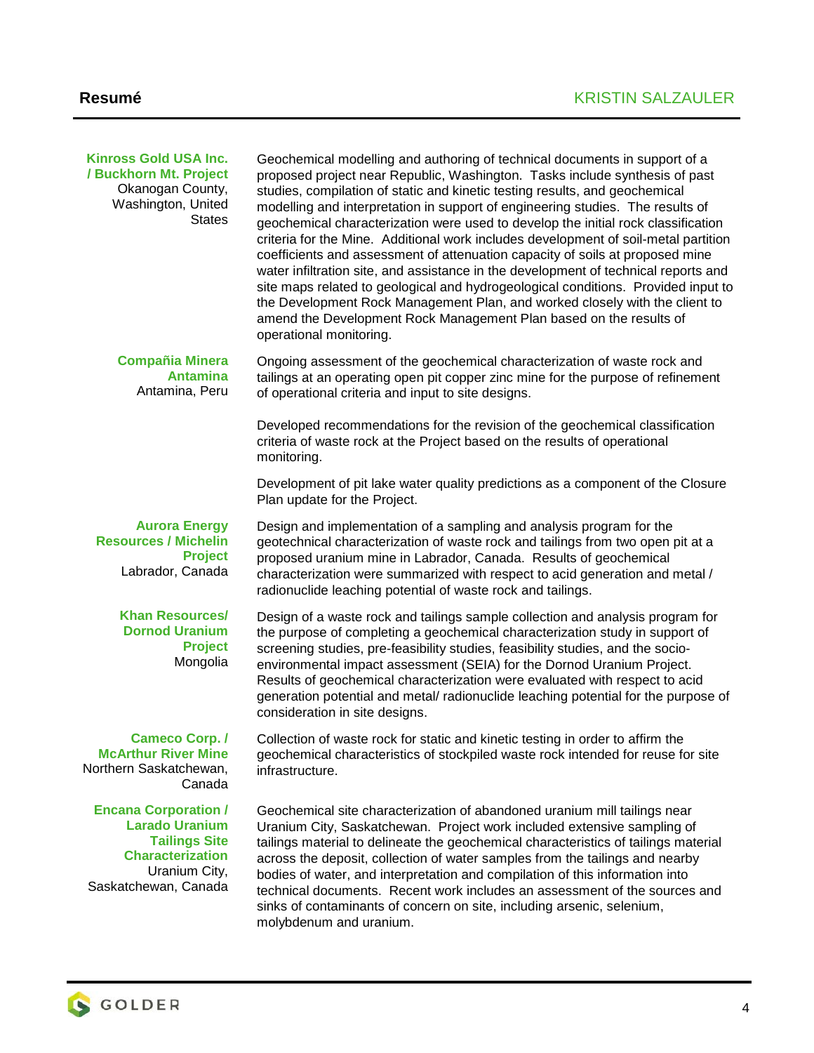**Kinross Gold USA Inc. / Buckhorn Mt. Project**
Okanogan County, Washington, United States

Geochemical modelling and authoring of technical documents in support of a proposed project near Republic, Washington. Tasks include synthesis of past studies, compilation of static and kinetic testing results, and geochemical modelling and interpretation in support of engineering studies. The results of geochemical characterization were used to develop the initial rock classification criteria for the Mine. Additional work includes development of soil-metal partition coefficients and assessment of attenuation capacity of soils at proposed mine water infiltration site, and assistance in the development of technical reports and site maps related to geological and hydrogeological conditions. Provided input to the Development Rock Management Plan, and worked closely with the client to amend the Development Rock Management Plan based on the results of operational monitoring.

**Compañia Minera Antamina**
Antamina, Peru

Ongoing assessment of the geochemical characterization of waste rock and tailings at an operating open pit copper zinc mine for the purpose of refinement of operational criteria and input to site designs.

Developed recommendations for the revision of the geochemical classification criteria of waste rock at the Project based on the results of operational monitoring.

Development of pit lake water quality predictions as a component of the Closure Plan update for the Project.

**Aurora Energy Resources / Michelin Project**
Labrador, Canada

Design and implementation of a sampling and analysis program for the geotechnical characterization of waste rock and tailings from two open pit at a proposed uranium mine in Labrador, Canada. Results of geochemical characterization were summarized with respect to acid generation and metal / radionuclide leaching potential of waste rock and tailings.

**Khan Resources/ Dornod Uranium Project**
Mongolia

Design of a waste rock and tailings sample collection and analysis program for the purpose of completing a geochemical characterization study in support of screening studies, pre-feasibility studies, feasibility studies, and the socio-environmental impact assessment (SEIA) for the Dornod Uranium Project. Results of geochemical characterization were evaluated with respect to acid generation potential and metal/ radionuclide leaching potential for the purpose of consideration in site designs.

**Cameco Corp. / McArthur River Mine**
Northern Saskatchewan, Canada

Collection of waste rock for static and kinetic testing in order to affirm the geochemical characteristics of stockpiled waste rock intended for reuse for site infrastructure.

**Encana Corporation / Larado Uranium Tailings Site Characterization**
Uranium City, Saskatchewan, Canada

Geochemical site characterization of abandoned uranium mill tailings near Uranium City, Saskatchewan. Project work included extensive sampling of tailings material to delineate the geochemical characteristics of tailings material across the deposit, collection of water samples from the tailings and nearby bodies of water, and interpretation and compilation of this information into technical documents. Recent work includes an assessment of the sources and sinks of contaminants of concern on site, including arsenic, selenium, molybdenum and uranium.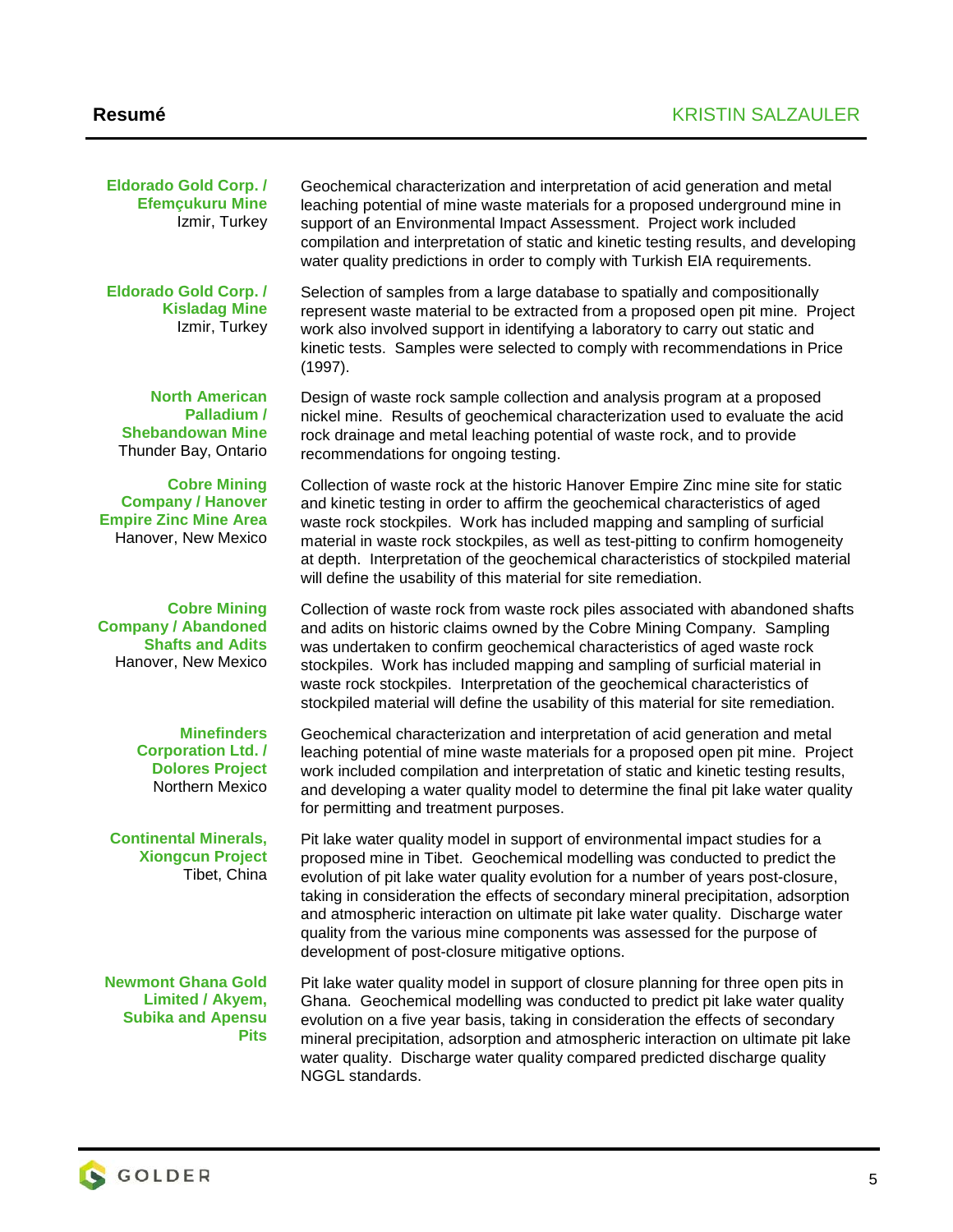**Eldorado Gold Corp. / Efemçukuru Mine**
Izmir, Turkey

Geochemical characterization and interpretation of acid generation and metal leaching potential of mine waste materials for a proposed underground mine in support of an Environmental Impact Assessment. Project work included compilation and interpretation of static and kinetic testing results, and developing water quality predictions in order to comply with Turkish EIA requirements.

**Eldorado Gold Corp. / Kisladag Mine**
Izmir, Turkey

Selection of samples from a large database to spatially and compositionally represent waste material to be extracted from a proposed open pit mine. Project work also involved support in identifying a laboratory to carry out static and kinetic tests. Samples were selected to comply with recommendations in Price (1997).

**North American Palladium / Shebandowan Mine**
Thunder Bay, Ontario

Design of waste rock sample collection and analysis program at a proposed nickel mine. Results of geochemical characterization used to evaluate the acid rock drainage and metal leaching potential of waste rock, and to provide recommendations for ongoing testing.

**Cobre Mining Company / Hanover Empire Zinc Mine Area**
Hanover, New Mexico

Collection of waste rock at the historic Hanover Empire Zinc mine site for static and kinetic testing in order to affirm the geochemical characteristics of aged waste rock stockpiles. Work has included mapping and sampling of surficial material in waste rock stockpiles, as well as test-pitting to confirm homogeneity at depth. Interpretation of the geochemical characteristics of stockpiled material will define the usability of this material for site remediation.

**Cobre Mining Company / Abandoned Shafts and Adits**
Hanover, New Mexico

Collection of waste rock from waste rock piles associated with abandoned shafts and adits on historic claims owned by the Cobre Mining Company. Sampling was undertaken to confirm geochemical characteristics of aged waste rock stockpiles. Work has included mapping and sampling of surficial material in waste rock stockpiles. Interpretation of the geochemical characteristics of stockpiled material will define the usability of this material for site remediation.

**Minefinders Corporation Ltd. / Dolores Project**
Northern Mexico

Geochemical characterization and interpretation of acid generation and metal leaching potential of mine waste materials for a proposed open pit mine. Project work included compilation and interpretation of static and kinetic testing results, and developing a water quality model to determine the final pit lake water quality for permitting and treatment purposes.

**Continental Minerals, Xiongcun Project**
Tibet, China

Pit lake water quality model in support of environmental impact studies for a proposed mine in Tibet. Geochemical modelling was conducted to predict the evolution of pit lake water quality evolution for a number of years post-closure, taking in consideration the effects of secondary mineral precipitation, adsorption and atmospheric interaction on ultimate pit lake water quality. Discharge water quality from the various mine components was assessed for the purpose of development of post-closure mitigative options.

**Newmont Ghana Gold Limited / Akyem, Subika and Apensu Pits**

Pit lake water quality model in support of closure planning for three open pits in Ghana. Geochemical modelling was conducted to predict pit lake water quality evolution on a five year basis, taking in consideration the effects of secondary mineral precipitation, adsorption and atmospheric interaction on ultimate pit lake water quality. Discharge water quality compared predicted discharge quality NGGL standards.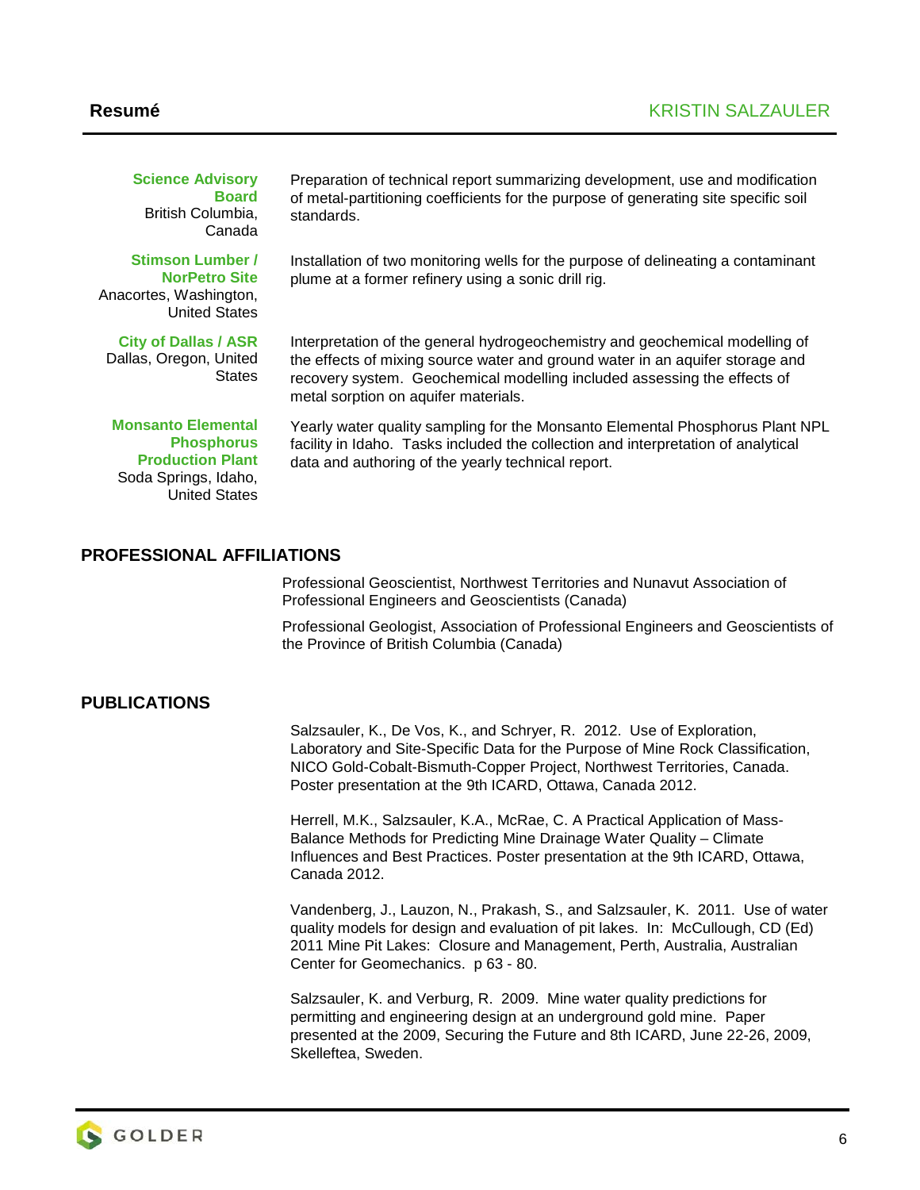| | |
|---|---|
| **Science Advisory Board**<br>British Columbia, Canada | Preparation of technical report summarizing development, use and modification of metal-partitioning coefficients for the purpose of generating site specific soil standards. |
| **Stimson Lumber / NorPetro Site**<br>Anacortes, Washington, United States | Installation of two monitoring wells for the purpose of delineating a contaminant plume at a former refinery using a sonic drill rig. |
| **City of Dallas / ASR**<br>Dallas, Oregon, United States | Interpretation of the general hydrogeochemistry and geochemical modelling of the effects of mixing source water and ground water in an aquifer storage and recovery system. Geochemical modelling included assessing the effects of metal sorption on aquifer materials. |
| **Monsanto Elemental Phosphorus Production Plant**<br>Soda Springs, Idaho, United States | Yearly water quality sampling for the Monsanto Elemental Phosphorus Plant NPL facility in Idaho. Tasks included the collection and interpretation of analytical data and authoring of the yearly technical report. |

## PROFESSIONAL AFFILIATIONS

Professional Geoscientist, Northwest Territories and Nunavut Association of Professional Engineers and Geoscientists (Canada)

Professional Geologist, Association of Professional Engineers and Geoscientists of the Province of British Columbia (Canada)

## PUBLICATIONS

Salzsauler, K., De Vos, K., and Schryer, R. 2012. Use of Exploration, Laboratory and Site-Specific Data for the Purpose of Mine Rock Classification, NICO Gold-Cobalt-Bismuth-Copper Project, Northwest Territories, Canada. Poster presentation at the 9th ICARD, Ottawa, Canada 2012.

Herrell, M.K., Salzsauler, K.A., McRae, C. A Practical Application of Mass-Balance Methods for Predicting Mine Drainage Water Quality – Climate Influences and Best Practices. Poster presentation at the 9th ICARD, Ottawa, Canada 2012.

Vandenberg, J., Lauzon, N., Prakash, S., and Salzsauler, K. 2011. Use of water quality models for design and evaluation of pit lakes. In: McCullough, CD (Ed) 2011 Mine Pit Lakes: Closure and Management, Perth, Australia, Australian Center for Geomechanics. p 63 - 80.

Salzsauler, K. and Verburg, R. 2009. Mine water quality predictions for permitting and engineering design at an underground gold mine. Paper presented at the 2009, Securing the Future and 8th ICARD, June 22-26, 2009, Skelleftea, Sweden.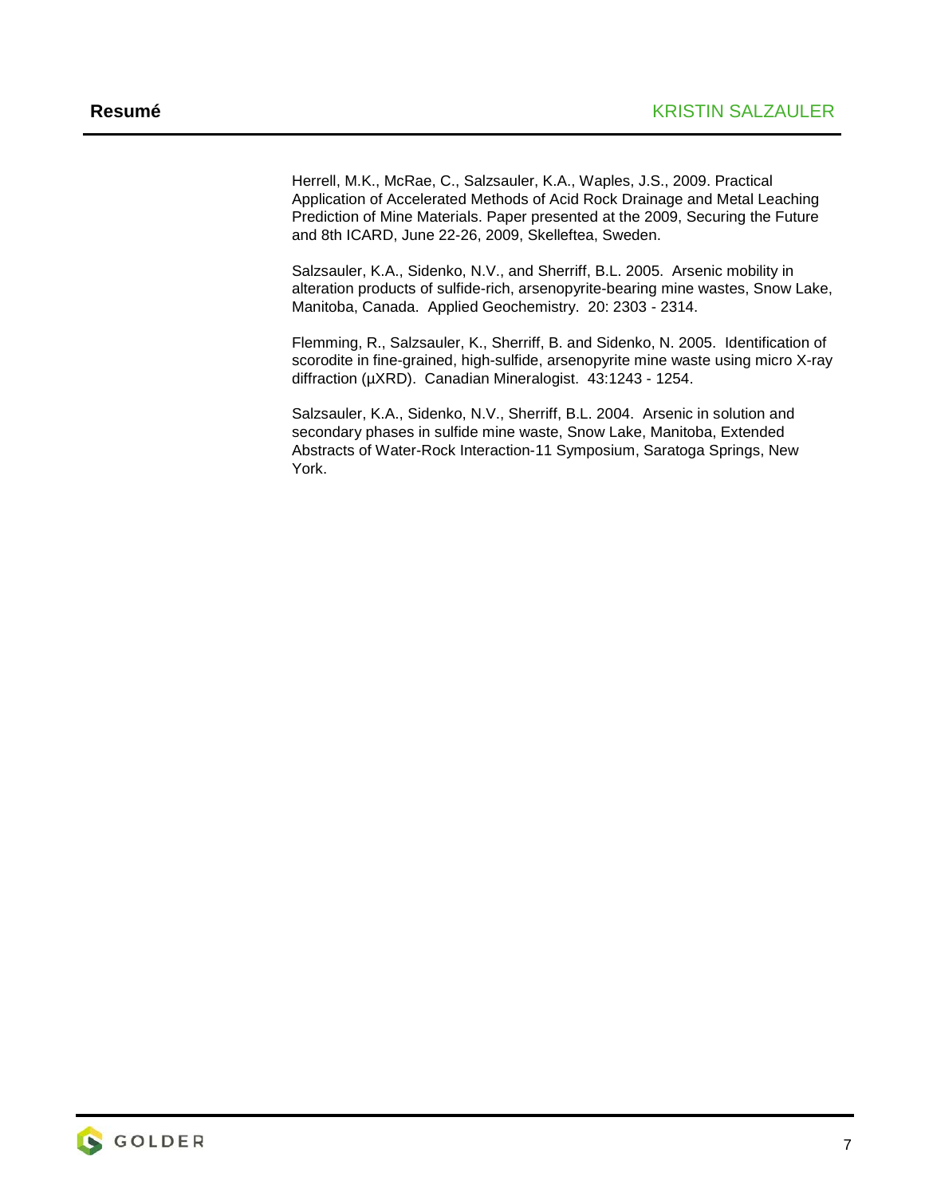Herrell, M.K., McRae, C., Salzsauler, K.A., Waples, J.S., 2009. Practical Application of Accelerated Methods of Acid Rock Drainage and Metal Leaching Prediction of Mine Materials. Paper presented at the 2009, Securing the Future and 8th ICARD, June 22-26, 2009, Skelleftea, Sweden.

Salzsauler, K.A., Sidenko, N.V., and Sherriff, B.L. 2005. Arsenic mobility in alteration products of sulfide-rich, arsenopyrite-bearing mine wastes, Snow Lake, Manitoba, Canada. Applied Geochemistry. 20: 2303 - 2314.

Flemming, R., Salzsauler, K., Sherriff, B. and Sidenko, N. 2005. Identification of scorodite in fine-grained, high-sulfide, arsenopyrite mine waste using micro X-ray diffraction (µXRD). Canadian Mineralogist. 43:1243 - 1254.

Salzsauler, K.A., Sidenko, N.V., Sherriff, B.L. 2004. Arsenic in solution and secondary phases in sulfide mine waste, Snow Lake, Manitoba, Extended Abstracts of Water-Rock Interaction-11 Symposium, Saratoga Springs, New York.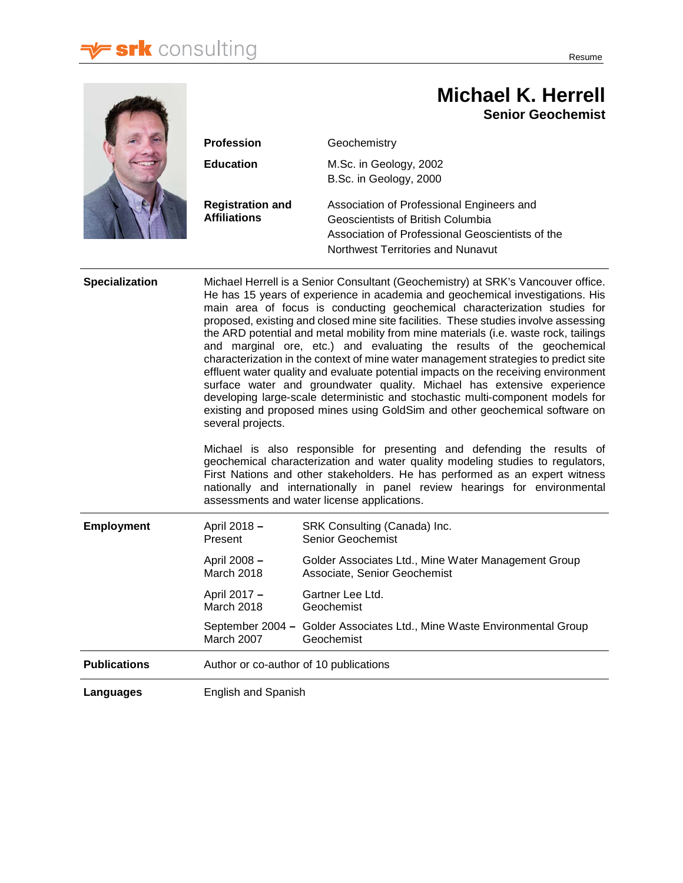# Michael K. Herrell

## Senior Geochemist

| | |
|---|---|
| **Profession** | Geochemistry |
| **Education** | M.Sc. in Geology, 2002<br>B.Sc. in Geology, 2000 |
| **Registration and Affiliations** | Association of Professional Engineers and Geoscientists of British Columbia<br>Association of Professional Geoscientists of the Northwest Territories and Nunavut |

**Specialization**

Michael Herrell is a Senior Consultant (Geochemistry) at SRK's Vancouver office. He has 15 years of experience in academia and geochemical investigations. His main area of focus is conducting geochemical characterization studies for proposed, existing and closed mine site facilities. These studies involve assessing the ARD potential and metal mobility from mine materials (i.e. waste rock, tailings and marginal ore, etc.) and evaluating the results of the geochemical characterization in the context of mine water management strategies to predict site effluent water quality and evaluate potential impacts on the receiving environment surface water and groundwater quality. Michael has extensive experience developing large-scale deterministic and stochastic multi-component models for existing and proposed mines using GoldSim and other geochemical software on several projects.

Michael is also responsible for presenting and defending the results of geochemical characterization and water quality modeling studies to regulators, First Nations and other stakeholders. He has performed as an expert witness nationally and internationally in panel review hearings for environmental assessments and water license applications.

**Employment**

| | |
|---|---|
| April 2018 – Present | SRK Consulting (Canada) Inc.<br>Senior Geochemist |
| April 2008 – March 2018 | Golder Associates Ltd., Mine Water Management Group<br>Associate, Senior Geochemist |
| April 2017 – March 2018 | Gartner Lee Ltd.<br>Geochemist |
| September 2004 – March 2007 | Golder Associates Ltd., Mine Waste Environmental Group<br>Geochemist |

**Publications**

Author or co-author of 10 publications

**Languages**

English and Spanish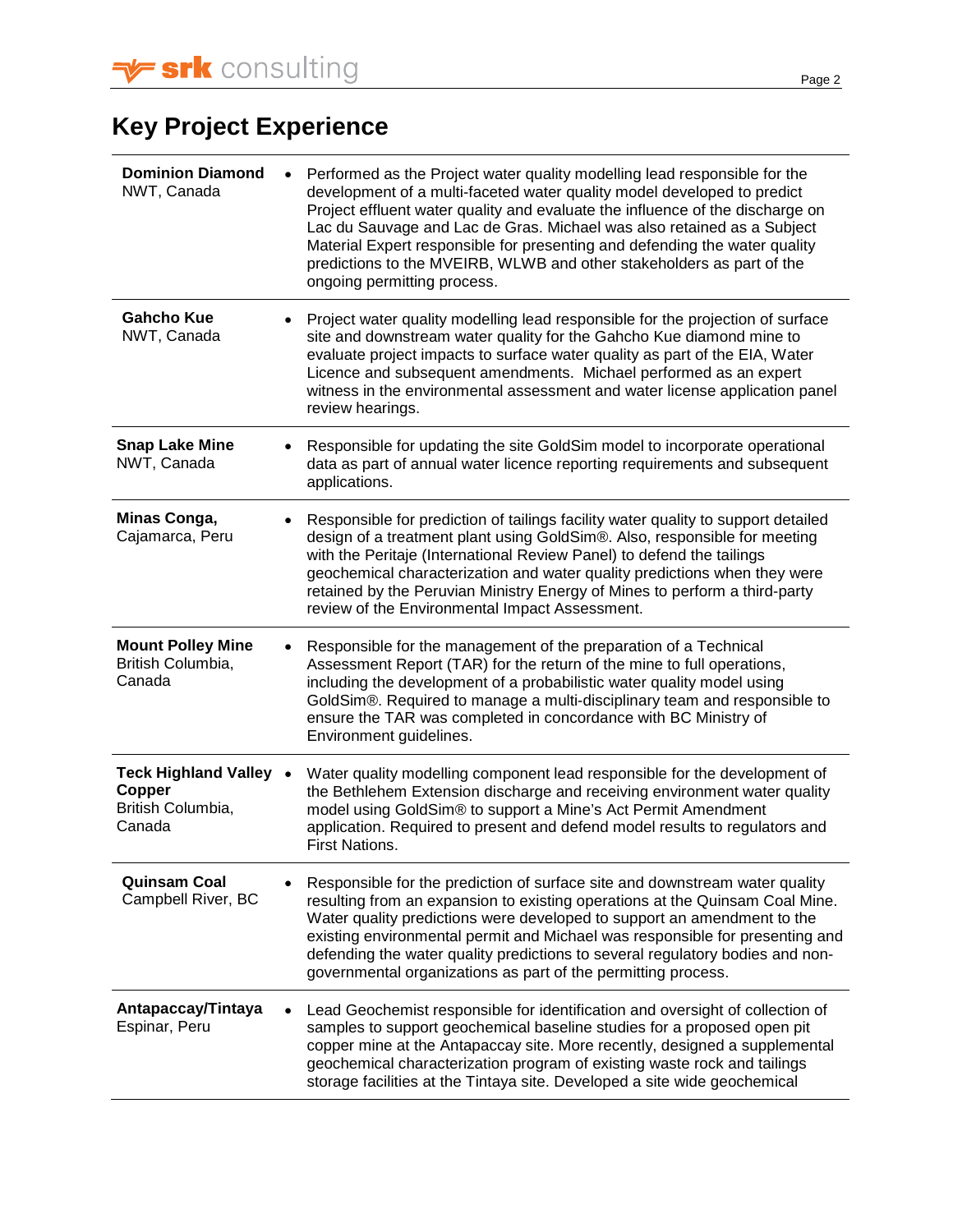## Key Project Experience

| | |
|---|---|
| **Dominion Diamond** NWT, Canada | • Performed as the Project water quality modelling lead responsible for the development of a multi-faceted water quality model developed to predict Project effluent water quality and evaluate the influence of the discharge on Lac du Sauvage and Lac de Gras. Michael was also retained as a Subject Material Expert responsible for presenting and defending the water quality predictions to the MVEIRB, WLWB and other stakeholders as part of the ongoing permitting process. |
| **Gahcho Kue** NWT, Canada | • Project water quality modelling lead responsible for the projection of surface site and downstream water quality for the Gahcho Kue diamond mine to evaluate project impacts to surface water quality as part of the EIA, Water Licence and subsequent amendments. Michael performed as an expert witness in the environmental assessment and water license application panel review hearings. |
| **Snap Lake Mine** NWT, Canada | • Responsible for updating the site GoldSim model to incorporate operational data as part of annual water licence reporting requirements and subsequent applications. |
| **Minas Conga,** Cajamarca, Peru | • Responsible for prediction of tailings facility water quality to support detailed design of a treatment plant using GoldSim®. Also, responsible for meeting with the Peritaje (International Review Panel) to defend the tailings geochemical characterization and water quality predictions when they were retained by the Peruvian Ministry Energy of Mines to perform a third-party review of the Environmental Impact Assessment. |
| **Mount Polley Mine** British Columbia, Canada | • Responsible for the management of the preparation of a Technical Assessment Report (TAR) for the return of the mine to full operations, including the development of a probabilistic water quality model using GoldSim®. Required to manage a multi-disciplinary team and responsible to ensure the TAR was completed in concordance with BC Ministry of Environment guidelines. |
| **Teck Highland Valley Copper** British Columbia, Canada | • Water quality modelling component lead responsible for the development of the Bethlehem Extension discharge and receiving environment water quality model using GoldSim® to support a Mine's Act Permit Amendment application. Required to present and defend model results to regulators and First Nations. |
| **Quinsam Coal** Campbell River, BC | • Responsible for the prediction of surface site and downstream water quality resulting from an expansion to existing operations at the Quinsam Coal Mine. Water quality predictions were developed to support an amendment to the existing environmental permit and Michael was responsible for presenting and defending the water quality predictions to several regulatory bodies and non-governmental organizations as part of the permitting process. |
| **Antapaccay/Tintaya** Espinar, Peru | • Lead Geochemist responsible for identification and oversight of collection of samples to support geochemical baseline studies for a proposed open pit copper mine at the Antapaccay site. More recently, designed a supplemental geochemical characterization program of existing waste rock and tailings storage facilities at the Tintaya site. Developed a site wide geochemical |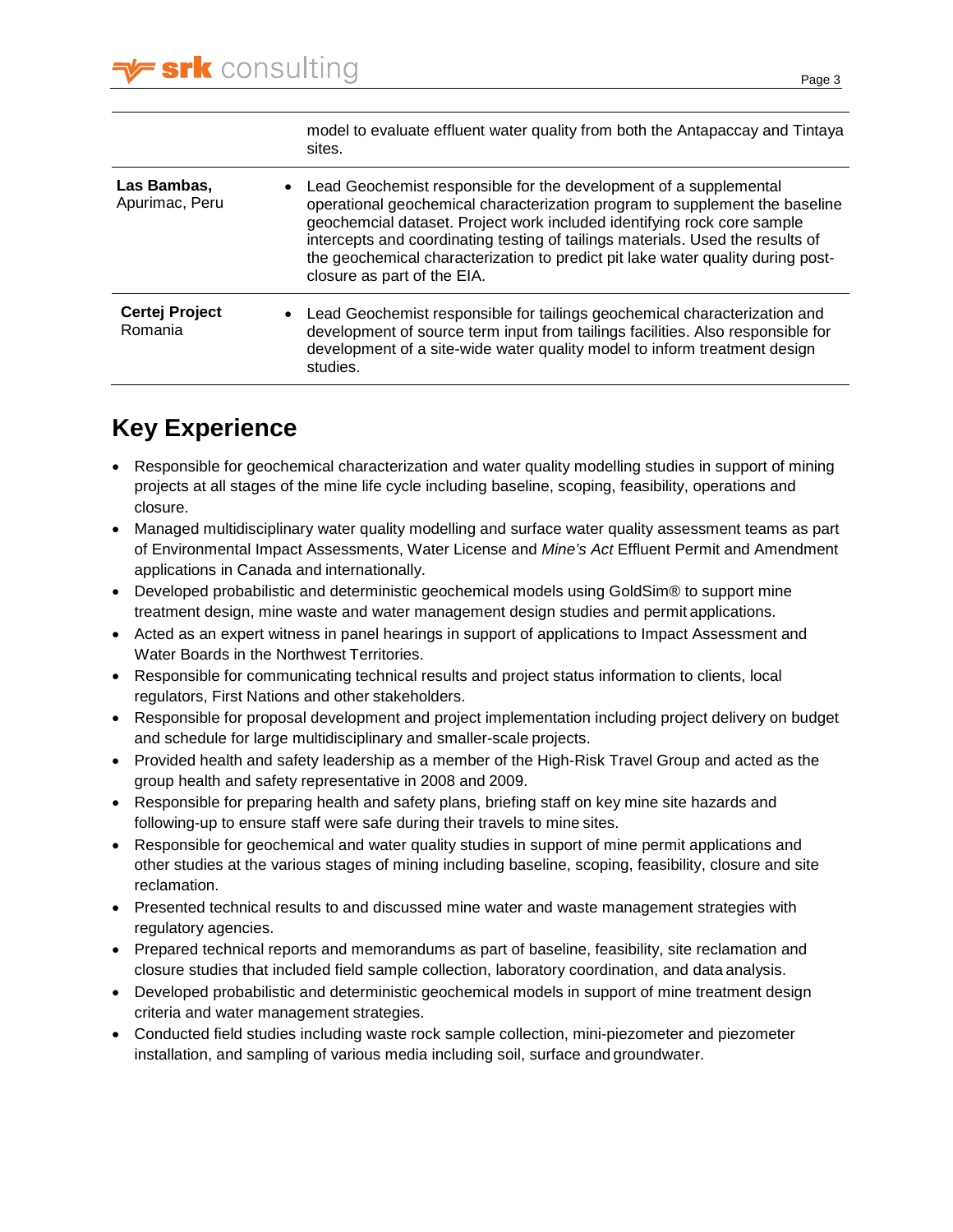| | |
|---|---|
| | model to evaluate effluent water quality from both the Antapaccay and Tintaya sites. |
| **Las Bambas,** Apurimac, Peru | • Lead Geochemist responsible for the development of a supplemental operational geochemical characterization program to supplement the baseline geochemcial dataset. Project work included identifying rock core sample intercepts and coordinating testing of tailings materials. Used the results of the geochemical characterization to predict pit lake water quality during post-closure as part of the EIA. |
| **Certej Project** Romania | • Lead Geochemist responsible for tailings geochemical characterization and development of source term input from tailings facilities. Also responsible for development of a site-wide water quality model to inform treatment design studies. |

## Key Experience

- Responsible for geochemical characterization and water quality modelling studies in support of mining projects at all stages of the mine life cycle including baseline, scoping, feasibility, operations and closure.
- Managed multidisciplinary water quality modelling and surface water quality assessment teams as part of Environmental Impact Assessments, Water License and *Mine's Act* Effluent Permit and Amendment applications in Canada and internationally.
- Developed probabilistic and deterministic geochemical models using GoldSim® to support mine treatment design, mine waste and water management design studies and permit applications.
- Acted as an expert witness in panel hearings in support of applications to Impact Assessment and Water Boards in the Northwest Territories.
- Responsible for communicating technical results and project status information to clients, local regulators, First Nations and other stakeholders.
- Responsible for proposal development and project implementation including project delivery on budget and schedule for large multidisciplinary and smaller-scale projects.
- Provided health and safety leadership as a member of the High-Risk Travel Group and acted as the group health and safety representative in 2008 and 2009.
- Responsible for preparing health and safety plans, briefing staff on key mine site hazards and following-up to ensure staff were safe during their travels to mine sites.
- Responsible for geochemical and water quality studies in support of mine permit applications and other studies at the various stages of mining including baseline, scoping, feasibility, closure and site reclamation.
- Presented technical results to and discussed mine water and waste management strategies with regulatory agencies.
- Prepared technical reports and memorandums as part of baseline, feasibility, site reclamation and closure studies that included field sample collection, laboratory coordination, and data analysis.
- Developed probabilistic and deterministic geochemical models in support of mine treatment design criteria and water management strategies.
- Conducted field studies including waste rock sample collection, mini-piezometer and piezometer installation, and sampling of various media including soil, surface and groundwater.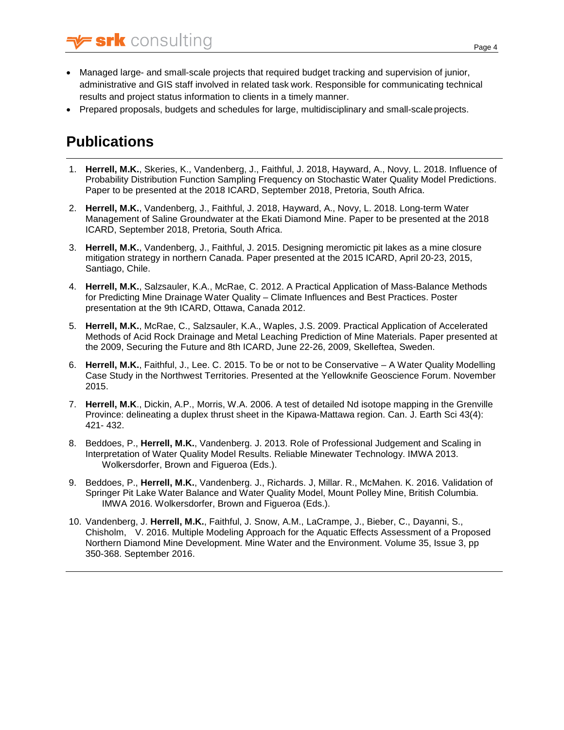- Managed large- and small-scale projects that required budget tracking and supervision of junior, administrative and GIS staff involved in related task work. Responsible for communicating technical results and project status information to clients in a timely manner.
- Prepared proposals, budgets and schedules for large, multidisciplinary and small-scale projects.

# Publications

1. **Herrell, M.K.**, Skeries, K., Vandenberg, J., Faithful, J. 2018, Hayward, A., Novy, L. 2018. Influence of Probability Distribution Function Sampling Frequency on Stochastic Water Quality Model Predictions. Paper to be presented at the 2018 ICARD, September 2018, Pretoria, South Africa.
2. **Herrell, M.K.**, Vandenberg, J., Faithful, J. 2018, Hayward, A., Novy, L. 2018. Long-term Water Management of Saline Groundwater at the Ekati Diamond Mine. Paper to be presented at the 2018 ICARD, September 2018, Pretoria, South Africa.
3. **Herrell, M.K.**, Vandenberg, J., Faithful, J. 2015. Designing meromictic pit lakes as a mine closure mitigation strategy in northern Canada. Paper presented at the 2015 ICARD, April 20-23, 2015, Santiago, Chile.
4. **Herrell, M.K.**, Salzsauler, K.A., McRae, C. 2012. A Practical Application of Mass-Balance Methods for Predicting Mine Drainage Water Quality – Climate Influences and Best Practices. Poster presentation at the 9th ICARD, Ottawa, Canada 2012.
5. **Herrell, M.K.**, McRae, C., Salzsauler, K.A., Waples, J.S. 2009. Practical Application of Accelerated Methods of Acid Rock Drainage and Metal Leaching Prediction of Mine Materials. Paper presented at the 2009, Securing the Future and 8th ICARD, June 22-26, 2009, Skelleftea, Sweden.
6. **Herrell, M.K.**, Faithful, J., Lee. C. 2015. To be or not to be Conservative – A Water Quality Modelling Case Study in the Northwest Territories. Presented at the Yellowknife Geoscience Forum. November 2015.
7. **Herrell, M.K**., Dickin, A.P., Morris, W.A. 2006. A test of detailed Nd isotope mapping in the Grenville Province: delineating a duplex thrust sheet in the Kipawa-Mattawa region. Can. J. Earth Sci 43(4): 421- 432.
8. Beddoes, P., **Herrell, M.K.**, Vandenberg. J. 2013. Role of Professional Judgement and Scaling in Interpretation of Water Quality Model Results. Reliable Minewater Technology. IMWA 2013. Wolkersdorfer, Brown and Figueroa (Eds.).
9. Beddoes, P., **Herrell, M.K.**, Vandenberg. J., Richards. J, Millar. R., McMahen. K. 2016. Validation of Springer Pit Lake Water Balance and Water Quality Model, Mount Polley Mine, British Columbia. IMWA 2016. Wolkersdorfer, Brown and Figueroa (Eds.).
10. Vandenberg, J. **Herrell, M.K.**, Faithful, J. Snow, A.M., LaCrampe, J., Bieber, C., Dayanni, S., Chisholm, V. 2016. Multiple Modeling Approach for the Aquatic Effects Assessment of a Proposed Northern Diamond Mine Development. Mine Water and the Environment. Volume 35, Issue 3, pp 350-368. September 2016.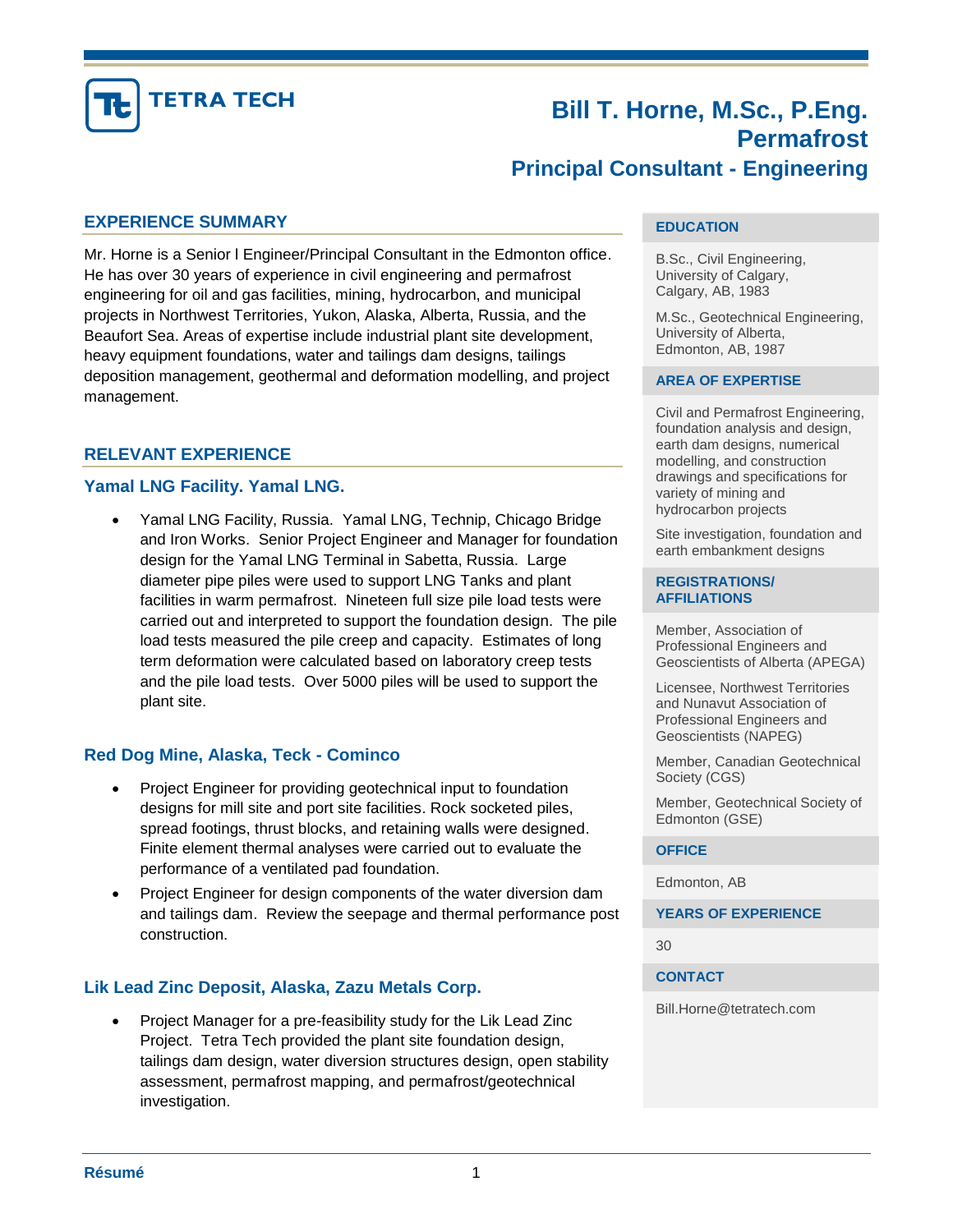# Bill T. Horne, M.Sc., P.Eng.

## Permafrost

## Principal Consultant - Engineering

## EXPERIENCE SUMMARY

Mr. Horne is a Senior l Engineer/Principal Consultant in the Edmonton office. He has over 30 years of experience in civil engineering and permafrost engineering for oil and gas facilities, mining, hydrocarbon, and municipal projects in Northwest Territories, Yukon, Alaska, Alberta, Russia, and the Beaufort Sea. Areas of expertise include industrial plant site development, heavy equipment foundations, water and tailings dam designs, tailings deposition management, geothermal and deformation modelling, and project management.

## RELEVANT EXPERIENCE

### Yamal LNG Facility. Yamal LNG.

- Yamal LNG Facility, Russia. Yamal LNG, Technip, Chicago Bridge and Iron Works. Senior Project Engineer and Manager for foundation design for the Yamal LNG Terminal in Sabetta, Russia. Large diameter pipe piles were used to support LNG Tanks and plant facilities in warm permafrost. Nineteen full size pile load tests were carried out and interpreted to support the foundation design. The pile load tests measured the pile creep and capacity. Estimates of long term deformation were calculated based on laboratory creep tests and the pile load tests. Over 5000 piles will be used to support the plant site.

### Red Dog Mine, Alaska, Teck - Cominco

- Project Engineer for providing geotechnical input to foundation designs for mill site and port site facilities. Rock socketed piles, spread footings, thrust blocks, and retaining walls were designed. Finite element thermal analyses were carried out to evaluate the performance of a ventilated pad foundation.
- Project Engineer for design components of the water diversion dam and tailings dam. Review the seepage and thermal performance post construction.

### Lik Lead Zinc Deposit, Alaska, Zazu Metals Corp.

- Project Manager for a pre-feasibility study for the Lik Lead Zinc Project. Tetra Tech provided the plant site foundation design, tailings dam design, water diversion structures design, open stability assessment, permafrost mapping, and permafrost/geotechnical investigation.

## EDUCATION

B.Sc., Civil Engineering, University of Calgary, Calgary, AB, 1983

M.Sc., Geotechnical Engineering, University of Alberta, Edmonton, AB, 1987

## AREA OF EXPERTISE

Civil and Permafrost Engineering, foundation analysis and design, earth dam designs, numerical modelling, and construction drawings and specifications for variety of mining and hydrocarbon projects

Site investigation, foundation and earth embankment designs

## REGISTRATIONS/ AFFILIATIONS

Member, Association of Professional Engineers and Geoscientists of Alberta (APEGA)

Licensee, Northwest Territories and Nunavut Association of Professional Engineers and Geoscientists (NAPEG)

Member, Canadian Geotechnical Society (CGS)

Member, Geotechnical Society of Edmonton (GSE)

## OFFICE

Edmonton, AB

## YEARS OF EXPERIENCE

30

## CONTACT

Bill.Horne@tetratech.com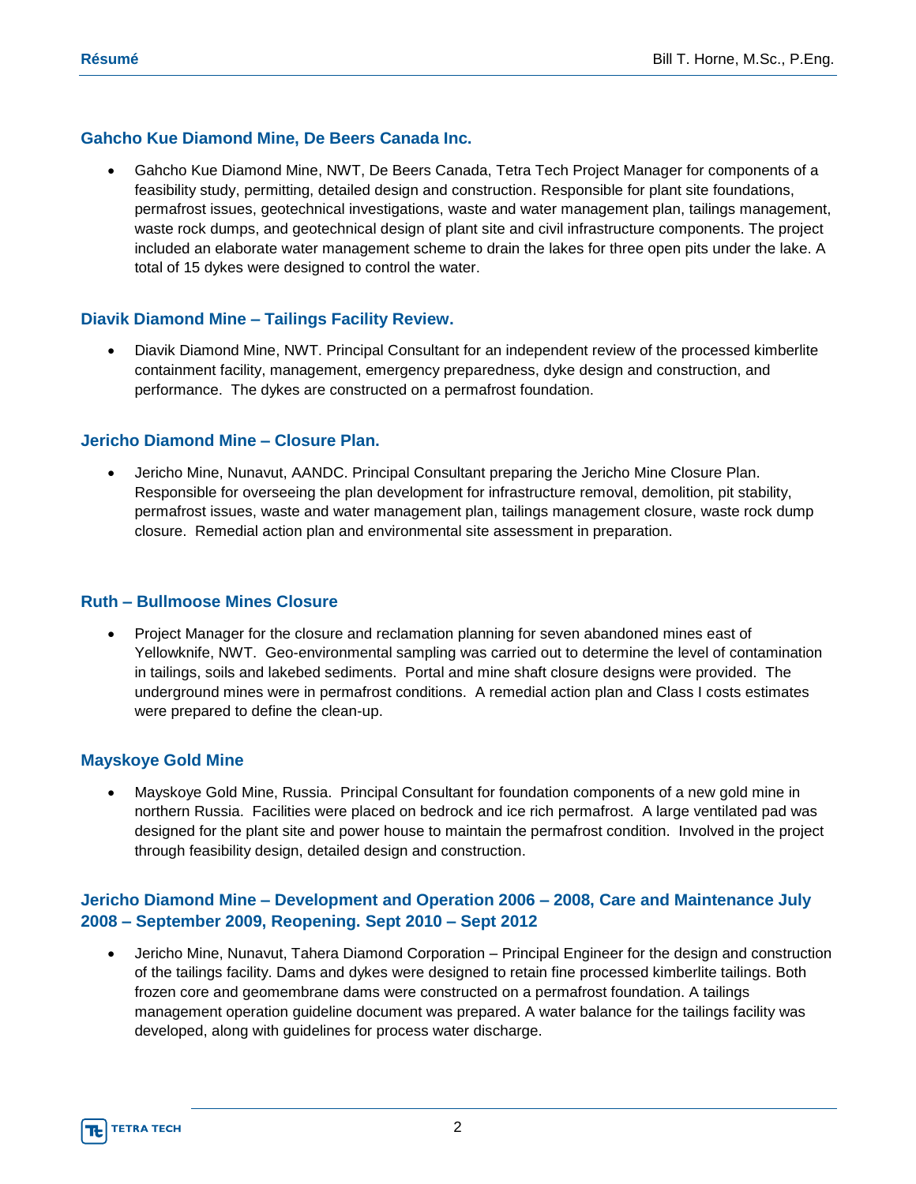### Gahcho Kue Diamond Mine, De Beers Canada Inc.

- Gahcho Kue Diamond Mine, NWT, De Beers Canada, Tetra Tech Project Manager for components of a feasibility study, permitting, detailed design and construction. Responsible for plant site foundations, permafrost issues, geotechnical investigations, waste and water management plan, tailings management, waste rock dumps, and geotechnical design of plant site and civil infrastructure components. The project included an elaborate water management scheme to drain the lakes for three open pits under the lake. A total of 15 dykes were designed to control the water.

### Diavik Diamond Mine – Tailings Facility Review.

- Diavik Diamond Mine, NWT. Principal Consultant for an independent review of the processed kimberlite containment facility, management, emergency preparedness, dyke design and construction, and performance. The dykes are constructed on a permafrost foundation.

### Jericho Diamond Mine – Closure Plan.

- Jericho Mine, Nunavut, AANDC. Principal Consultant preparing the Jericho Mine Closure Plan. Responsible for overseeing the plan development for infrastructure removal, demolition, pit stability, permafrost issues, waste and water management plan, tailings management closure, waste rock dump closure. Remedial action plan and environmental site assessment in preparation.

### Ruth – Bullmoose Mines Closure

- Project Manager for the closure and reclamation planning for seven abandoned mines east of Yellowknife, NWT. Geo-environmental sampling was carried out to determine the level of contamination in tailings, soils and lakebed sediments. Portal and mine shaft closure designs were provided. The underground mines were in permafrost conditions. A remedial action plan and Class I costs estimates were prepared to define the clean-up.

### Mayskoye Gold Mine

- Mayskoye Gold Mine, Russia. Principal Consultant for foundation components of a new gold mine in northern Russia. Facilities were placed on bedrock and ice rich permafrost. A large ventilated pad was designed for the plant site and power house to maintain the permafrost condition. Involved in the project through feasibility design, detailed design and construction.

### Jericho Diamond Mine – Development and Operation 2006 – 2008, Care and Maintenance July 2008 – September 2009, Reopening. Sept 2010 – Sept 2012

- Jericho Mine, Nunavut, Tahera Diamond Corporation – Principal Engineer for the design and construction of the tailings facility. Dams and dykes were designed to retain fine processed kimberlite tailings. Both frozen core and geomembrane dams were constructed on a permafrost foundation. A tailings management operation guideline document was prepared. A water balance for the tailings facility was developed, along with guidelines for process water discharge.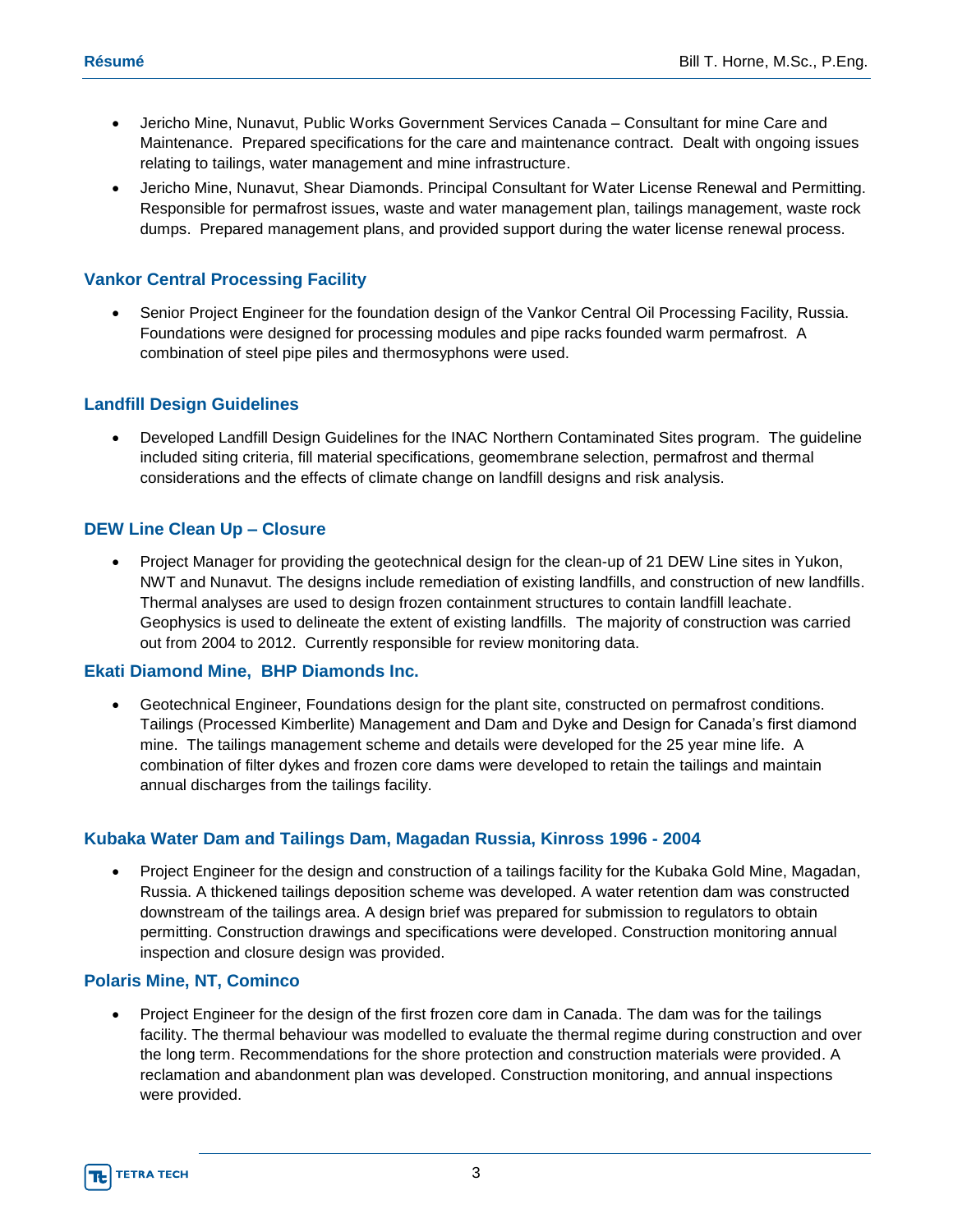- Jericho Mine, Nunavut, Public Works Government Services Canada – Consultant for mine Care and Maintenance. Prepared specifications for the care and maintenance contract. Dealt with ongoing issues relating to tailings, water management and mine infrastructure.
- Jericho Mine, Nunavut, Shear Diamonds. Principal Consultant for Water License Renewal and Permitting. Responsible for permafrost issues, waste and water management plan, tailings management, waste rock dumps. Prepared management plans, and provided support during the water license renewal process.

### Vankor Central Processing Facility

- Senior Project Engineer for the foundation design of the Vankor Central Oil Processing Facility, Russia. Foundations were designed for processing modules and pipe racks founded warm permafrost. A combination of steel pipe piles and thermosyphons were used.

### Landfill Design Guidelines

- Developed Landfill Design Guidelines for the INAC Northern Contaminated Sites program. The guideline included siting criteria, fill material specifications, geomembrane selection, permafrost and thermal considerations and the effects of climate change on landfill designs and risk analysis.

### DEW Line Clean Up – Closure

- Project Manager for providing the geotechnical design for the clean-up of 21 DEW Line sites in Yukon, NWT and Nunavut. The designs include remediation of existing landfills, and construction of new landfills. Thermal analyses are used to design frozen containment structures to contain landfill leachate. Geophysics is used to delineate the extent of existing landfills. The majority of construction was carried out from 2004 to 2012. Currently responsible for review monitoring data.

### Ekati Diamond Mine, BHP Diamonds Inc.

- Geotechnical Engineer, Foundations design for the plant site, constructed on permafrost conditions. Tailings (Processed Kimberlite) Management and Dam and Dyke and Design for Canada's first diamond mine. The tailings management scheme and details were developed for the 25 year mine life. A combination of filter dykes and frozen core dams were developed to retain the tailings and maintain annual discharges from the tailings facility.

### Kubaka Water Dam and Tailings Dam, Magadan Russia, Kinross 1996 - 2004

- Project Engineer for the design and construction of a tailings facility for the Kubaka Gold Mine, Magadan, Russia. A thickened tailings deposition scheme was developed. A water retention dam was constructed downstream of the tailings area. A design brief was prepared for submission to regulators to obtain permitting. Construction drawings and specifications were developed. Construction monitoring annual inspection and closure design was provided.

### Polaris Mine, NT, Cominco

- Project Engineer for the design of the first frozen core dam in Canada. The dam was for the tailings facility. The thermal behaviour was modelled to evaluate the thermal regime during construction and over the long term. Recommendations for the shore protection and construction materials were provided. A reclamation and abandonment plan was developed. Construction monitoring, and annual inspections were provided.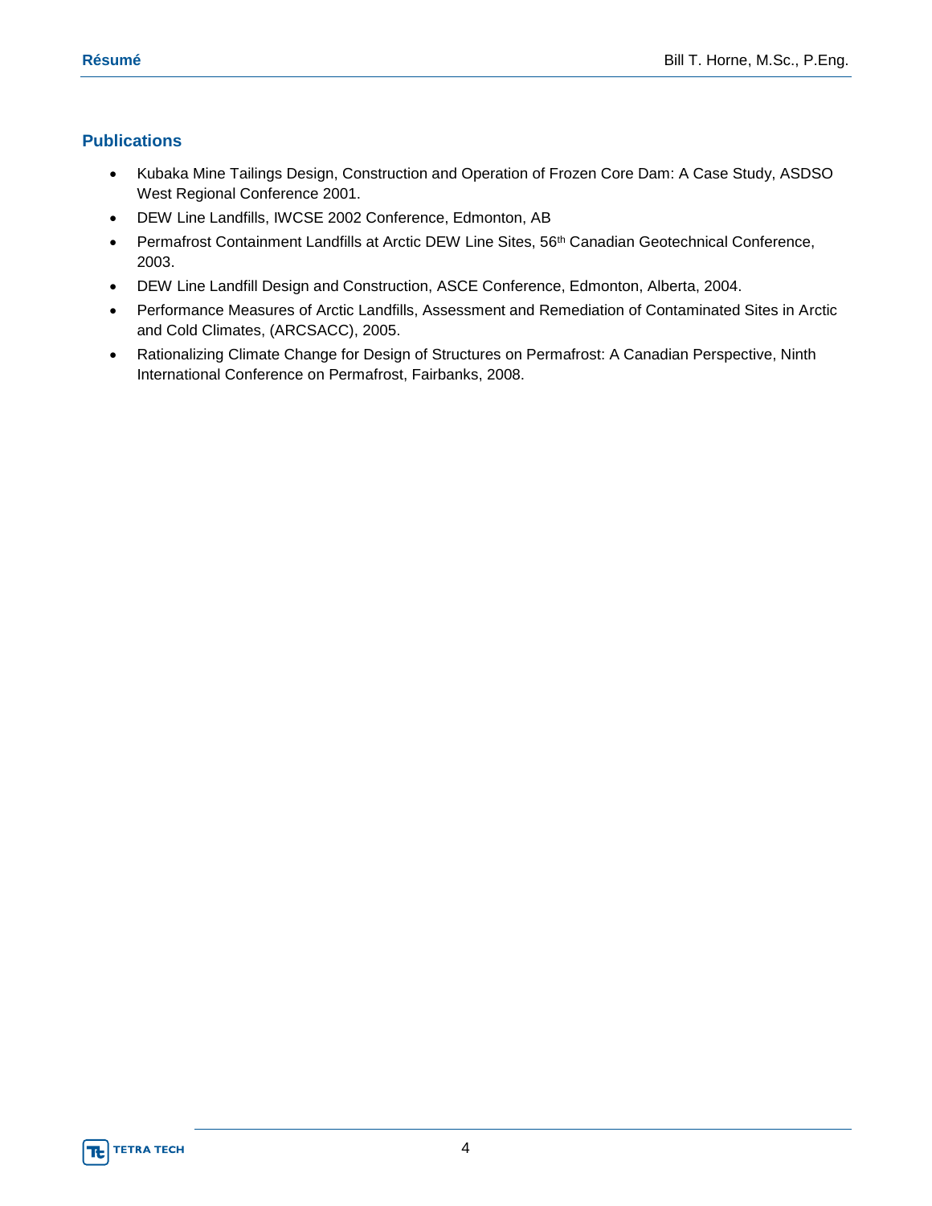## Publications

- Kubaka Mine Tailings Design, Construction and Operation of Frozen Core Dam: A Case Study, ASDSO West Regional Conference 2001.
- DEW Line Landfills, IWCSE 2002 Conference, Edmonton, AB
- Permafrost Containment Landfills at Arctic DEW Line Sites, 56th Canadian Geotechnical Conference, 2003.
- DEW Line Landfill Design and Construction, ASCE Conference, Edmonton, Alberta, 2004.
- Performance Measures of Arctic Landfills, Assessment and Remediation of Contaminated Sites in Arctic and Cold Climates, (ARCSACC), 2005.
- Rationalizing Climate Change for Design of Structures on Permafrost: A Canadian Perspective, Ninth International Conference on Permafrost, Fairbanks, 2008.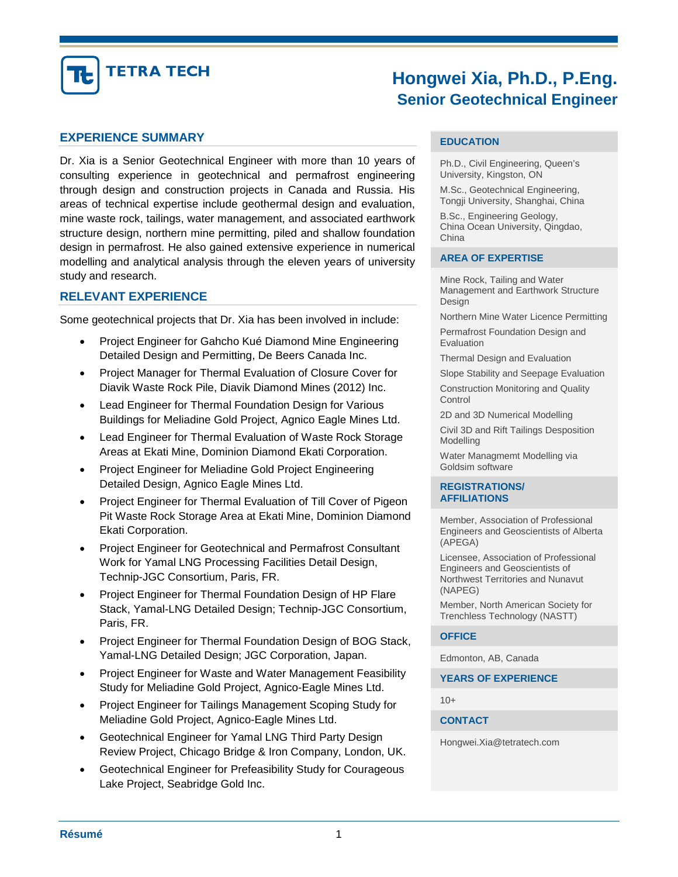TETRA TECH

# Hongwei Xia, Ph.D., P.Eng.

## Senior Geotechnical Engineer

## EXPERIENCE SUMMARY

Dr. Xia is a Senior Geotechnical Engineer with more than 10 years of consulting experience in geotechnical and permafrost engineering through design and construction projects in Canada and Russia. His areas of technical expertise include geothermal design and evaluation, mine waste rock, tailings, water management, and associated earthwork structure design, northern mine permitting, piled and shallow foundation design in permafrost. He also gained extensive experience in numerical modelling and analytical analysis through the eleven years of university study and research.

## RELEVANT EXPERIENCE

Some geotechnical projects that Dr. Xia has been involved in include:

- Project Engineer for Gahcho Kué Diamond Mine Engineering Detailed Design and Permitting, De Beers Canada Inc.
- Project Manager for Thermal Evaluation of Closure Cover for Diavik Waste Rock Pile, Diavik Diamond Mines (2012) Inc.
- Lead Engineer for Thermal Foundation Design for Various Buildings for Meliadine Gold Project, Agnico Eagle Mines Ltd.
- Lead Engineer for Thermal Evaluation of Waste Rock Storage Areas at Ekati Mine, Dominion Diamond Ekati Corporation.
- Project Engineer for Meliadine Gold Project Engineering Detailed Design, Agnico Eagle Mines Ltd.
- Project Engineer for Thermal Evaluation of Till Cover of Pigeon Pit Waste Rock Storage Area at Ekati Mine, Dominion Diamond Ekati Corporation.
- Project Engineer for Geotechnical and Permafrost Consultant Work for Yamal LNG Processing Facilities Detail Design, Technip-JGC Consortium, Paris, FR.
- Project Engineer for Thermal Foundation Design of HP Flare Stack, Yamal-LNG Detailed Design; Technip-JGC Consortium, Paris, FR.
- Project Engineer for Thermal Foundation Design of BOG Stack, Yamal-LNG Detailed Design; JGC Corporation, Japan.
- Project Engineer for Waste and Water Management Feasibility Study for Meliadine Gold Project, Agnico-Eagle Mines Ltd.
- Project Engineer for Tailings Management Scoping Study for Meliadine Gold Project, Agnico-Eagle Mines Ltd.
- Geotechnical Engineer for Yamal LNG Third Party Design Review Project, Chicago Bridge & Iron Company, London, UK.
- Geotechnical Engineer for Prefeasibility Study for Courageous Lake Project, Seabridge Gold Inc.

### EDUCATION

Ph.D., Civil Engineering, Queen's University, Kingston, ON

M.Sc., Geotechnical Engineering, Tongji University, Shanghai, China

B.Sc., Engineering Geology, China Ocean University, Qingdao, China

### AREA OF EXPERTISE

Mine Rock, Tailing and Water Management and Earthwork Structure Design

Northern Mine Water Licence Permitting

Permafrost Foundation Design and Evaluation

Thermal Design and Evaluation

Slope Stability and Seepage Evaluation

Construction Monitoring and Quality Control

2D and 3D Numerical Modelling

Civil 3D and Rift Tailings Desposition Modelling

Water Managmemt Modelling via Goldsim software

### REGISTRATIONS/ AFFILIATIONS

Member, Association of Professional Engineers and Geoscientists of Alberta (APEGA)

Licensee, Association of Professional Engineers and Geoscientists of Northwest Territories and Nunavut (NAPEG)

Member, North American Society for Trenchless Technology (NASTT)

### OFFICE

Edmonton, AB, Canada

### YEARS OF EXPERIENCE

10+

### CONTACT

Hongwei.Xia@tetratech.com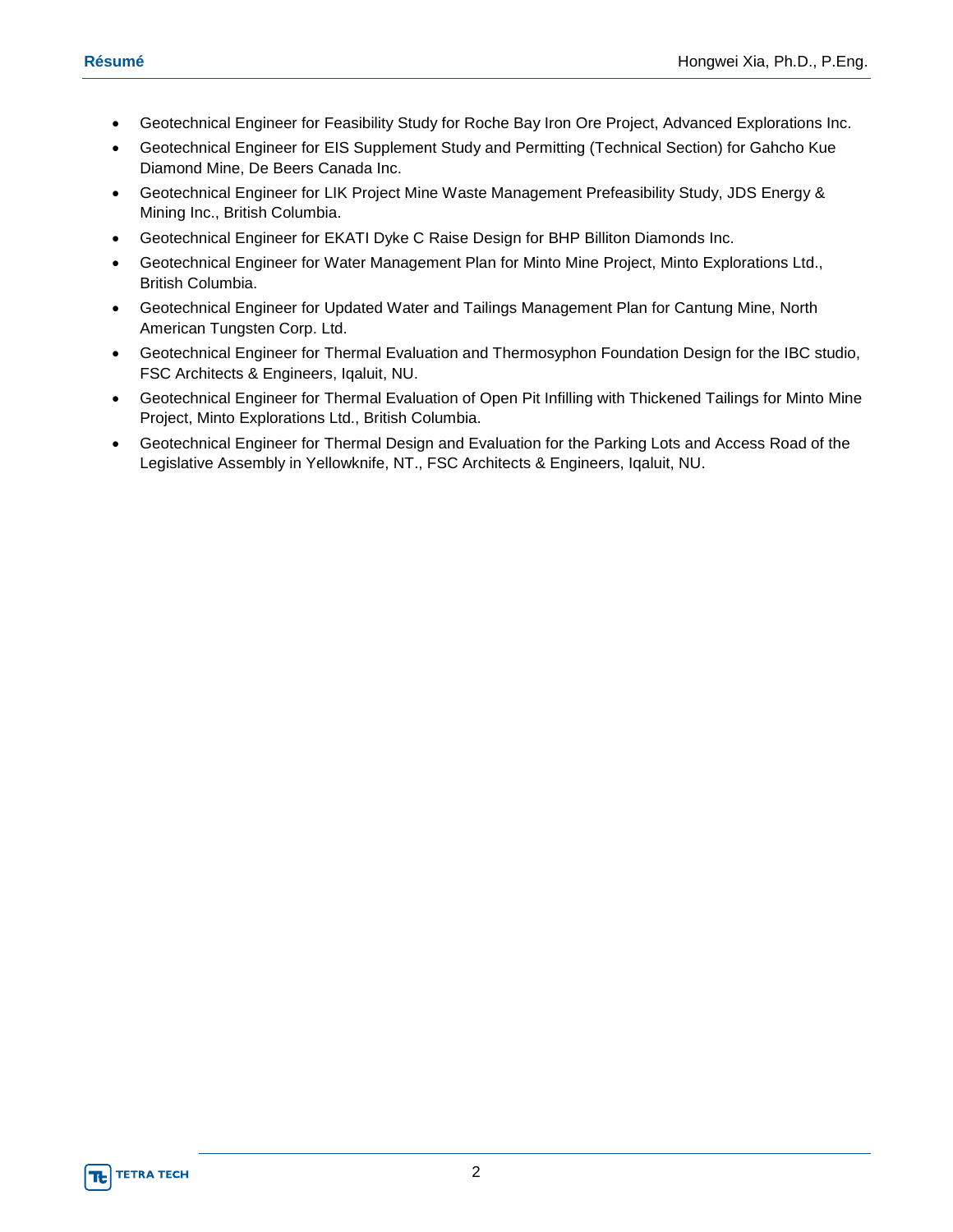- Geotechnical Engineer for Feasibility Study for Roche Bay Iron Ore Project, Advanced Explorations Inc.
- Geotechnical Engineer for EIS Supplement Study and Permitting (Technical Section) for Gahcho Kue Diamond Mine, De Beers Canada Inc.
- Geotechnical Engineer for LIK Project Mine Waste Management Prefeasibility Study, JDS Energy & Mining Inc., British Columbia.
- Geotechnical Engineer for EKATI Dyke C Raise Design for BHP Billiton Diamonds Inc.
- Geotechnical Engineer for Water Management Plan for Minto Mine Project, Minto Explorations Ltd., British Columbia.
- Geotechnical Engineer for Updated Water and Tailings Management Plan for Cantung Mine, North American Tungsten Corp. Ltd.
- Geotechnical Engineer for Thermal Evaluation and Thermosyphon Foundation Design for the IBC studio, FSC Architects & Engineers, Iqaluit, NU.
- Geotechnical Engineer for Thermal Evaluation of Open Pit Infilling with Thickened Tailings for Minto Mine Project, Minto Explorations Ltd., British Columbia.
- Geotechnical Engineer for Thermal Design and Evaluation for the Parking Lots and Access Road of the Legislative Assembly in Yellowknife, NT., FSC Architects & Engineers, Iqaluit, NU.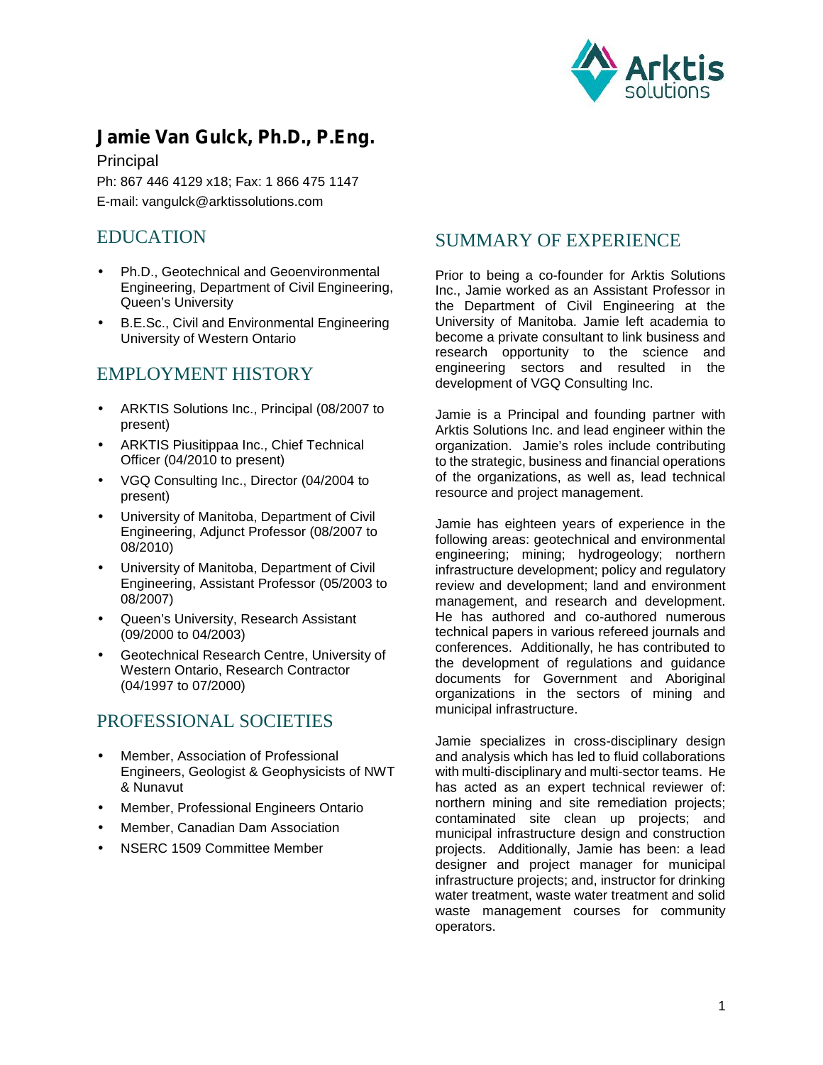# Jamie Van Gulck, Ph.D., P.Eng.

Principal

Ph: 867 446 4129 x18; Fax: 1 866 475 1147

E-mail: vangulck@arktissolutions.com

## EDUCATION

- Ph.D., Geotechnical and Geoenvironmental Engineering, Department of Civil Engineering, Queen's University
- B.E.Sc., Civil and Environmental Engineering University of Western Ontario

## EMPLOYMENT HISTORY

- ARKTIS Solutions Inc., Principal (08/2007 to present)
- ARKTIS Piusitippaa Inc., Chief Technical Officer (04/2010 to present)
- VGQ Consulting Inc., Director (04/2004 to present)
- University of Manitoba, Department of Civil Engineering, Adjunct Professor (08/2007 to 08/2010)
- University of Manitoba, Department of Civil Engineering, Assistant Professor (05/2003 to 08/2007)
- Queen's University, Research Assistant (09/2000 to 04/2003)
- Geotechnical Research Centre, University of Western Ontario, Research Contractor (04/1997 to 07/2000)

## PROFESSIONAL SOCIETIES

- Member, Association of Professional Engineers, Geologist & Geophysicists of NWT & Nunavut
- Member, Professional Engineers Ontario
- Member, Canadian Dam Association
- NSERC 1509 Committee Member

## SUMMARY OF EXPERIENCE

Prior to being a co-founder for Arktis Solutions Inc., Jamie worked as an Assistant Professor in the Department of Civil Engineering at the University of Manitoba. Jamie left academia to become a private consultant to link business and research opportunity to the science and engineering sectors and resulted in the development of VGQ Consulting Inc.

Jamie is a Principal and founding partner with Arktis Solutions Inc. and lead engineer within the organization. Jamie's roles include contributing to the strategic, business and financial operations of the organizations, as well as, lead technical resource and project management.

Jamie has eighteen years of experience in the following areas: geotechnical and environmental engineering; mining; hydrogeology; northern infrastructure development; policy and regulatory review and development; land and environment management, and research and development. He has authored and co-authored numerous technical papers in various refereed journals and conferences. Additionally, he has contributed to the development of regulations and guidance documents for Government and Aboriginal organizations in the sectors of mining and municipal infrastructure.

Jamie specializes in cross-disciplinary design and analysis which has led to fluid collaborations with multi-disciplinary and multi-sector teams. He has acted as an expert technical reviewer of: northern mining and site remediation projects; contaminated site clean up projects; and municipal infrastructure design and construction projects. Additionally, Jamie has been: a lead designer and project manager for municipal infrastructure projects; and, instructor for drinking water treatment, waste water treatment and solid waste management courses for community operators.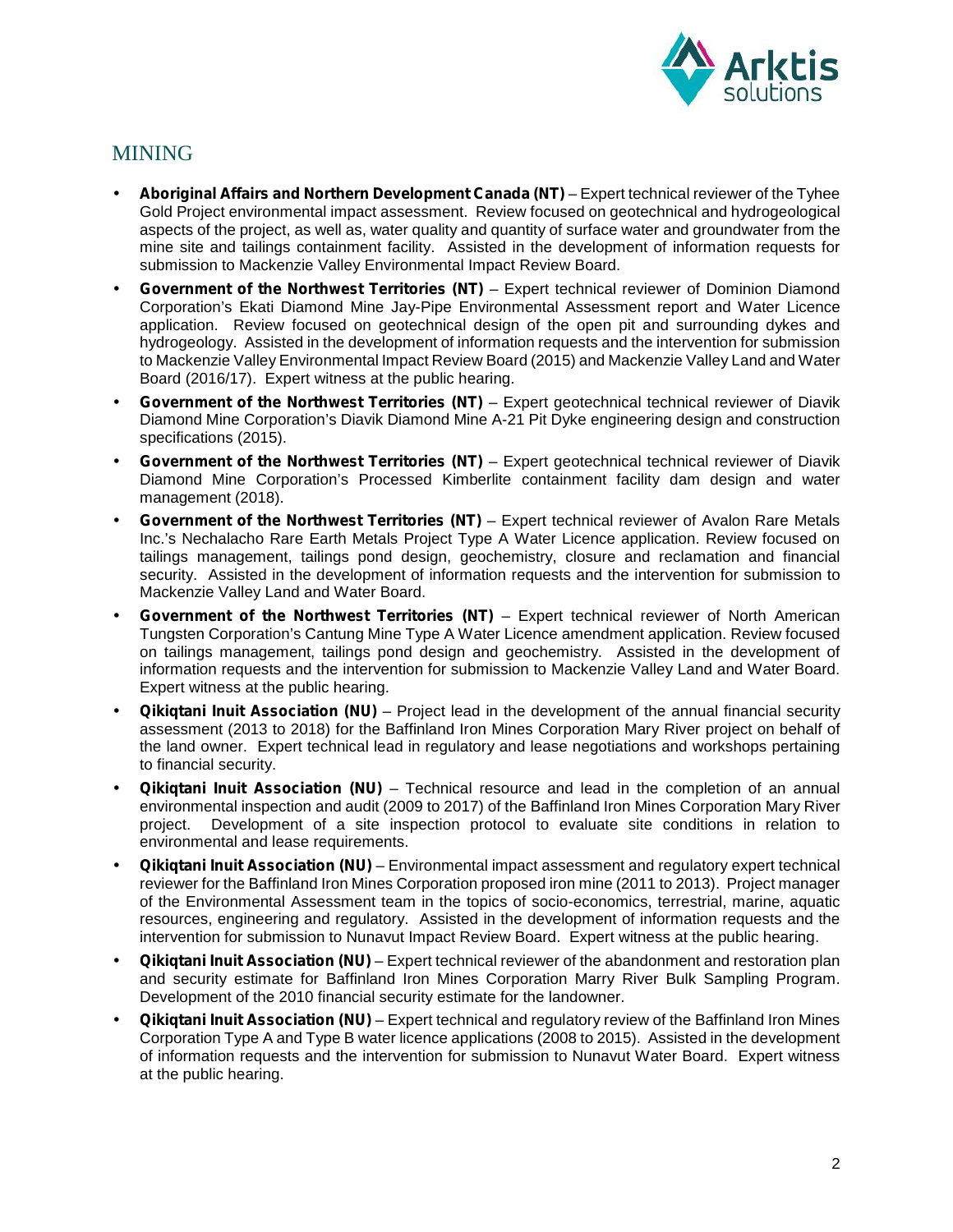## MINING

- **Aboriginal Affairs and Northern Development Canada (NT)** – Expert technical reviewer of the Tyhee Gold Project environmental impact assessment. Review focused on geotechnical and hydrogeological aspects of the project, as well as, water quality and quantity of surface water and groundwater from the mine site and tailings containment facility. Assisted in the development of information requests for submission to Mackenzie Valley Environmental Impact Review Board.
- **Government of the Northwest Territories (NT)** – Expert technical reviewer of Dominion Diamond Corporation's Ekati Diamond Mine Jay-Pipe Environmental Assessment report and Water Licence application. Review focused on geotechnical design of the open pit and surrounding dykes and hydrogeology. Assisted in the development of information requests and the intervention for submission to Mackenzie Valley Environmental Impact Review Board (2015) and Mackenzie Valley Land and Water Board (2016/17). Expert witness at the public hearing.
- **Government of the Northwest Territories (NT)** – Expert geotechnical technical reviewer of Diavik Diamond Mine Corporation's Diavik Diamond Mine A-21 Pit Dyke engineering design and construction specifications (2015).
- **Government of the Northwest Territories (NT)** – Expert geotechnical technical reviewer of Diavik Diamond Mine Corporation's Processed Kimberlite containment facility dam design and water management (2018).
- **Government of the Northwest Territories (NT)** – Expert technical reviewer of Avalon Rare Metals Inc.'s Nechalacho Rare Earth Metals Project Type A Water Licence application. Review focused on tailings management, tailings pond design, geochemistry, closure and reclamation and financial security. Assisted in the development of information requests and the intervention for submission to Mackenzie Valley Land and Water Board.
- **Government of the Northwest Territories (NT)** – Expert technical reviewer of North American Tungsten Corporation's Cantung Mine Type A Water Licence amendment application. Review focused on tailings management, tailings pond design and geochemistry. Assisted in the development of information requests and the intervention for submission to Mackenzie Valley Land and Water Board. Expert witness at the public hearing.
- **Qikiqtani Inuit Association (NU)** – Project lead in the development of the annual financial security assessment (2013 to 2018) for the Baffinland Iron Mines Corporation Mary River project on behalf of the land owner. Expert technical lead in regulatory and lease negotiations and workshops pertaining to financial security.
- **Qikiqtani Inuit Association (NU)** – Technical resource and lead in the completion of an annual environmental inspection and audit (2009 to 2017) of the Baffinland Iron Mines Corporation Mary River project. Development of a site inspection protocol to evaluate site conditions in relation to environmental and lease requirements.
- **Qikiqtani Inuit Association (NU)** – Environmental impact assessment and regulatory expert technical reviewer for the Baffinland Iron Mines Corporation proposed iron mine (2011 to 2013). Project manager of the Environmental Assessment team in the topics of socio-economics, terrestrial, marine, aquatic resources, engineering and regulatory. Assisted in the development of information requests and the intervention for submission to Nunavut Impact Review Board. Expert witness at the public hearing.
- **Qikiqtani Inuit Association (NU)** – Expert technical reviewer of the abandonment and restoration plan and security estimate for Baffinland Iron Mines Corporation Marry River Bulk Sampling Program. Development of the 2010 financial security estimate for the landowner.
- **Qikiqtani Inuit Association (NU)** – Expert technical and regulatory review of the Baffinland Iron Mines Corporation Type A and Type B water licence applications (2008 to 2015). Assisted in the development of information requests and the intervention for submission to Nunavut Water Board. Expert witness at the public hearing.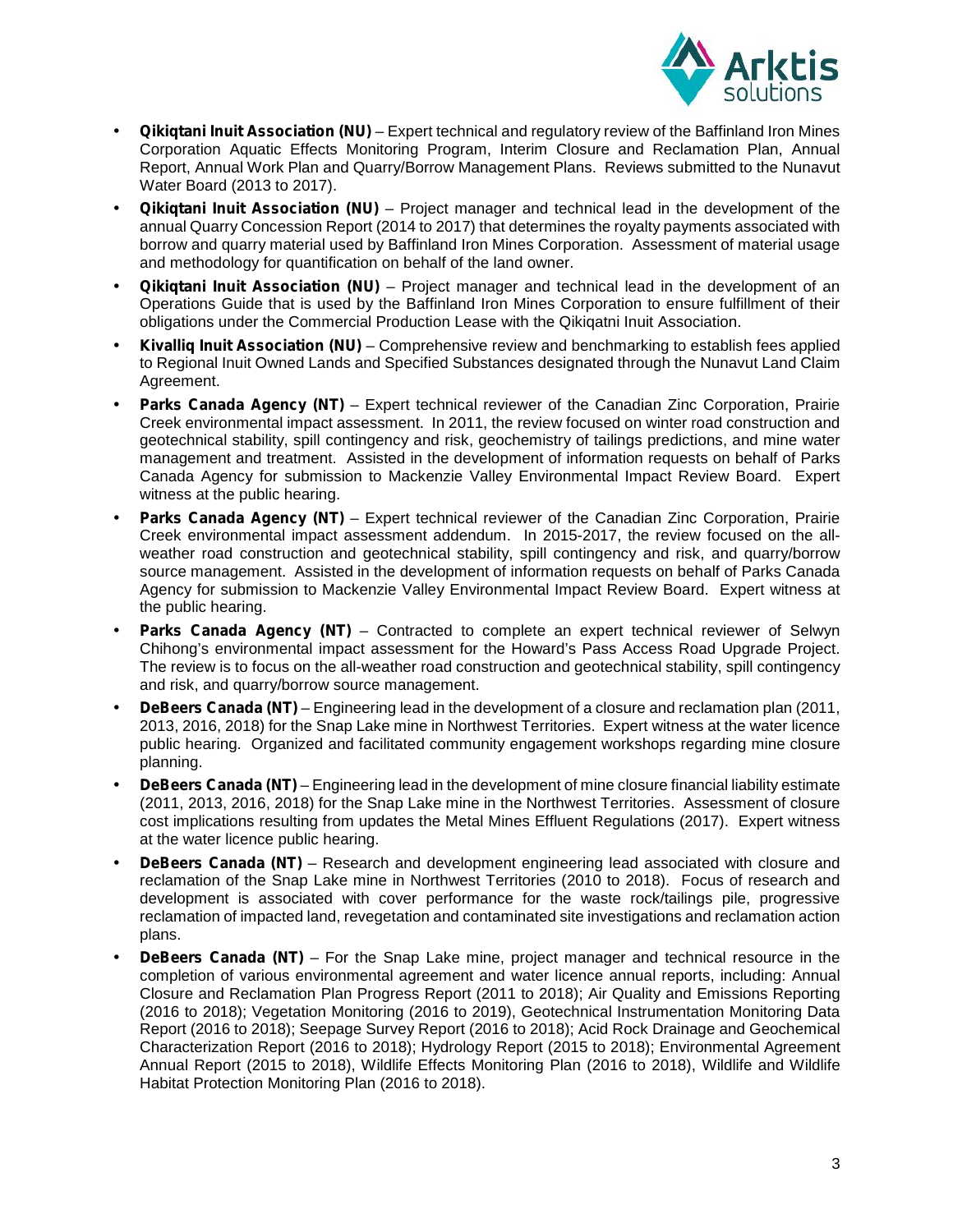- **Qikiqtani Inuit Association (NU)** – Expert technical and regulatory review of the Baffinland Iron Mines Corporation Aquatic Effects Monitoring Program, Interim Closure and Reclamation Plan, Annual Report, Annual Work Plan and Quarry/Borrow Management Plans. Reviews submitted to the Nunavut Water Board (2013 to 2017).
- **Qikiqtani Inuit Association (NU)** – Project manager and technical lead in the development of the annual Quarry Concession Report (2014 to 2017) that determines the royalty payments associated with borrow and quarry material used by Baffinland Iron Mines Corporation. Assessment of material usage and methodology for quantification on behalf of the land owner.
- **Qikiqtani Inuit Association (NU)** – Project manager and technical lead in the development of an Operations Guide that is used by the Baffinland Iron Mines Corporation to ensure fulfillment of their obligations under the Commercial Production Lease with the Qikiqatni Inuit Association.
- **Kivalliq Inuit Association (NU)** – Comprehensive review and benchmarking to establish fees applied to Regional Inuit Owned Lands and Specified Substances designated through the Nunavut Land Claim Agreement.
- **Parks Canada Agency (NT)** – Expert technical reviewer of the Canadian Zinc Corporation, Prairie Creek environmental impact assessment. In 2011, the review focused on winter road construction and geotechnical stability, spill contingency and risk, geochemistry of tailings predictions, and mine water management and treatment. Assisted in the development of information requests on behalf of Parks Canada Agency for submission to Mackenzie Valley Environmental Impact Review Board. Expert witness at the public hearing.
- **Parks Canada Agency (NT)** – Expert technical reviewer of the Canadian Zinc Corporation, Prairie Creek environmental impact assessment addendum. In 2015-2017, the review focused on the all-weather road construction and geotechnical stability, spill contingency and risk, and quarry/borrow source management. Assisted in the development of information requests on behalf of Parks Canada Agency for submission to Mackenzie Valley Environmental Impact Review Board. Expert witness at the public hearing.
- **Parks Canada Agency (NT)** – Contracted to complete an expert technical reviewer of Selwyn Chihong's environmental impact assessment for the Howard's Pass Access Road Upgrade Project. The review is to focus on the all-weather road construction and geotechnical stability, spill contingency and risk, and quarry/borrow source management.
- **DeBeers Canada (NT)** – Engineering lead in the development of a closure and reclamation plan (2011, 2013, 2016, 2018) for the Snap Lake mine in Northwest Territories. Expert witness at the water licence public hearing. Organized and facilitated community engagement workshops regarding mine closure planning.
- **DeBeers Canada (NT)** – Engineering lead in the development of mine closure financial liability estimate (2011, 2013, 2016, 2018) for the Snap Lake mine in the Northwest Territories. Assessment of closure cost implications resulting from updates the Metal Mines Effluent Regulations (2017). Expert witness at the water licence public hearing.
- **DeBeers Canada (NT)** – Research and development engineering lead associated with closure and reclamation of the Snap Lake mine in Northwest Territories (2010 to 2018). Focus of research and development is associated with cover performance for the waste rock/tailings pile, progressive reclamation of impacted land, revegetation and contaminated site investigations and reclamation action plans.
- **DeBeers Canada (NT)** – For the Snap Lake mine, project manager and technical resource in the completion of various environmental agreement and water licence annual reports, including: Annual Closure and Reclamation Plan Progress Report (2011 to 2018); Air Quality and Emissions Reporting (2016 to 2018); Vegetation Monitoring (2016 to 2019), Geotechnical Instrumentation Monitoring Data Report (2016 to 2018); Seepage Survey Report (2016 to 2018); Acid Rock Drainage and Geochemical Characterization Report (2016 to 2018); Hydrology Report (2015 to 2018); Environmental Agreement Annual Report (2015 to 2018), Wildlife Effects Monitoring Plan (2016 to 2018), Wildlife and Wildlife Habitat Protection Monitoring Plan (2016 to 2018).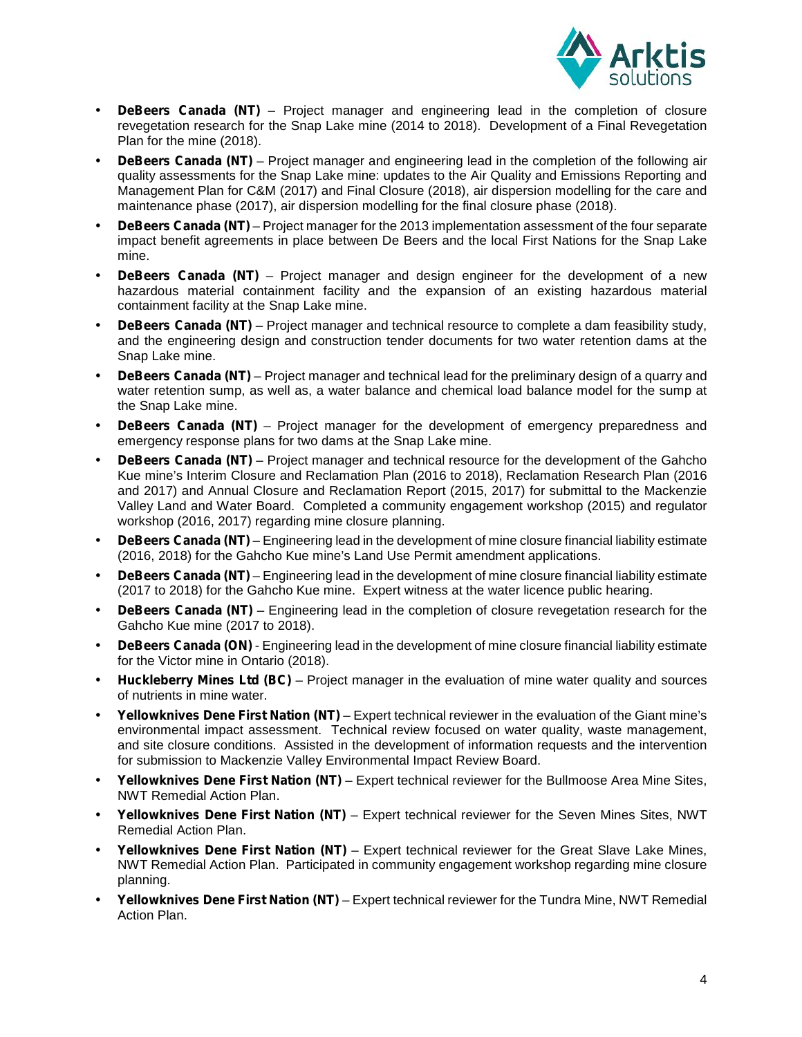- **DeBeers Canada (NT)** – Project manager and engineering lead in the completion of closure revegetation research for the Snap Lake mine (2014 to 2018). Development of a Final Revegetation Plan for the mine (2018).
- **DeBeers Canada (NT)** – Project manager and engineering lead in the completion of the following air quality assessments for the Snap Lake mine: updates to the Air Quality and Emissions Reporting and Management Plan for C&M (2017) and Final Closure (2018), air dispersion modelling for the care and maintenance phase (2017), air dispersion modelling for the final closure phase (2018).
- **DeBeers Canada (NT)** – Project manager for the 2013 implementation assessment of the four separate impact benefit agreements in place between De Beers and the local First Nations for the Snap Lake mine.
- **DeBeers Canada (NT)** – Project manager and design engineer for the development of a new hazardous material containment facility and the expansion of an existing hazardous material containment facility at the Snap Lake mine.
- **DeBeers Canada (NT)** – Project manager and technical resource to complete a dam feasibility study, and the engineering design and construction tender documents for two water retention dams at the Snap Lake mine.
- **DeBeers Canada (NT)** – Project manager and technical lead for the preliminary design of a quarry and water retention sump, as well as, a water balance and chemical load balance model for the sump at the Snap Lake mine.
- **DeBeers Canada (NT)** – Project manager for the development of emergency preparedness and emergency response plans for two dams at the Snap Lake mine.
- **DeBeers Canada (NT)** – Project manager and technical resource for the development of the Gahcho Kue mine's Interim Closure and Reclamation Plan (2016 to 2018), Reclamation Research Plan (2016 and 2017) and Annual Closure and Reclamation Report (2015, 2017) for submittal to the Mackenzie Valley Land and Water Board. Completed a community engagement workshop (2015) and regulator workshop (2016, 2017) regarding mine closure planning.
- **DeBeers Canada (NT)** – Engineering lead in the development of mine closure financial liability estimate (2016, 2018) for the Gahcho Kue mine's Land Use Permit amendment applications.
- **DeBeers Canada (NT)** – Engineering lead in the development of mine closure financial liability estimate (2017 to 2018) for the Gahcho Kue mine. Expert witness at the water licence public hearing.
- **DeBeers Canada (NT)** – Engineering lead in the completion of closure revegetation research for the Gahcho Kue mine (2017 to 2018).
- **DeBeers Canada (ON)** - Engineering lead in the development of mine closure financial liability estimate for the Victor mine in Ontario (2018).
- **Huckleberry Mines Ltd (BC)** – Project manager in the evaluation of mine water quality and sources of nutrients in mine water.
- **Yellowknives Dene First Nation (NT)** – Expert technical reviewer in the evaluation of the Giant mine's environmental impact assessment. Technical review focused on water quality, waste management, and site closure conditions. Assisted in the development of information requests and the intervention for submission to Mackenzie Valley Environmental Impact Review Board.
- **Yellowknives Dene First Nation (NT)** – Expert technical reviewer for the Bullmoose Area Mine Sites, NWT Remedial Action Plan.
- **Yellowknives Dene First Nation (NT)** – Expert technical reviewer for the Seven Mines Sites, NWT Remedial Action Plan.
- **Yellowknives Dene First Nation (NT)** – Expert technical reviewer for the Great Slave Lake Mines, NWT Remedial Action Plan. Participated in community engagement workshop regarding mine closure planning.
- **Yellowknives Dene First Nation (NT)** – Expert technical reviewer for the Tundra Mine, NWT Remedial Action Plan.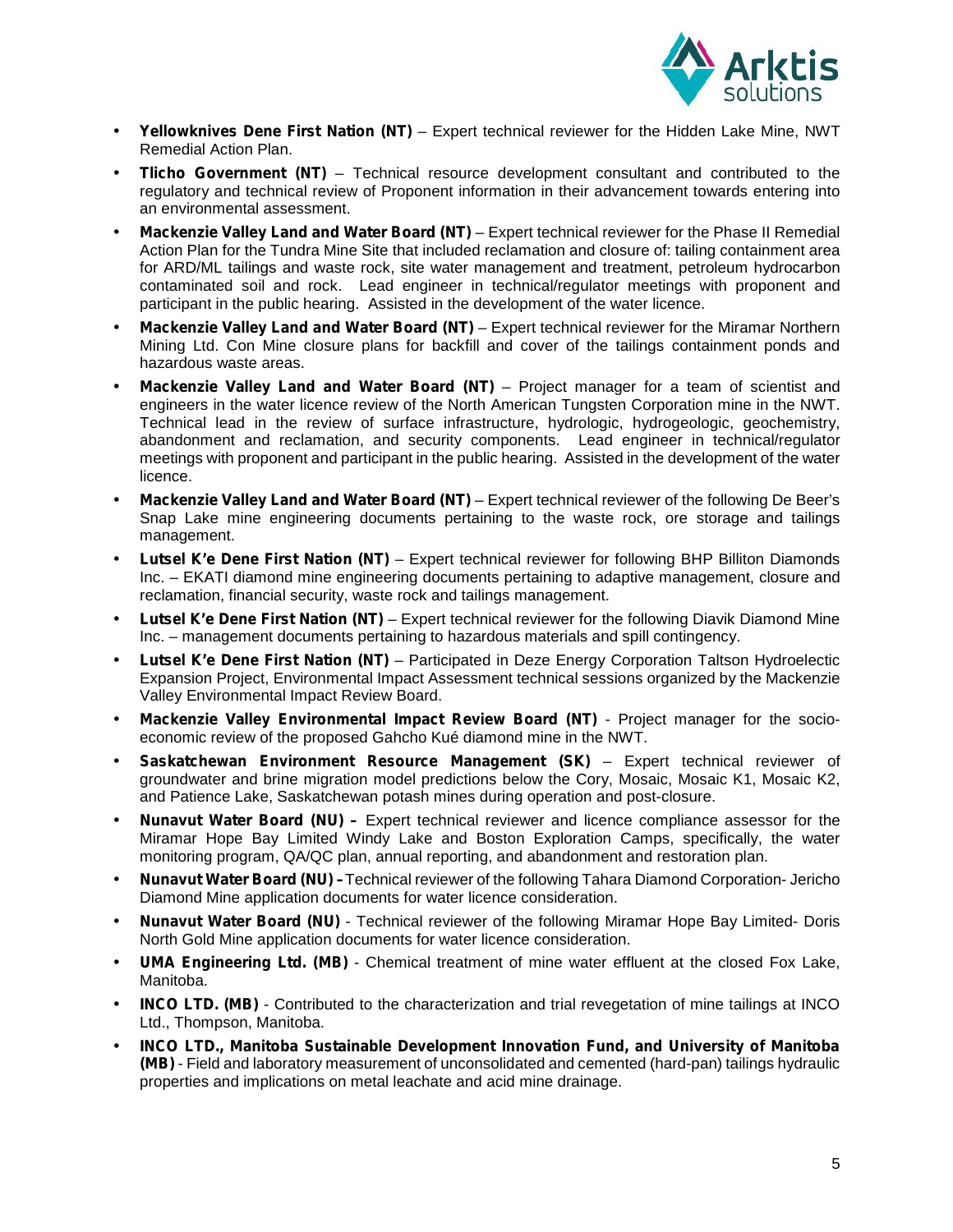- **Yellowknives Dene First Nation (NT)** – Expert technical reviewer for the Hidden Lake Mine, NWT Remedial Action Plan.
- **Tlicho Government (NT)** – Technical resource development consultant and contributed to the regulatory and technical review of Proponent information in their advancement towards entering into an environmental assessment.
- **Mackenzie Valley Land and Water Board (NT)** – Expert technical reviewer for the Phase II Remedial Action Plan for the Tundra Mine Site that included reclamation and closure of: tailing containment area for ARD/ML tailings and waste rock, site water management and treatment, petroleum hydrocarbon contaminated soil and rock. Lead engineer in technical/regulator meetings with proponent and participant in the public hearing. Assisted in the development of the water licence.
- **Mackenzie Valley Land and Water Board (NT)** – Expert technical reviewer for the Miramar Northern Mining Ltd. Con Mine closure plans for backfill and cover of the tailings containment ponds and hazardous waste areas.
- **Mackenzie Valley Land and Water Board (NT)** – Project manager for a team of scientist and engineers in the water licence review of the North American Tungsten Corporation mine in the NWT. Technical lead in the review of surface infrastructure, hydrologic, hydrogeologic, geochemistry, abandonment and reclamation, and security components. Lead engineer in technical/regulator meetings with proponent and participant in the public hearing. Assisted in the development of the water licence.
- **Mackenzie Valley Land and Water Board (NT)** – Expert technical reviewer of the following De Beer's Snap Lake mine engineering documents pertaining to the waste rock, ore storage and tailings management.
- **Lutsel K'e Dene First Nation (NT)** – Expert technical reviewer for following BHP Billiton Diamonds Inc. – EKATI diamond mine engineering documents pertaining to adaptive management, closure and reclamation, financial security, waste rock and tailings management.
- **Lutsel K'e Dene First Nation (NT)** – Expert technical reviewer for the following Diavik Diamond Mine Inc. – management documents pertaining to hazardous materials and spill contingency.
- **Lutsel K'e Dene First Nation (NT)** – Participated in Deze Energy Corporation Taltson Hydroelectic Expansion Project, Environmental Impact Assessment technical sessions organized by the Mackenzie Valley Environmental Impact Review Board.
- **Mackenzie Valley Environmental Impact Review Board (NT)** - Project manager for the socio-economic review of the proposed Gahcho Kué diamond mine in the NWT.
- **Saskatchewan Environment Resource Management (SK)** – Expert technical reviewer of groundwater and brine migration model predictions below the Cory, Mosaic, Mosaic K1, Mosaic K2, and Patience Lake, Saskatchewan potash mines during operation and post-closure.
- **Nunavut Water Board (NU) –** Expert technical reviewer and licence compliance assessor for the Miramar Hope Bay Limited Windy Lake and Boston Exploration Camps, specifically, the water monitoring program, QA/QC plan, annual reporting, and abandonment and restoration plan.
- **Nunavut Water Board (NU) –** Technical reviewer of the following Tahara Diamond Corporation- Jericho Diamond Mine application documents for water licence consideration.
- **Nunavut Water Board (NU)** - Technical reviewer of the following Miramar Hope Bay Limited- Doris North Gold Mine application documents for water licence consideration.
- **UMA Engineering Ltd. (MB)** - Chemical treatment of mine water effluent at the closed Fox Lake, Manitoba.
- **INCO LTD. (MB)** - Contributed to the characterization and trial revegetation of mine tailings at INCO Ltd., Thompson, Manitoba.
- **INCO LTD., Manitoba Sustainable Development Innovation Fund, and University of Manitoba (MB)** - Field and laboratory measurement of unconsolidated and cemented (hard-pan) tailings hydraulic properties and implications on metal leachate and acid mine drainage.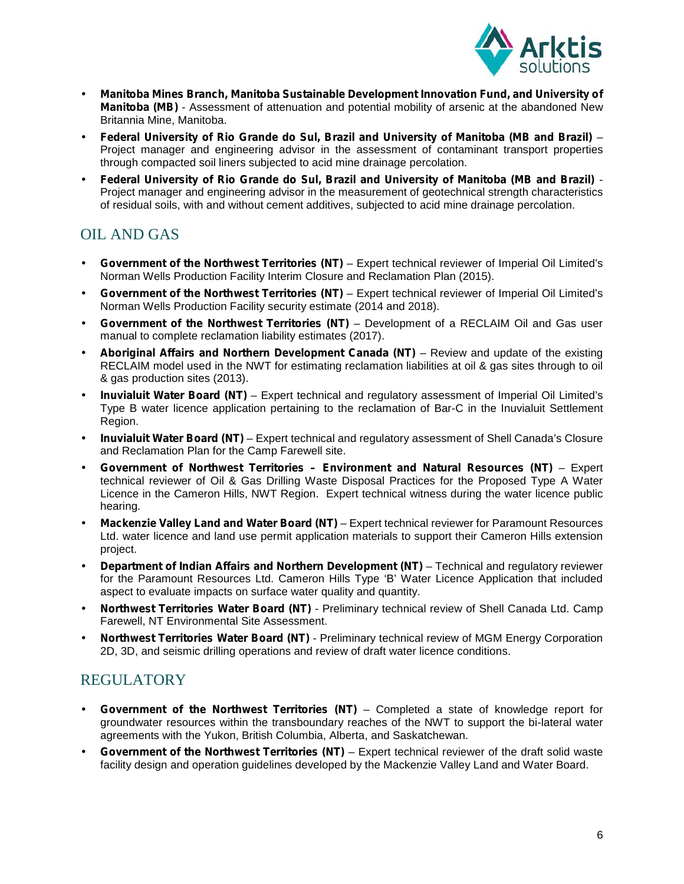- **Manitoba Mines Branch, Manitoba Sustainable Development Innovation Fund, and University of Manitoba (MB)** - Assessment of attenuation and potential mobility of arsenic at the abandoned New Britannia Mine, Manitoba.
- **Federal University of Rio Grande do Sul, Brazil and University of Manitoba (MB and Brazil)** – Project manager and engineering advisor in the assessment of contaminant transport properties through compacted soil liners subjected to acid mine drainage percolation.
- **Federal University of Rio Grande do Sul, Brazil and University of Manitoba (MB and Brazil)** - Project manager and engineering advisor in the measurement of geotechnical strength characteristics of residual soils, with and without cement additives, subjected to acid mine drainage percolation.

## OIL AND GAS

- **Government of the Northwest Territories (NT)** – Expert technical reviewer of Imperial Oil Limited's Norman Wells Production Facility Interim Closure and Reclamation Plan (2015).
- **Government of the Northwest Territories (NT)** – Expert technical reviewer of Imperial Oil Limited's Norman Wells Production Facility security estimate (2014 and 2018).
- **Government of the Northwest Territories (NT)** – Development of a RECLAIM Oil and Gas user manual to complete reclamation liability estimates (2017).
- **Aboriginal Affairs and Northern Development Canada (NT)** – Review and update of the existing RECLAIM model used in the NWT for estimating reclamation liabilities at oil & gas sites through to oil & gas production sites (2013).
- **Inuvialuit Water Board (NT)** – Expert technical and regulatory assessment of Imperial Oil Limited's Type B water licence application pertaining to the reclamation of Bar-C in the Inuvialuit Settlement Region.
- **Inuvialuit Water Board (NT)** – Expert technical and regulatory assessment of Shell Canada's Closure and Reclamation Plan for the Camp Farewell site.
- **Government of Northwest Territories – Environment and Natural Resources (NT)** – Expert technical reviewer of Oil & Gas Drilling Waste Disposal Practices for the Proposed Type A Water Licence in the Cameron Hills, NWT Region. Expert technical witness during the water licence public hearing.
- **Mackenzie Valley Land and Water Board (NT)** – Expert technical reviewer for Paramount Resources Ltd. water licence and land use permit application materials to support their Cameron Hills extension project.
- **Department of Indian Affairs and Northern Development (NT)** – Technical and regulatory reviewer for the Paramount Resources Ltd. Cameron Hills Type 'B' Water Licence Application that included aspect to evaluate impacts on surface water quality and quantity.
- **Northwest Territories Water Board (NT)** - Preliminary technical review of Shell Canada Ltd. Camp Farewell, NT Environmental Site Assessment.
- **Northwest Territories Water Board (NT)** - Preliminary technical review of MGM Energy Corporation 2D, 3D, and seismic drilling operations and review of draft water licence conditions.

## REGULATORY

- **Government of the Northwest Territories (NT)** – Completed a state of knowledge report for groundwater resources within the transboundary reaches of the NWT to support the bi-lateral water agreements with the Yukon, British Columbia, Alberta, and Saskatchewan.
- **Government of the Northwest Territories (NT)** – Expert technical reviewer of the draft solid waste facility design and operation guidelines developed by the Mackenzie Valley Land and Water Board.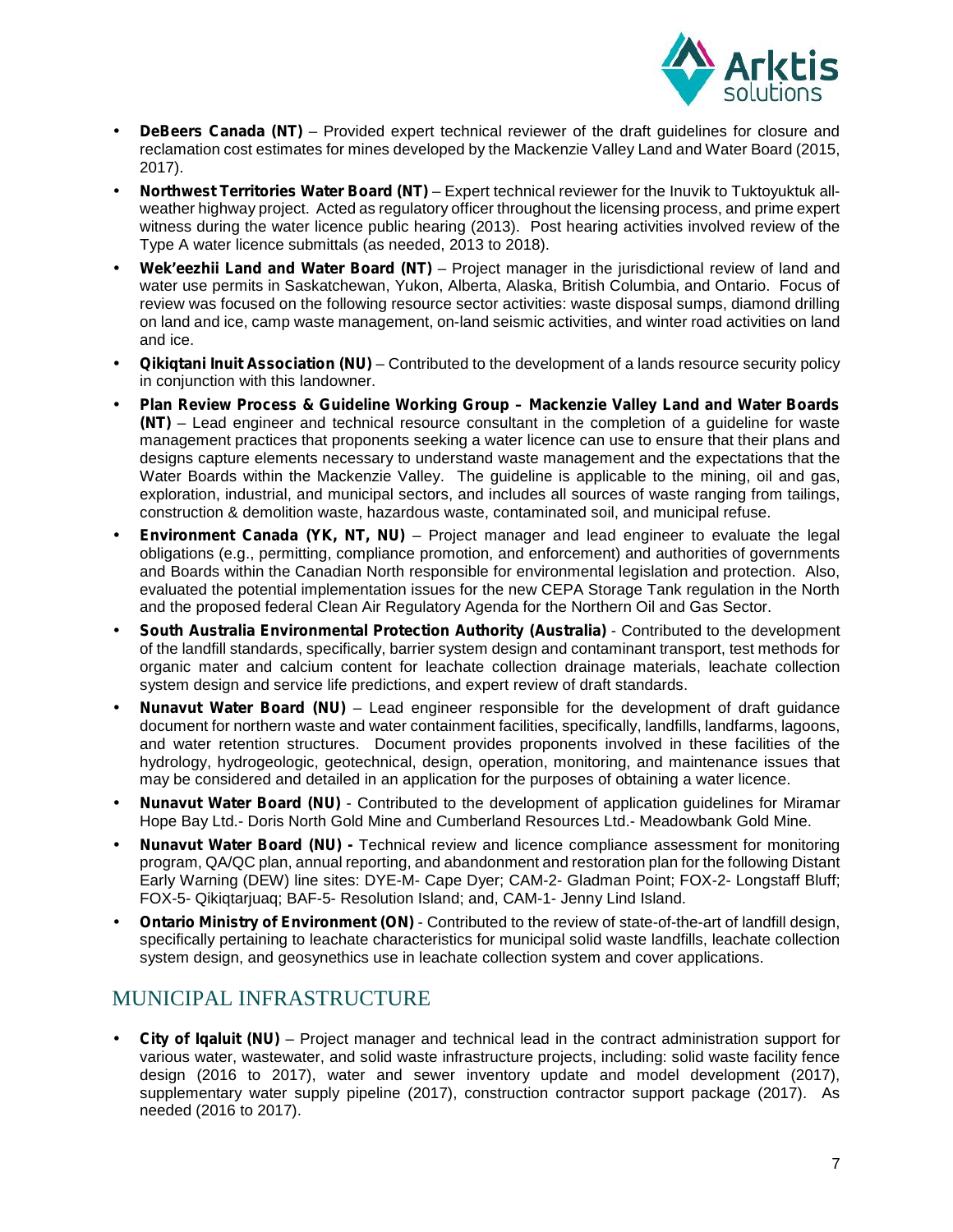- **DeBeers Canada (NT)** – Provided expert technical reviewer of the draft guidelines for closure and reclamation cost estimates for mines developed by the Mackenzie Valley Land and Water Board (2015, 2017).
- **Northwest Territories Water Board (NT)** – Expert technical reviewer for the Inuvik to Tuktoyuktuk all-weather highway project. Acted as regulatory officer throughout the licensing process, and prime expert witness during the water licence public hearing (2013). Post hearing activities involved review of the Type A water licence submittals (as needed, 2013 to 2018).
- **Wek'eezhii Land and Water Board (NT)** – Project manager in the jurisdictional review of land and water use permits in Saskatchewan, Yukon, Alberta, Alaska, British Columbia, and Ontario. Focus of review was focused on the following resource sector activities: waste disposal sumps, diamond drilling on land and ice, camp waste management, on-land seismic activities, and winter road activities on land and ice.
- **Qikiqtani Inuit Association (NU)** – Contributed to the development of a lands resource security policy in conjunction with this landowner.
- **Plan Review Process & Guideline Working Group – Mackenzie Valley Land and Water Boards (NT)** – Lead engineer and technical resource consultant in the completion of a guideline for waste management practices that proponents seeking a water licence can use to ensure that their plans and designs capture elements necessary to understand waste management and the expectations that the Water Boards within the Mackenzie Valley. The guideline is applicable to the mining, oil and gas, exploration, industrial, and municipal sectors, and includes all sources of waste ranging from tailings, construction & demolition waste, hazardous waste, contaminated soil, and municipal refuse.
- **Environment Canada (YK, NT, NU)** – Project manager and lead engineer to evaluate the legal obligations (e.g., permitting, compliance promotion, and enforcement) and authorities of governments and Boards within the Canadian North responsible for environmental legislation and protection. Also, evaluated the potential implementation issues for the new CEPA Storage Tank regulation in the North and the proposed federal Clean Air Regulatory Agenda for the Northern Oil and Gas Sector.
- **South Australia Environmental Protection Authority (Australia)** - Contributed to the development of the landfill standards, specifically, barrier system design and contaminant transport, test methods for organic mater and calcium content for leachate collection drainage materials, leachate collection system design and service life predictions, and expert review of draft standards.
- **Nunavut Water Board (NU)** – Lead engineer responsible for the development of draft guidance document for northern waste and water containment facilities, specifically, landfills, landfarms, lagoons, and water retention structures. Document provides proponents involved in these facilities of the hydrology, hydrogeologic, geotechnical, design, operation, monitoring, and maintenance issues that may be considered and detailed in an application for the purposes of obtaining a water licence.
- **Nunavut Water Board (NU)** - Contributed to the development of application guidelines for Miramar Hope Bay Ltd.- Doris North Gold Mine and Cumberland Resources Ltd.- Meadowbank Gold Mine.
- **Nunavut Water Board (NU) -** Technical review and licence compliance assessment for monitoring program, QA/QC plan, annual reporting, and abandonment and restoration plan for the following Distant Early Warning (DEW) line sites: DYE-M- Cape Dyer; CAM-2- Gladman Point; FOX-2- Longstaff Bluff; FOX-5- Qikiqtarjuaq; BAF-5- Resolution Island; and, CAM-1- Jenny Lind Island.
- **Ontario Ministry of Environment (ON)** - Contributed to the review of state-of-the-art of landfill design, specifically pertaining to leachate characteristics for municipal solid waste landfills, leachate collection system design, and geosynethics use in leachate collection system and cover applications.

## MUNICIPAL INFRASTRUCTURE

- **City of Iqaluit (NU)** – Project manager and technical lead in the contract administration support for various water, wastewater, and solid waste infrastructure projects, including: solid waste facility fence design (2016 to 2017), water and sewer inventory update and model development (2017), supplementary water supply pipeline (2017), construction contractor support package (2017). As needed (2016 to 2017).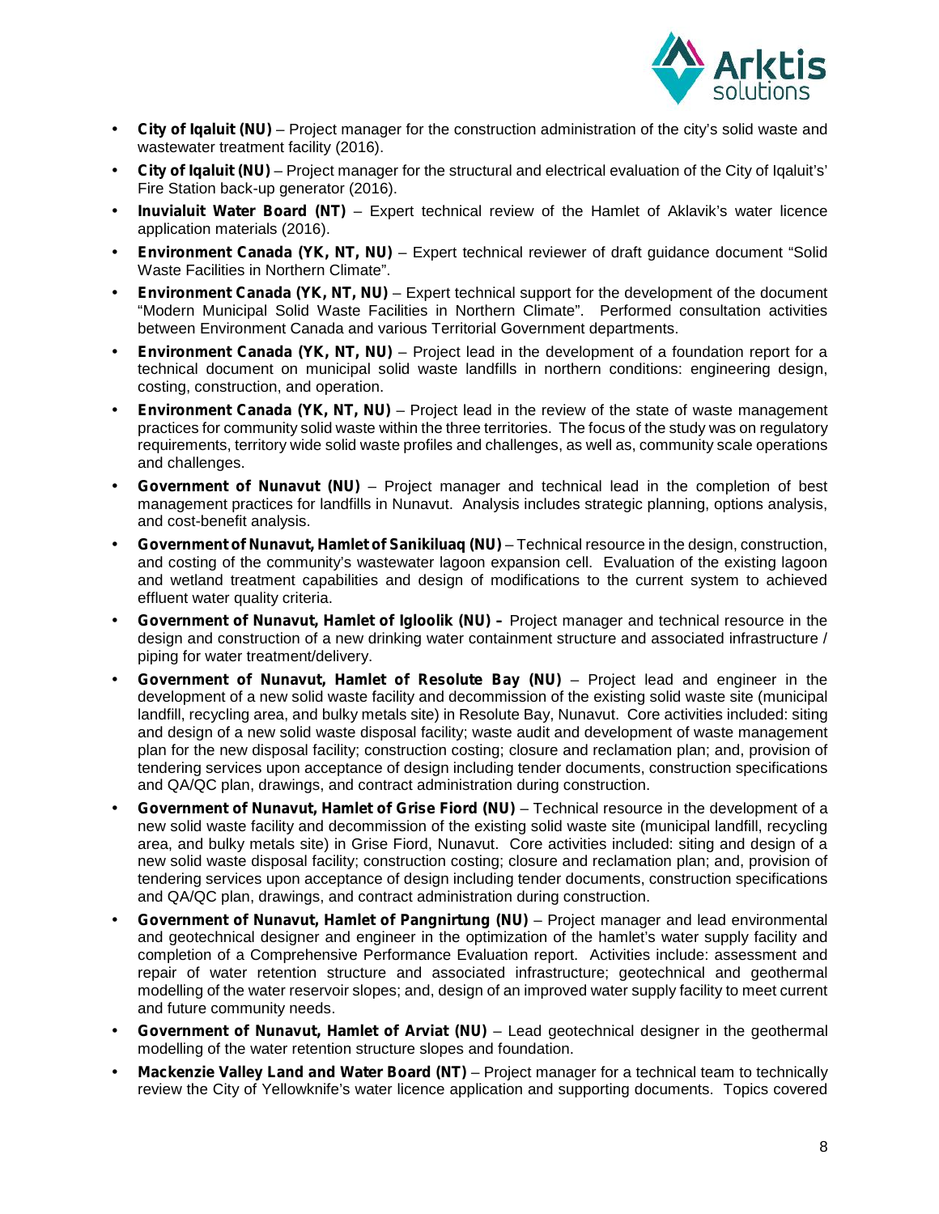- **City of Iqaluit (NU)** – Project manager for the construction administration of the city's solid waste and wastewater treatment facility (2016).
- **City of Iqaluit (NU)** – Project manager for the structural and electrical evaluation of the City of Iqaluit's' Fire Station back-up generator (2016).
- **Inuvialuit Water Board (NT)** – Expert technical review of the Hamlet of Aklavik's water licence application materials (2016).
- **Environment Canada (YK, NT, NU)** – Expert technical reviewer of draft guidance document "Solid Waste Facilities in Northern Climate".
- **Environment Canada (YK, NT, NU)** – Expert technical support for the development of the document "Modern Municipal Solid Waste Facilities in Northern Climate". Performed consultation activities between Environment Canada and various Territorial Government departments.
- **Environment Canada (YK, NT, NU)** – Project lead in the development of a foundation report for a technical document on municipal solid waste landfills in northern conditions: engineering design, costing, construction, and operation.
- **Environment Canada (YK, NT, NU)** – Project lead in the review of the state of waste management practices for community solid waste within the three territories. The focus of the study was on regulatory requirements, territory wide solid waste profiles and challenges, as well as, community scale operations and challenges.
- **Government of Nunavut (NU)** – Project manager and technical lead in the completion of best management practices for landfills in Nunavut. Analysis includes strategic planning, options analysis, and cost-benefit analysis.
- **Government of Nunavut, Hamlet of Sanikiluaq (NU)** – Technical resource in the design, construction, and costing of the community's wastewater lagoon expansion cell. Evaluation of the existing lagoon and wetland treatment capabilities and design of modifications to the current system to achieved effluent water quality criteria.
- **Government of Nunavut, Hamlet of Igloolik (NU) –** Project manager and technical resource in the design and construction of a new drinking water containment structure and associated infrastructure / piping for water treatment/delivery.
- **Government of Nunavut, Hamlet of Resolute Bay (NU)** – Project lead and engineer in the development of a new solid waste facility and decommission of the existing solid waste site (municipal landfill, recycling area, and bulky metals site) in Resolute Bay, Nunavut. Core activities included: siting and design of a new solid waste disposal facility; waste audit and development of waste management plan for the new disposal facility; construction costing; closure and reclamation plan; and, provision of tendering services upon acceptance of design including tender documents, construction specifications and QA/QC plan, drawings, and contract administration during construction.
- **Government of Nunavut, Hamlet of Grise Fiord (NU)** – Technical resource in the development of a new solid waste facility and decommission of the existing solid waste site (municipal landfill, recycling area, and bulky metals site) in Grise Fiord, Nunavut. Core activities included: siting and design of a new solid waste disposal facility; construction costing; closure and reclamation plan; and, provision of tendering services upon acceptance of design including tender documents, construction specifications and QA/QC plan, drawings, and contract administration during construction.
- **Government of Nunavut, Hamlet of Pangnirtung (NU)** – Project manager and lead environmental and geotechnical designer and engineer in the optimization of the hamlet's water supply facility and completion of a Comprehensive Performance Evaluation report. Activities include: assessment and repair of water retention structure and associated infrastructure; geotechnical and geothermal modelling of the water reservoir slopes; and, design of an improved water supply facility to meet current and future community needs.
- **Government of Nunavut, Hamlet of Arviat (NU)** – Lead geotechnical designer in the geothermal modelling of the water retention structure slopes and foundation.
- **Mackenzie Valley Land and Water Board (NT)** – Project manager for a technical team to technically review the City of Yellowknife's water licence application and supporting documents. Topics covered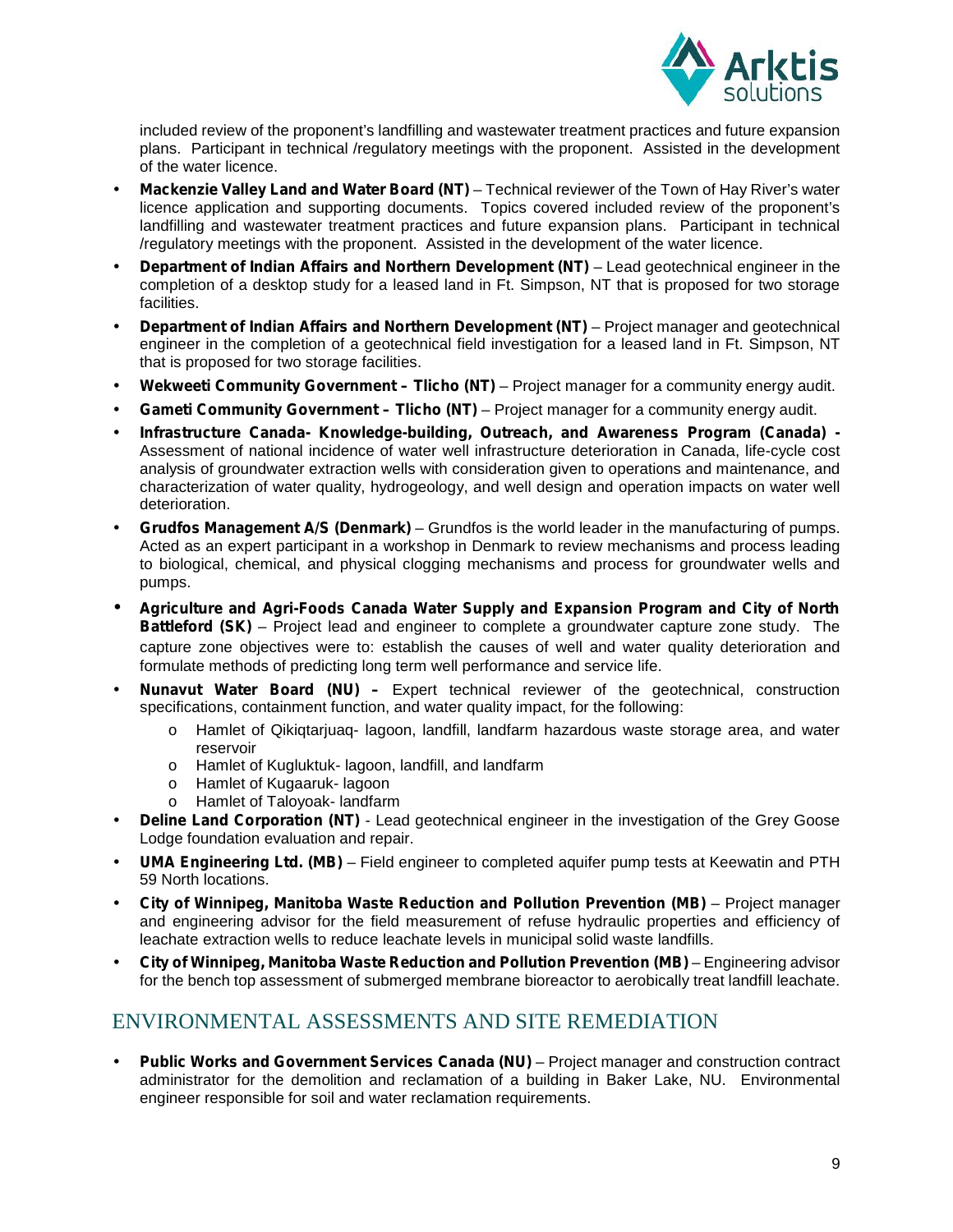included review of the proponent's landfilling and wastewater treatment practices and future expansion plans. Participant in technical /regulatory meetings with the proponent. Assisted in the development of the water licence.

- **Mackenzie Valley Land and Water Board (NT)** – Technical reviewer of the Town of Hay River's water licence application and supporting documents. Topics covered included review of the proponent's landfilling and wastewater treatment practices and future expansion plans. Participant in technical /regulatory meetings with the proponent. Assisted in the development of the water licence.
- **Department of Indian Affairs and Northern Development (NT)** – Lead geotechnical engineer in the completion of a desktop study for a leased land in Ft. Simpson, NT that is proposed for two storage facilities.
- **Department of Indian Affairs and Northern Development (NT)** – Project manager and geotechnical engineer in the completion of a geotechnical field investigation for a leased land in Ft. Simpson, NT that is proposed for two storage facilities.
- **Wekweeti Community Government – Tlicho (NT)** – Project manager for a community energy audit.
- **Gameti Community Government – Tlicho (NT)** – Project manager for a community energy audit.
- **Infrastructure Canada- Knowledge-building, Outreach, and Awareness Program (Canada) -** Assessment of national incidence of water well infrastructure deterioration in Canada, life-cycle cost analysis of groundwater extraction wells with consideration given to operations and maintenance, and characterization of water quality, hydrogeology, and well design and operation impacts on water well deterioration.
- **Grudfos Management A/S (Denmark)** – Grundfos is the world leader in the manufacturing of pumps. Acted as an expert participant in a workshop in Denmark to review mechanisms and process leading to biological, chemical, and physical clogging mechanisms and process for groundwater wells and pumps.
- **Agriculture and Agri-Foods Canada Water Supply and Expansion Program and City of North Battleford (SK)** – Project lead and engineer to complete a groundwater capture zone study. The capture zone objectives were to: establish the causes of well and water quality deterioration and formulate methods of predicting long term well performance and service life.
- **Nunavut Water Board (NU) –** Expert technical reviewer of the geotechnical, construction specifications, containment function, and water quality impact, for the following:
  - Hamlet of Qikiqtarjuaq- lagoon, landfill, landfarm hazardous waste storage area, and water reservoir
  - Hamlet of Kugluktuk- lagoon, landfill, and landfarm
  - Hamlet of Kugaaruk- lagoon
  - Hamlet of Taloyoak- landfarm
- **Deline Land Corporation (NT)** - Lead geotechnical engineer in the investigation of the Grey Goose Lodge foundation evaluation and repair.
- **UMA Engineering Ltd. (MB)** – Field engineer to completed aquifer pump tests at Keewatin and PTH 59 North locations.
- **City of Winnipeg, Manitoba Waste Reduction and Pollution Prevention (MB)** – Project manager and engineering advisor for the field measurement of refuse hydraulic properties and efficiency of leachate extraction wells to reduce leachate levels in municipal solid waste landfills.
- **City of Winnipeg, Manitoba Waste Reduction and Pollution Prevention (MB)** – Engineering advisor for the bench top assessment of submerged membrane bioreactor to aerobically treat landfill leachate.

## ENVIRONMENTAL ASSESSMENTS AND SITE REMEDIATION

- **Public Works and Government Services Canada (NU)** – Project manager and construction contract administrator for the demolition and reclamation of a building in Baker Lake, NU. Environmental engineer responsible for soil and water reclamation requirements.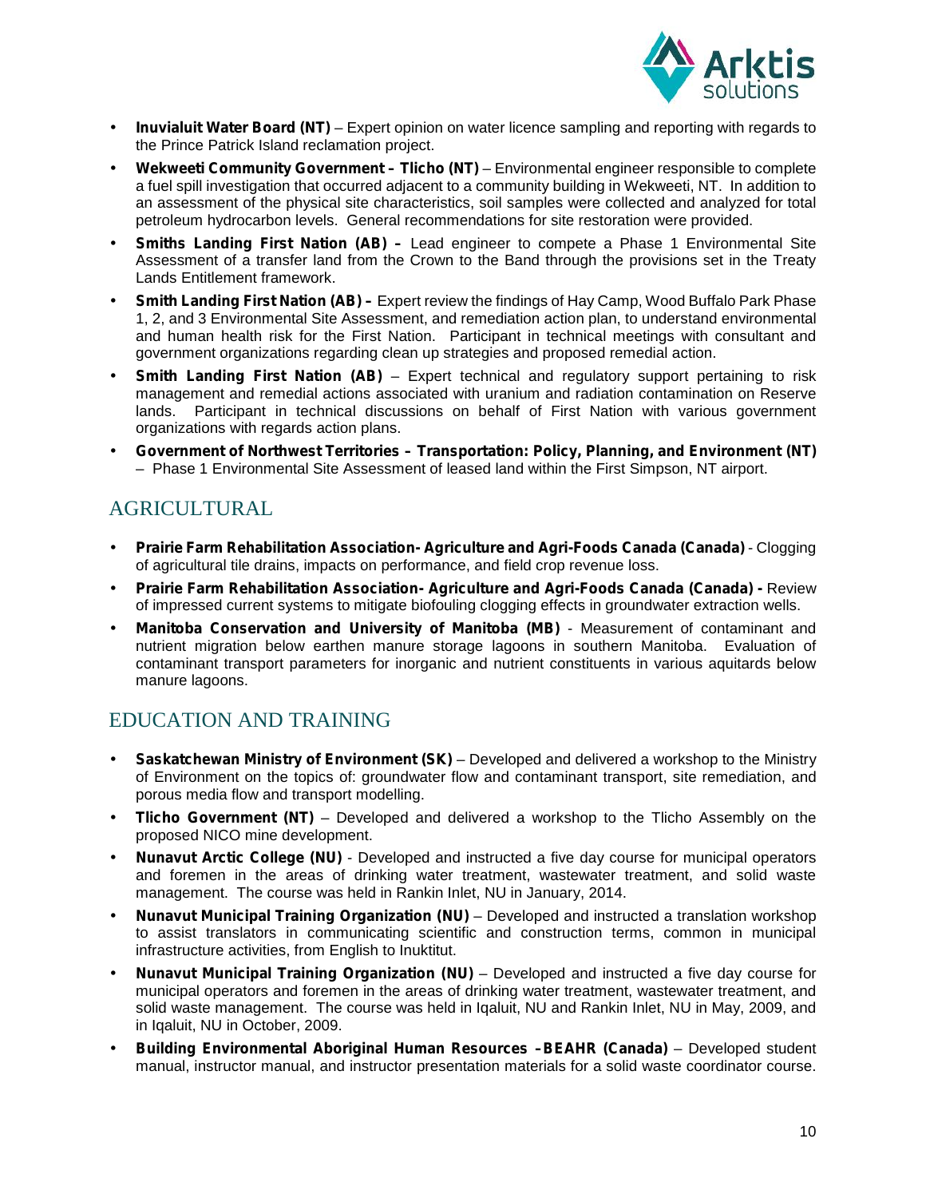- **Inuvialuit Water Board (NT)** – Expert opinion on water licence sampling and reporting with regards to the Prince Patrick Island reclamation project.
- **Wekweeti Community Government – Tlicho (NT)** – Environmental engineer responsible to complete a fuel spill investigation that occurred adjacent to a community building in Wekweeti, NT. In addition to an assessment of the physical site characteristics, soil samples were collected and analyzed for total petroleum hydrocarbon levels. General recommendations for site restoration were provided.
- **Smiths Landing First Nation (AB) –** Lead engineer to compete a Phase 1 Environmental Site Assessment of a transfer land from the Crown to the Band through the provisions set in the Treaty Lands Entitlement framework.
- **Smith Landing First Nation (AB) –** Expert review the findings of Hay Camp, Wood Buffalo Park Phase 1, 2, and 3 Environmental Site Assessment, and remediation action plan, to understand environmental and human health risk for the First Nation. Participant in technical meetings with consultant and government organizations regarding clean up strategies and proposed remedial action.
- **Smith Landing First Nation (AB)** – Expert technical and regulatory support pertaining to risk management and remedial actions associated with uranium and radiation contamination on Reserve lands. Participant in technical discussions on behalf of First Nation with various government organizations with regards action plans.
- **Government of Northwest Territories – Transportation: Policy, Planning, and Environment (NT)** – Phase 1 Environmental Site Assessment of leased land within the First Simpson, NT airport.

## AGRICULTURAL

- **Prairie Farm Rehabilitation Association- Agriculture and Agri-Foods Canada (Canada)** - Clogging of agricultural tile drains, impacts on performance, and field crop revenue loss.
- **Prairie Farm Rehabilitation Association- Agriculture and Agri-Foods Canada (Canada) -** Review of impressed current systems to mitigate biofouling clogging effects in groundwater extraction wells.
- **Manitoba Conservation and University of Manitoba (MB)** - Measurement of contaminant and nutrient migration below earthen manure storage lagoons in southern Manitoba. Evaluation of contaminant transport parameters for inorganic and nutrient constituents in various aquitards below manure lagoons.

## EDUCATION AND TRAINING

- **Saskatchewan Ministry of Environment (SK)** – Developed and delivered a workshop to the Ministry of Environment on the topics of: groundwater flow and contaminant transport, site remediation, and porous media flow and transport modelling.
- **Tlicho Government (NT)** – Developed and delivered a workshop to the Tlicho Assembly on the proposed NICO mine development.
- **Nunavut Arctic College (NU)** - Developed and instructed a five day course for municipal operators and foremen in the areas of drinking water treatment, wastewater treatment, and solid waste management. The course was held in Rankin Inlet, NU in January, 2014.
- **Nunavut Municipal Training Organization (NU)** – Developed and instructed a translation workshop to assist translators in communicating scientific and construction terms, common in municipal infrastructure activities, from English to Inuktitut.
- **Nunavut Municipal Training Organization (NU)** – Developed and instructed a five day course for municipal operators and foremen in the areas of drinking water treatment, wastewater treatment, and solid waste management. The course was held in Iqaluit, NU and Rankin Inlet, NU in May, 2009, and in Iqaluit, NU in October, 2009.
- **Building Environmental Aboriginal Human Resources –BEAHR (Canada)** – Developed student manual, instructor manual, and instructor presentation materials for a solid waste coordinator course.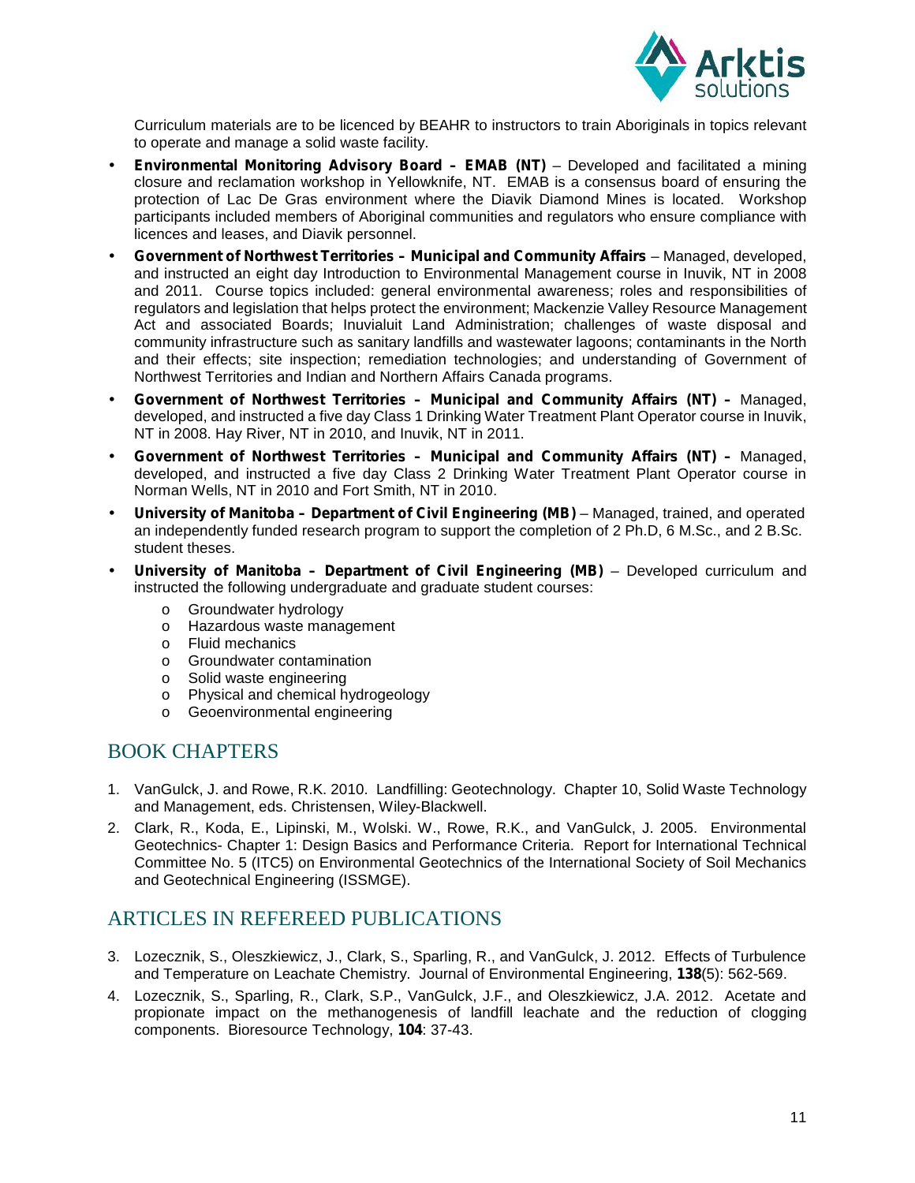Curriculum materials are to be licenced by BEAHR to instructors to train Aboriginals in topics relevant to operate and manage a solid waste facility.

- **Environmental Monitoring Advisory Board – EMAB (NT)** – Developed and facilitated a mining closure and reclamation workshop in Yellowknife, NT. EMAB is a consensus board of ensuring the protection of Lac De Gras environment where the Diavik Diamond Mines is located. Workshop participants included members of Aboriginal communities and regulators who ensure compliance with licences and leases, and Diavik personnel.
- **Government of Northwest Territories – Municipal and Community Affairs** – Managed, developed, and instructed an eight day Introduction to Environmental Management course in Inuvik, NT in 2008 and 2011. Course topics included: general environmental awareness; roles and responsibilities of regulators and legislation that helps protect the environment; Mackenzie Valley Resource Management Act and associated Boards; Inuvialuit Land Administration; challenges of waste disposal and community infrastructure such as sanitary landfills and wastewater lagoons; contaminants in the North and their effects; site inspection; remediation technologies; and understanding of Government of Northwest Territories and Indian and Northern Affairs Canada programs.
- **Government of Northwest Territories – Municipal and Community Affairs (NT) –** Managed, developed, and instructed a five day Class 1 Drinking Water Treatment Plant Operator course in Inuvik, NT in 2008. Hay River, NT in 2010, and Inuvik, NT in 2011.
- **Government of Northwest Territories – Municipal and Community Affairs (NT) –** Managed, developed, and instructed a five day Class 2 Drinking Water Treatment Plant Operator course in Norman Wells, NT in 2010 and Fort Smith, NT in 2010.
- **University of Manitoba – Department of Civil Engineering (MB)** – Managed, trained, and operated an independently funded research program to support the completion of 2 Ph.D, 6 M.Sc., and 2 B.Sc. student theses.
- **University of Manitoba – Department of Civil Engineering (MB)** – Developed curriculum and instructed the following undergraduate and graduate student courses:
  - Groundwater hydrology
  - Hazardous waste management
  - Fluid mechanics
  - Groundwater contamination
  - Solid waste engineering
  - Physical and chemical hydrogeology
  - Geoenvironmental engineering

## BOOK CHAPTERS

1. VanGulck, J. and Rowe, R.K. 2010. Landfilling: Geotechnology. Chapter 10, Solid Waste Technology and Management, eds. Christensen, Wiley-Blackwell.
2. Clark, R., Koda, E., Lipinski, M., Wolski. W., Rowe, R.K., and VanGulck, J. 2005. Environmental Geotechnics- Chapter 1: Design Basics and Performance Criteria. Report for International Technical Committee No. 5 (ITC5) on Environmental Geotechnics of the International Society of Soil Mechanics and Geotechnical Engineering (ISSMGE).

## ARTICLES IN REFEREED PUBLICATIONS

3. Lozecznik, S., Oleszkiewicz, J., Clark, S., Sparling, R., and VanGulck, J. 2012. Effects of Turbulence and Temperature on Leachate Chemistry. Journal of Environmental Engineering, **138**(5): 562-569.
4. Lozecznik, S., Sparling, R., Clark, S.P., VanGulck, J.F., and Oleszkiewicz, J.A. 2012. Acetate and propionate impact on the methanogenesis of landfill leachate and the reduction of clogging components. Bioresource Technology, **104**: 37-43.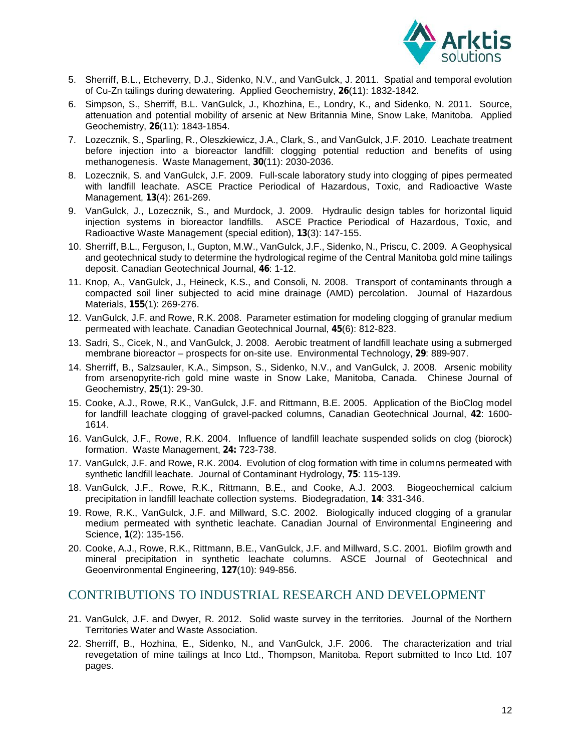5. Sherriff, B.L., Etcheverry, D.J., Sidenko, N.V., and VanGulck, J. 2011. Spatial and temporal evolution of Cu-Zn tailings during dewatering. Applied Geochemistry, **26**(11): 1832-1842.
6. Simpson, S., Sherriff, B.L. VanGulck, J., Khozhina, E., Londry, K., and Sidenko, N. 2011. Source, attenuation and potential mobility of arsenic at New Britannia Mine, Snow Lake, Manitoba. Applied Geochemistry, **26**(11): 1843-1854.
7. Lozecznik, S., Sparling, R., Oleszkiewicz, J.A., Clark, S., and VanGulck, J.F. 2010. Leachate treatment before injection into a bioreactor landfill: clogging potential reduction and benefits of using methanogenesis. Waste Management, **30**(11): 2030-2036.
8. Lozecznik, S. and VanGulck, J.F. 2009. Full-scale laboratory study into clogging of pipes permeated with landfill leachate. ASCE Practice Periodical of Hazardous, Toxic, and Radioactive Waste Management, **13**(4): 261-269.
9. VanGulck, J., Lozecznik, S., and Murdock, J. 2009. Hydraulic design tables for horizontal liquid injection systems in bioreactor landfills. ASCE Practice Periodical of Hazardous, Toxic, and Radioactive Waste Management (special edition), **13**(3): 147-155.
10. Sherriff, B.L., Ferguson, I., Gupton, M.W., VanGulck, J.F., Sidenko, N., Priscu, C. 2009. A Geophysical and geotechnical study to determine the hydrological regime of the Central Manitoba gold mine tailings deposit. Canadian Geotechnical Journal, **46**: 1-12.
11. Knop, A., VanGulck, J., Heineck, K.S., and Consoli, N. 2008. Transport of contaminants through a compacted soil liner subjected to acid mine drainage (AMD) percolation. Journal of Hazardous Materials, **155**(1): 269-276.
12. VanGulck, J.F. and Rowe, R.K. 2008. Parameter estimation for modeling clogging of granular medium permeated with leachate. Canadian Geotechnical Journal, **45**(6): 812-823.
13. Sadri, S., Cicek, N., and VanGulck, J. 2008. Aerobic treatment of landfill leachate using a submerged membrane bioreactor – prospects for on-site use. Environmental Technology, **29**: 889-907.
14. Sherriff, B., Salzsauler, K.A., Simpson, S., Sidenko, N.V., and VanGulck, J. 2008. Arsenic mobility from arsenopyrite-rich gold mine waste in Snow Lake, Manitoba, Canada. Chinese Journal of Geochemistry, **25**(1): 29-30.
15. Cooke, A.J., Rowe, R.K., VanGulck, J.F. and Rittmann, B.E. 2005. Application of the BioClog model for landfill leachate clogging of gravel-packed columns, Canadian Geotechnical Journal, **42**: 1600-1614.
16. VanGulck, J.F., Rowe, R.K. 2004. Influence of landfill leachate suspended solids on clog (biorock) formation. Waste Management, **24:** 723-738.
17. VanGulck, J.F. and Rowe, R.K. 2004. Evolution of clog formation with time in columns permeated with synthetic landfill leachate. Journal of Contaminant Hydrology, **75**: 115-139.
18. VanGulck, J.F., Rowe, R.K., Rittmann, B.E., and Cooke, A.J. 2003. Biogeochemical calcium precipitation in landfill leachate collection systems. Biodegradation, **14**: 331-346.
19. Rowe, R.K., VanGulck, J.F. and Millward, S.C. 2002. Biologically induced clogging of a granular medium permeated with synthetic leachate. Canadian Journal of Environmental Engineering and Science, **1**(2): 135-156.
20. Cooke, A.J., Rowe, R.K., Rittmann, B.E., VanGulck, J.F. and Millward, S.C. 2001. Biofilm growth and mineral precipitation in synthetic leachate columns. ASCE Journal of Geotechnical and Geoenvironmental Engineering, **127**(10): 949-856.

## CONTRIBUTIONS TO INDUSTRIAL RESEARCH AND DEVELOPMENT

21. VanGulck, J.F. and Dwyer, R. 2012. Solid waste survey in the territories. Journal of the Northern Territories Water and Waste Association.
22. Sherriff, B., Hozhina, E., Sidenko, N., and VanGulck, J.F. 2006. The characterization and trial revegetation of mine tailings at Inco Ltd., Thompson, Manitoba. Report submitted to Inco Ltd. 107 pages.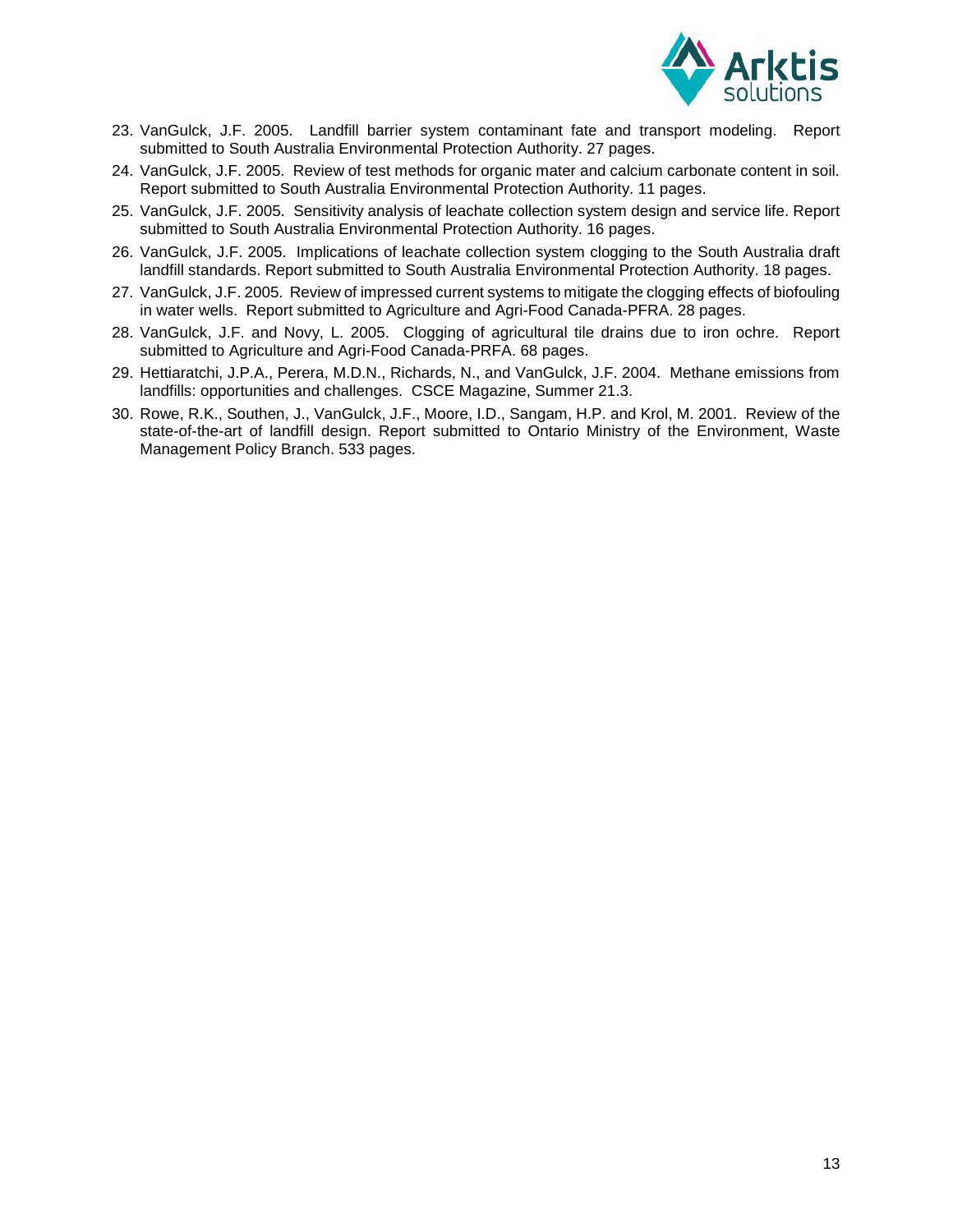23. VanGulck, J.F. 2005. Landfill barrier system contaminant fate and transport modeling. Report submitted to South Australia Environmental Protection Authority. 27 pages.
24. VanGulck, J.F. 2005. Review of test methods for organic mater and calcium carbonate content in soil. Report submitted to South Australia Environmental Protection Authority. 11 pages.
25. VanGulck, J.F. 2005. Sensitivity analysis of leachate collection system design and service life. Report submitted to South Australia Environmental Protection Authority. 16 pages.
26. VanGulck, J.F. 2005. Implications of leachate collection system clogging to the South Australia draft landfill standards. Report submitted to South Australia Environmental Protection Authority. 18 pages.
27. VanGulck, J.F. 2005. Review of impressed current systems to mitigate the clogging effects of biofouling in water wells. Report submitted to Agriculture and Agri-Food Canada-PFRA. 28 pages.
28. VanGulck, J.F. and Novy, L. 2005. Clogging of agricultural tile drains due to iron ochre. Report submitted to Agriculture and Agri-Food Canada-PRFA. 68 pages.
29. Hettiaratchi, J.P.A., Perera, M.D.N., Richards, N., and VanGulck, J.F. 2004. Methane emissions from landfills: opportunities and challenges. CSCE Magazine, Summer 21.3.
30. Rowe, R.K., Southen, J., VanGulck, J.F., Moore, I.D., Sangam, H.P. and Krol, M. 2001. Review of the state-of-the-art of landfill design. Report submitted to Ontario Ministry of the Environment, Waste Management Policy Branch. 533 pages.